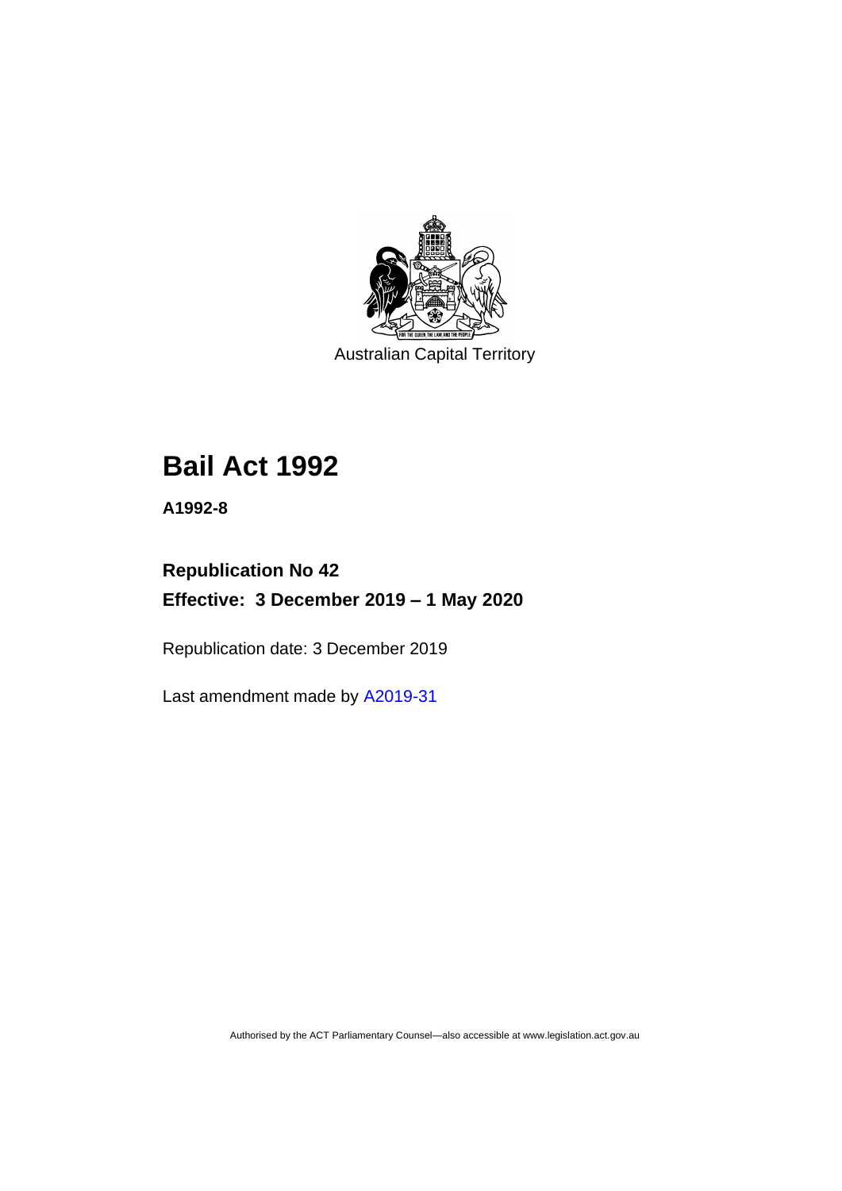Australian Capital Territory

# Bail Act 1992

**A1992-8**

**Republication No 42**

**Effective: 3 December 2019 – 1 May 2020**

Republication date: 3 December 2019

Last amendment made by A2019-31

Authorised by the ACT Parliamentary Counsel—also accessible at www.legislation.act.gov.au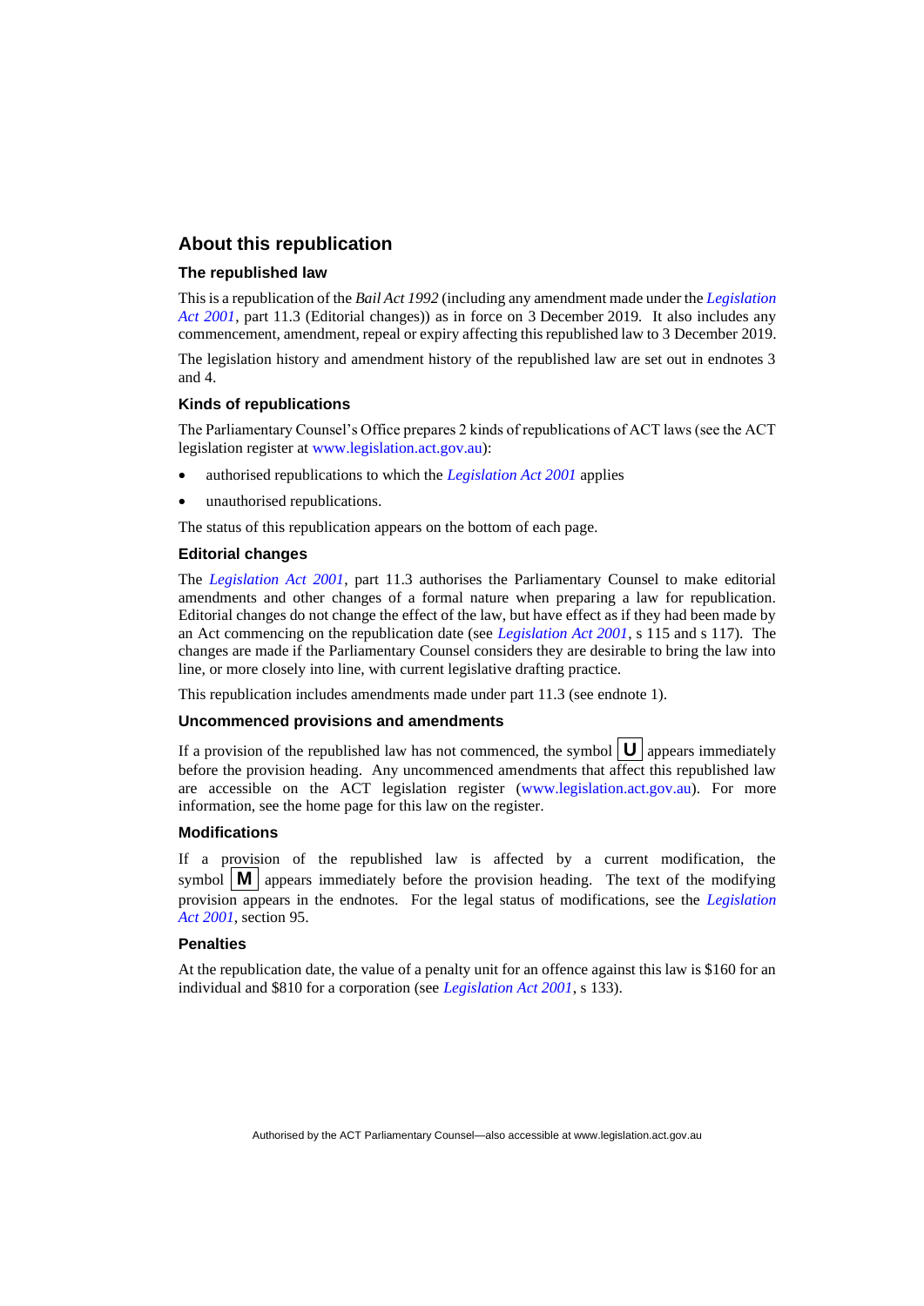## About this republication

### The republished law

This is a republication of the *Bail Act 1992* (including any amendment made under the *Legislation Act 2001*, part 11.3 (Editorial changes)) as in force on 3 December 2019. It also includes any commencement, amendment, repeal or expiry affecting this republished law to 3 December 2019.

The legislation history and amendment history of the republished law are set out in endnotes 3 and 4.

### Kinds of republications

The Parliamentary Counsel's Office prepares 2 kinds of republications of ACT laws (see the ACT legislation register at www.legislation.act.gov.au):

- authorised republications to which the *Legislation Act 2001* applies
- unauthorised republications.

The status of this republication appears on the bottom of each page.

### Editorial changes

The *Legislation Act 2001*, part 11.3 authorises the Parliamentary Counsel to make editorial amendments and other changes of a formal nature when preparing a law for republication. Editorial changes do not change the effect of the law, but have effect as if they had been made by an Act commencing on the republication date (see *Legislation Act 2001*, s 115 and s 117). The changes are made if the Parliamentary Counsel considers they are desirable to bring the law into line, or more closely into line, with current legislative drafting practice.

This republication includes amendments made under part 11.3 (see endnote 1).

### Uncommenced provisions and amendments

If a provision of the republished law has not commenced, the symbol **U** appears immediately before the provision heading. Any uncommenced amendments that affect this republished law are accessible on the ACT legislation register (www.legislation.act.gov.au). For more information, see the home page for this law on the register.

### Modifications

If a provision of the republished law is affected by a current modification, the symbol **M** appears immediately before the provision heading. The text of the modifying provision appears in the endnotes. For the legal status of modifications, see the *Legislation Act 2001*, section 95.

### Penalties

At the republication date, the value of a penalty unit for an offence against this law is $160 for an individual and $810 for a corporation (see *Legislation Act 2001*, s 133).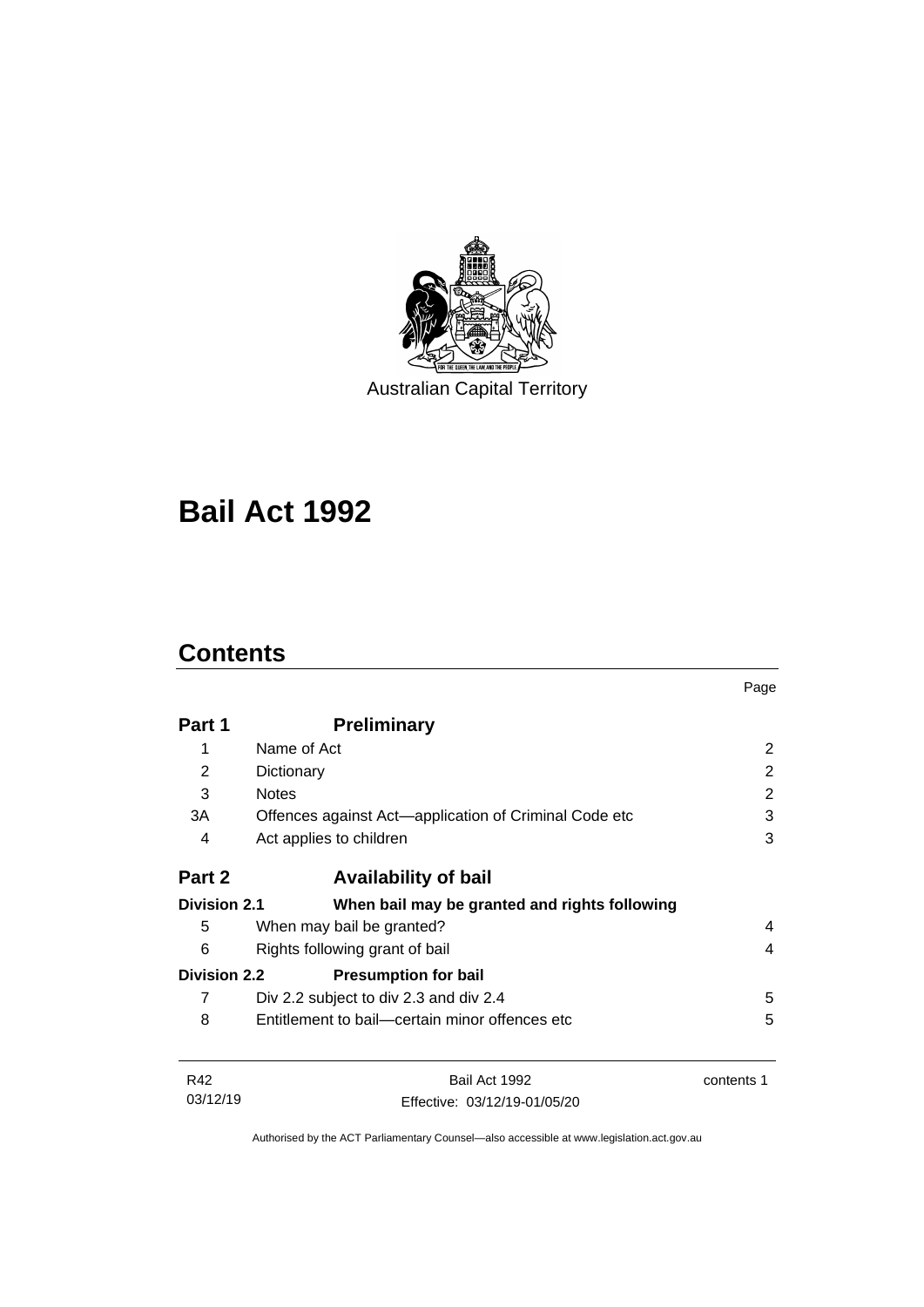Australian Capital Territory

# Bail Act 1992

## Contents

| | | Page |
|---|---|---|
| **Part 1** | **Preliminary** | |
| 1 | Name of Act | 2 |
| 2 | Dictionary | 2 |
| 3 | Notes | 2 |
| 3A | Offences against Act—application of Criminal Code etc | 3 |
| 4 | Act applies to children | 3 |
| **Part 2** | **Availability of bail** | |
| **Division 2.1** | **When bail may be granted and rights following** | |
| 5 | When may bail be granted? | 4 |
| 6 | Rights following grant of bail | 4 |
| **Division 2.2** | **Presumption for bail** | |
| 7 | Div 2.2 subject to div 2.3 and div 2.4 | 5 |
| 8 | Entitlement to bail—certain minor offences etc | 5 |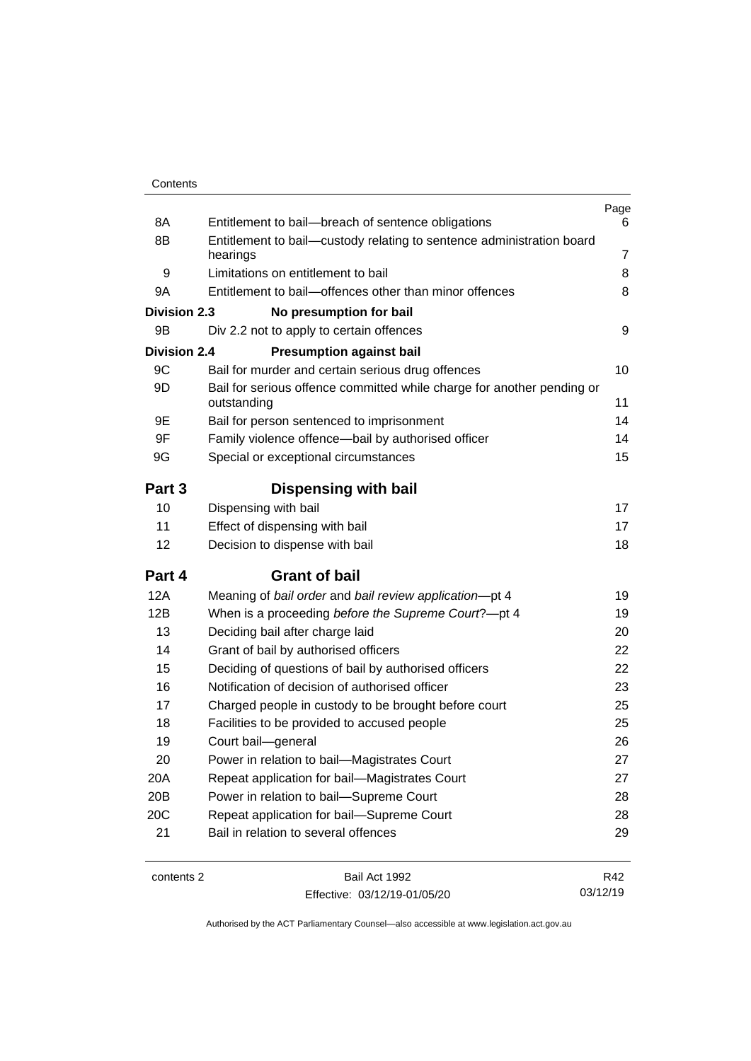| | | Page |
|---|---|---|
| 8A | Entitlement to bail—breach of sentence obligations | 6 |
| 8B | Entitlement to bail—custody relating to sentence administration board hearings | 7 |
| 9 | Limitations on entitlement to bail | 8 |
| 9A | Entitlement to bail—offences other than minor offences | 8 |
| **Division 2.3** | **No presumption for bail** | |
| 9B | Div 2.2 not to apply to certain offences | 9 |
| **Division 2.4** | **Presumption against bail** | |
| 9C | Bail for murder and certain serious drug offences | 10 |
| 9D | Bail for serious offence committed while charge for another pending or outstanding | 11 |
| 9E | Bail for person sentenced to imprisonment | 14 |
| 9F | Family violence offence—bail by authorised officer | 14 |
| 9G | Special or exceptional circumstances | 15 |
| **Part 3** | **Dispensing with bail** | |
| 10 | Dispensing with bail | 17 |
| 11 | Effect of dispensing with bail | 17 |
| 12 | Decision to dispense with bail | 18 |
| **Part 4** | **Grant of bail** | |
| 12A | Meaning of *bail order* and *bail review application*—pt 4 | 19 |
| 12B | When is a proceeding *before the Supreme Court*?—pt 4 | 19 |
| 13 | Deciding bail after charge laid | 20 |
| 14 | Grant of bail by authorised officers | 22 |
| 15 | Deciding of questions of bail by authorised officers | 22 |
| 16 | Notification of decision of authorised officer | 23 |
| 17 | Charged people in custody to be brought before court | 25 |
| 18 | Facilities to be provided to accused people | 25 |
| 19 | Court bail—general | 26 |
| 20 | Power in relation to bail—Magistrates Court | 27 |
| 20A | Repeat application for bail—Magistrates Court | 27 |
| 20B | Power in relation to bail—Supreme Court | 28 |
| 20C | Repeat application for bail—Supreme Court | 28 |
| 21 | Bail in relation to several offences | 29 |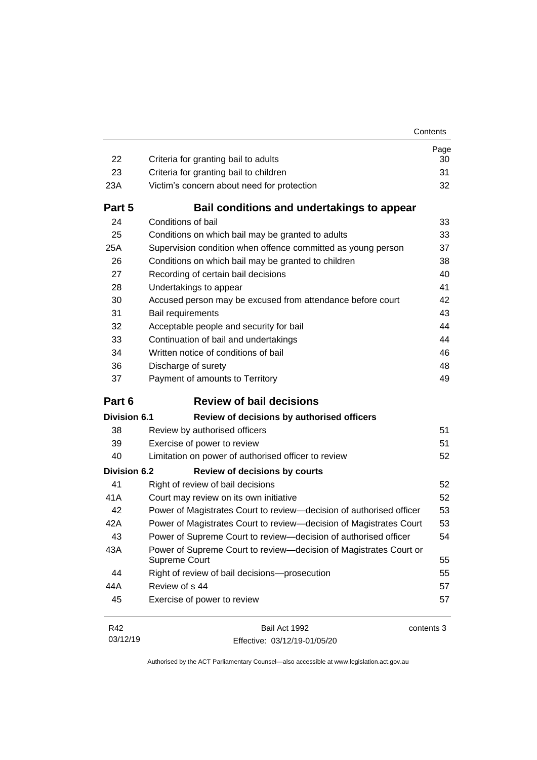| | | Page |
|---|---|---|
| 22 | Criteria for granting bail to adults | 30 |
| 23 | Criteria for granting bail to children | 31 |
| 23A | Victim's concern about need for protection | 32 |
| **Part 5** | **Bail conditions and undertakings to appear** | |
| 24 | Conditions of bail | 33 |
| 25 | Conditions on which bail may be granted to adults | 33 |
| 25A | Supervision condition when offence committed as young person | 37 |
| 26 | Conditions on which bail may be granted to children | 38 |
| 27 | Recording of certain bail decisions | 40 |
| 28 | Undertakings to appear | 41 |
| 30 | Accused person may be excused from attendance before court | 42 |
| 31 | Bail requirements | 43 |
| 32 | Acceptable people and security for bail | 44 |
| 33 | Continuation of bail and undertakings | 44 |
| 34 | Written notice of conditions of bail | 46 |
| 36 | Discharge of surety | 48 |
| 37 | Payment of amounts to Territory | 49 |
| **Part 6** | **Review of bail decisions** | |
| **Division 6.1** | **Review of decisions by authorised officers** | |
| 38 | Review by authorised officers | 51 |
| 39 | Exercise of power to review | 51 |
| 40 | Limitation on power of authorised officer to review | 52 |
| **Division 6.2** | **Review of decisions by courts** | |
| 41 | Right of review of bail decisions | 52 |
| 41A | Court may review on its own initiative | 52 |
| 42 | Power of Magistrates Court to review—decision of authorised officer | 53 |
| 42A | Power of Magistrates Court to review—decision of Magistrates Court | 53 |
| 43 | Power of Supreme Court to review—decision of authorised officer | 54 |
| 43A | Power of Supreme Court to review—decision of Magistrates Court or Supreme Court | 55 |
| 44 | Right of review of bail decisions—prosecution | 55 |
| 44A | Review of s 44 | 57 |
| 45 | Exercise of power to review | 57 |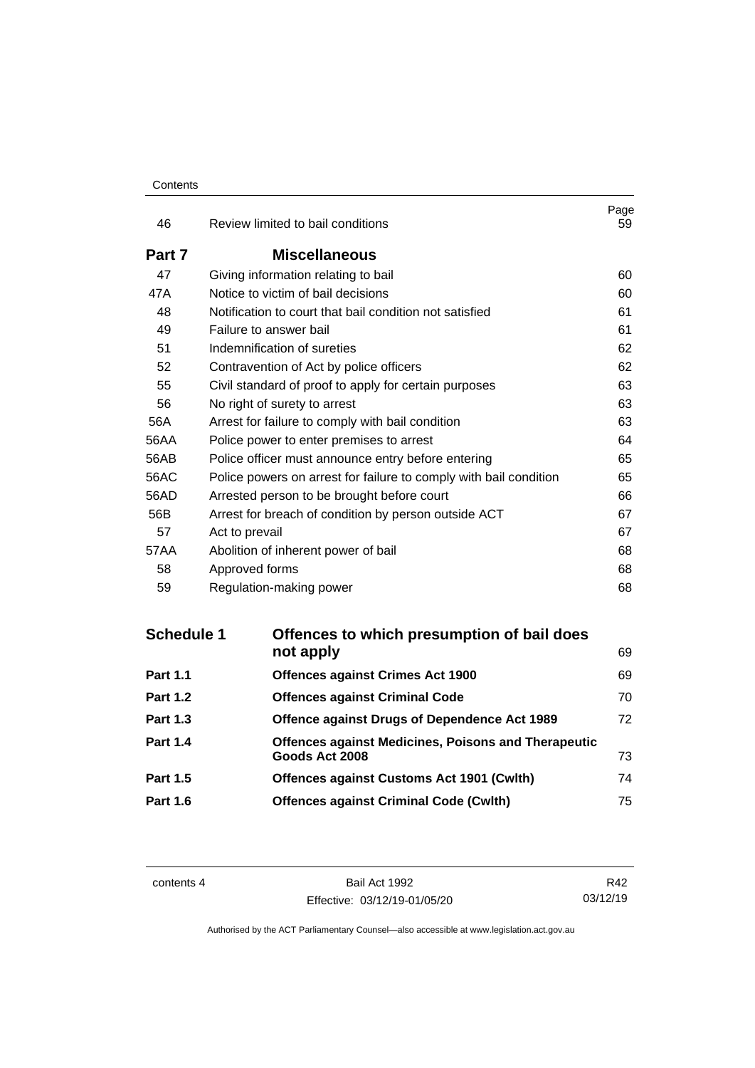| | | Page |
|---|---|---|
| 46 | Review limited to bail conditions | 59 |
| **Part 7** | **Miscellaneous** | |
| 47 | Giving information relating to bail | 60 |
| 47A | Notice to victim of bail decisions | 60 |
| 48 | Notification to court that bail condition not satisfied | 61 |
| 49 | Failure to answer bail | 61 |
| 51 | Indemnification of sureties | 62 |
| 52 | Contravention of Act by police officers | 62 |
| 55 | Civil standard of proof to apply for certain purposes | 63 |
| 56 | No right of surety to arrest | 63 |
| 56A | Arrest for failure to comply with bail condition | 63 |
| 56AA | Police power to enter premises to arrest | 64 |
| 56AB | Police officer must announce entry before entering | 65 |
| 56AC | Police powers on arrest for failure to comply with bail condition | 65 |
| 56AD | Arrested person to be brought before court | 66 |
| 56B | Arrest for breach of condition by person outside ACT | 67 |
| 57 | Act to prevail | 67 |
| 57AA | Abolition of inherent power of bail | 68 |
| 58 | Approved forms | 68 |
| 59 | Regulation-making power | 68 |
| **Schedule 1** | **Offences to which presumption of bail does not apply** | 69 |
| **Part 1.1** | **Offences against Crimes Act 1900** | 69 |
| **Part 1.2** | **Offences against Criminal Code** | 70 |
| **Part 1.3** | **Offence against Drugs of Dependence Act 1989** | 72 |
| **Part 1.4** | **Offences against Medicines, Poisons and Therapeutic Goods Act 2008** | 73 |
| **Part 1.5** | **Offences against Customs Act 1901 (Cwlth)** | 74 |
| **Part 1.6** | **Offences against Criminal Code (Cwlth)** | 75 |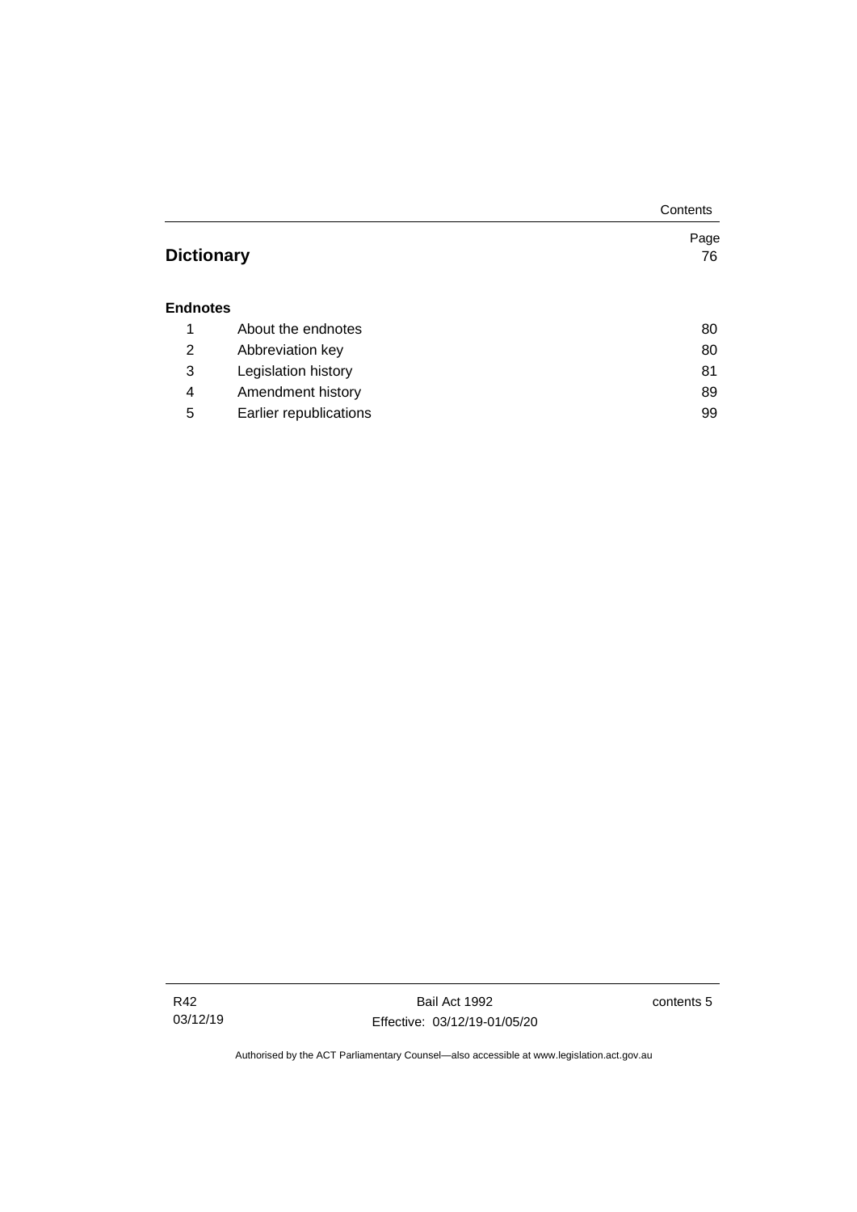| | | Page |
|---|---|---|
| **Dictionary** | | 76 |
| **Endnotes** | | |
| 1 | About the endnotes | 80 |
| 2 | Abbreviation key | 80 |
| 3 | Legislation history | 81 |
| 4 | Amendment history | 89 |
| 5 | Earlier republications | 99 |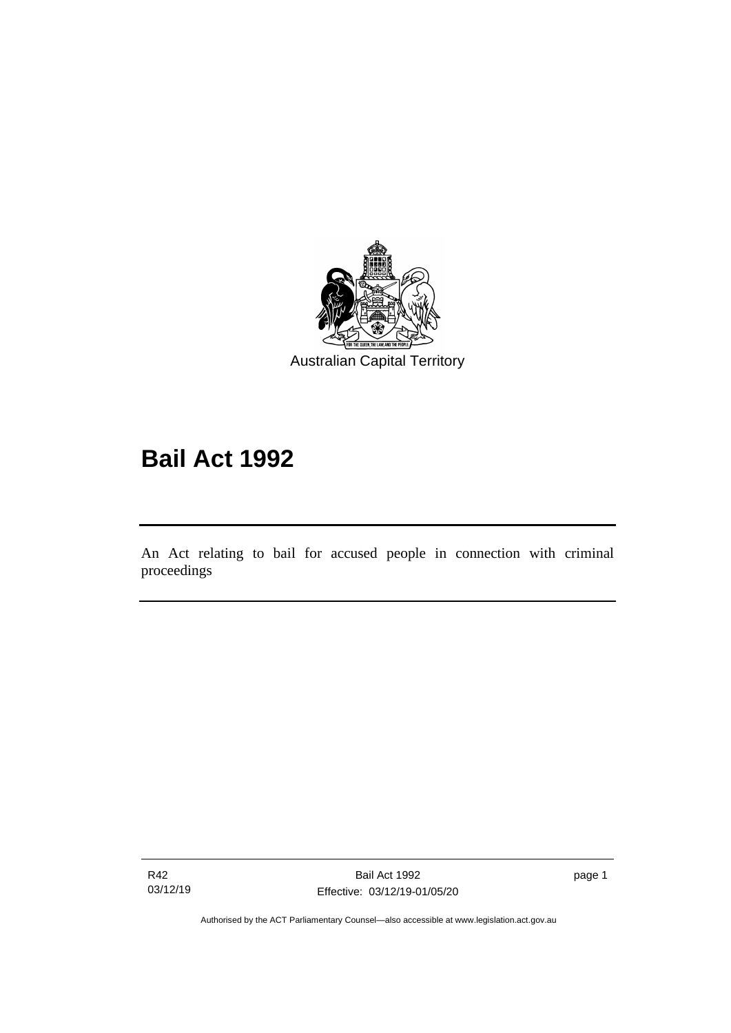Australian Capital Territory

# Bail Act 1992

An Act relating to bail for accused people in connection with criminal proceedings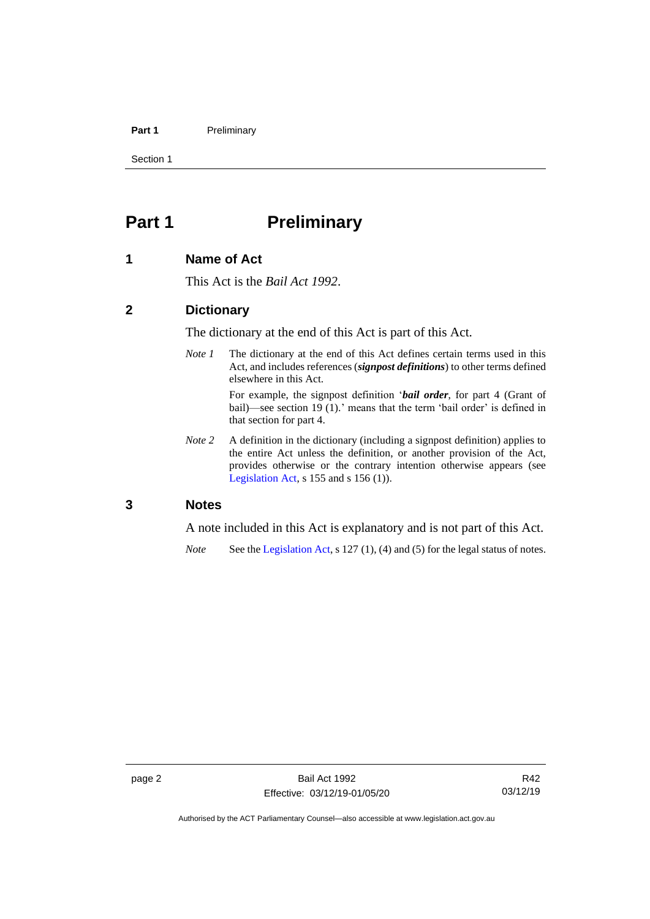# Part 1 Preliminary

## 1 Name of Act

This Act is the *Bail Act 1992*.

## 2 Dictionary

The dictionary at the end of this Act is part of this Act.

*Note 1* The dictionary at the end of this Act defines certain terms used in this Act, and includes references (***signpost definitions***) to other terms defined elsewhere in this Act.

For example, the signpost definition '***bail order***, for part 4 (Grant of bail)—see section 19 (1).' means that the term 'bail order' is defined in that section for part 4.

*Note 2* A definition in the dictionary (including a signpost definition) applies to the entire Act unless the definition, or another provision of the Act, provides otherwise or the contrary intention otherwise appears (see Legislation Act, s 155 and s 156 (1)).

## 3 Notes

A note included in this Act is explanatory and is not part of this Act.

*Note* See the Legislation Act, s 127 (1), (4) and (5) for the legal status of notes.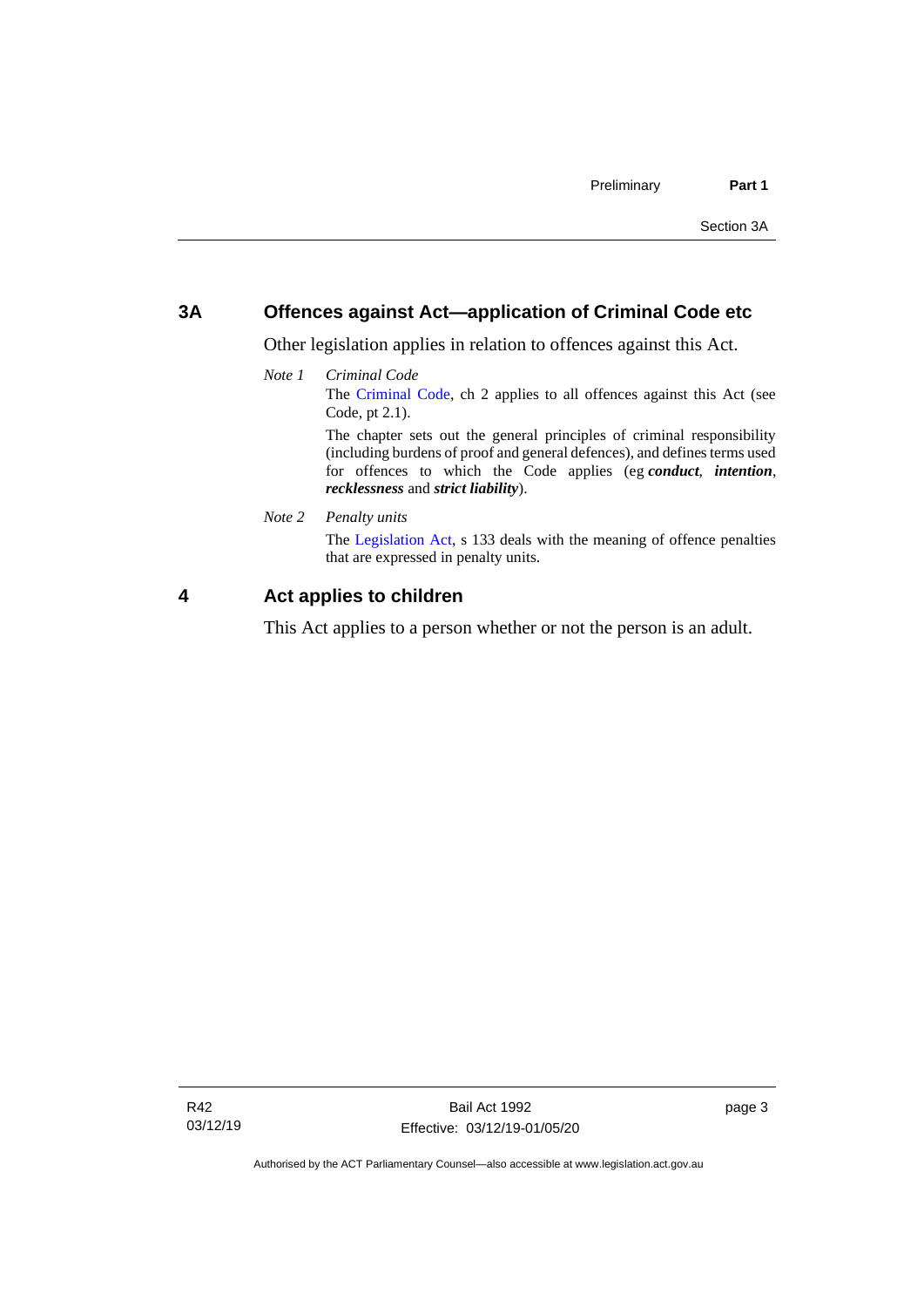## 3A Offences against Act—application of Criminal Code etc

Other legislation applies in relation to offences against this Act.

*Note 1* *Criminal Code*

The Criminal Code, ch 2 applies to all offences against this Act (see Code, pt 2.1).

The chapter sets out the general principles of criminal responsibility (including burdens of proof and general defences), and defines terms used for offences to which the Code applies (eg ***conduct***, ***intention***, ***recklessness*** and ***strict liability***).

*Note 2* *Penalty units*

The Legislation Act, s 133 deals with the meaning of offence penalties that are expressed in penalty units.

## 4 Act applies to children

This Act applies to a person whether or not the person is an adult.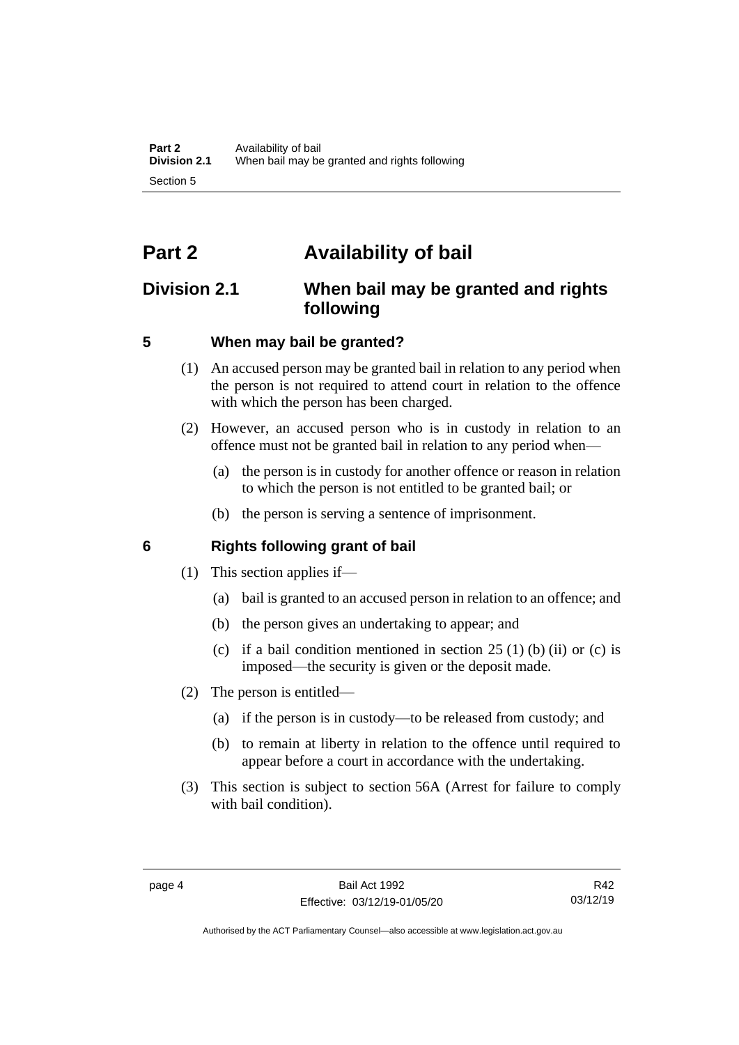# Part 2 Availability of bail

## Division 2.1 When bail may be granted and rights following

### 5 When may bail be granted?

(1) An accused person may be granted bail in relation to any period when the person is not required to attend court in relation to the offence with which the person has been charged.

(2) However, an accused person who is in custody in relation to an offence must not be granted bail in relation to any period when—

(a) the person is in custody for another offence or reason in relation to which the person is not entitled to be granted bail; or

(b) the person is serving a sentence of imprisonment.

### 6 Rights following grant of bail

(1) This section applies if—

(a) bail is granted to an accused person in relation to an offence; and

(b) the person gives an undertaking to appear; and

(c) if a bail condition mentioned in section 25 (1) (b) (ii) or (c) is imposed—the security is given or the deposit made.

(2) The person is entitled—

(a) if the person is in custody—to be released from custody; and

(b) to remain at liberty in relation to the offence until required to appear before a court in accordance with the undertaking.

(3) This section is subject to section 56A (Arrest for failure to comply with bail condition).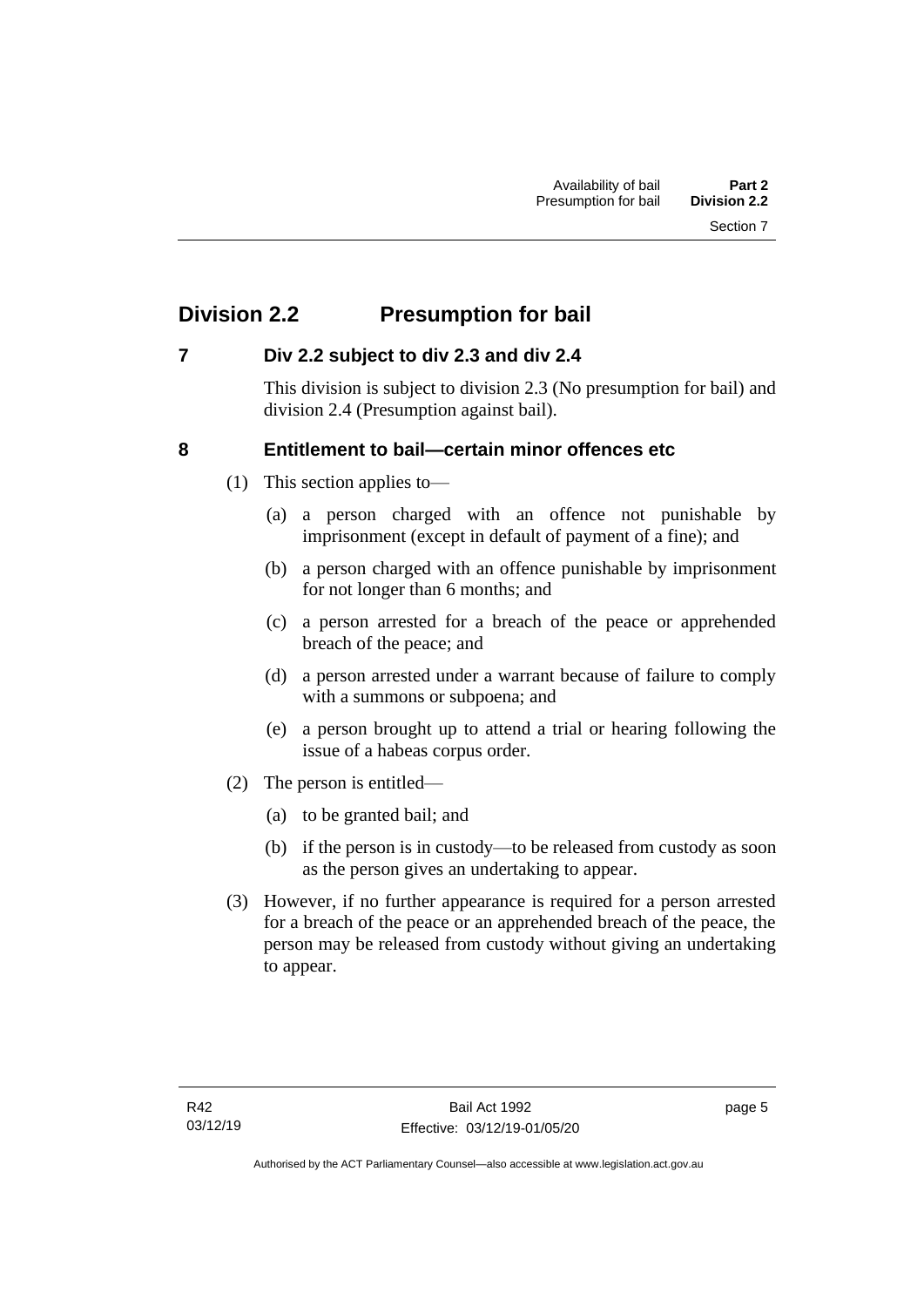## Division 2.2 Presumption for bail

### 7 Div 2.2 subject to div 2.3 and div 2.4

This division is subject to division 2.3 (No presumption for bail) and division 2.4 (Presumption against bail).

### 8 Entitlement to bail—certain minor offences etc

(1) This section applies to—

(a) a person charged with an offence not punishable by imprisonment (except in default of payment of a fine); and

(b) a person charged with an offence punishable by imprisonment for not longer than 6 months; and

(c) a person arrested for a breach of the peace or apprehended breach of the peace; and

(d) a person arrested under a warrant because of failure to comply with a summons or subpoena; and

(e) a person brought up to attend a trial or hearing following the issue of a habeas corpus order.

(2) The person is entitled—

(a) to be granted bail; and

(b) if the person is in custody—to be released from custody as soon as the person gives an undertaking to appear.

(3) However, if no further appearance is required for a person arrested for a breach of the peace or an apprehended breach of the peace, the person may be released from custody without giving an undertaking to appear.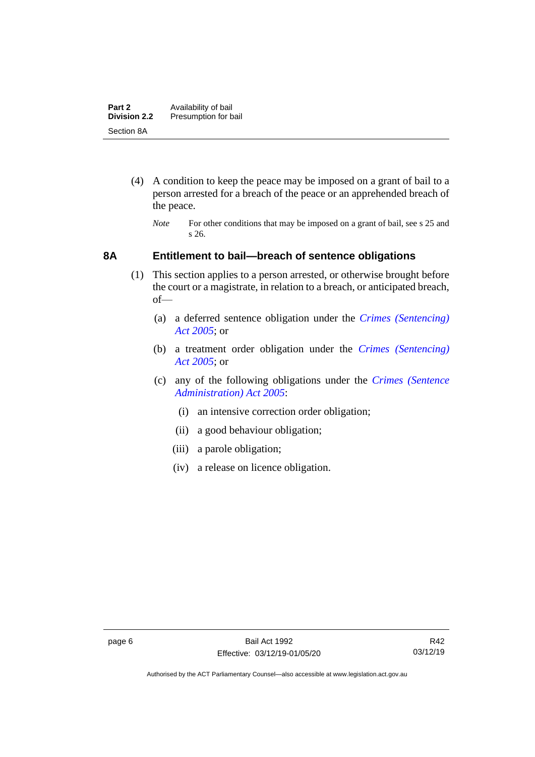(4) A condition to keep the peace may be imposed on a grant of bail to a person arrested for a breach of the peace or an apprehended breach of the peace.

*Note* For other conditions that may be imposed on a grant of bail, see s 25 and s 26.

### 8A Entitlement to bail—breach of sentence obligations

(1) This section applies to a person arrested, or otherwise brought before the court or a magistrate, in relation to a breach, or anticipated breach, of—

(a) a deferred sentence obligation under the *Crimes (Sentencing) Act 2005*; or

(b) a treatment order obligation under the *Crimes (Sentencing) Act 2005*; or

(c) any of the following obligations under the *Crimes (Sentence Administration) Act 2005*:

(i) an intensive correction order obligation;

(ii) a good behaviour obligation;

(iii) a parole obligation;

(iv) a release on licence obligation.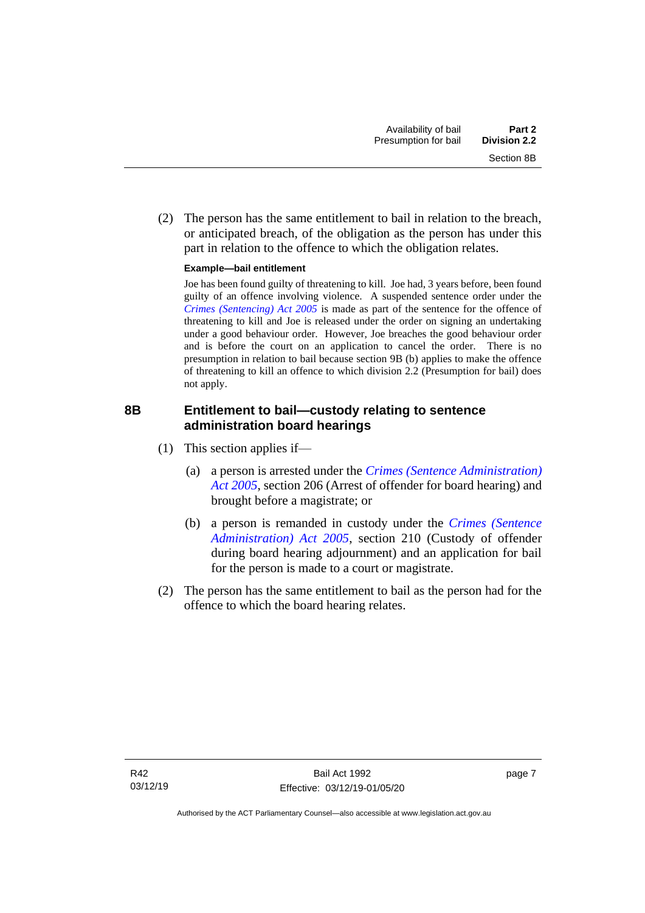(2) The person has the same entitlement to bail in relation to the breach, or anticipated breach, of the obligation as the person has under this part in relation to the offence to which the obligation relates.

**Example—bail entitlement**

Joe has been found guilty of threatening to kill. Joe had, 3 years before, been found guilty of an offence involving violence. A suspended sentence order under the *Crimes (Sentencing) Act 2005* is made as part of the sentence for the offence of threatening to kill and Joe is released under the order on signing an undertaking under a good behaviour order. However, Joe breaches the good behaviour order and is before the court on an application to cancel the order. There is no presumption in relation to bail because section 9B (b) applies to make the offence of threatening to kill an offence to which division 2.2 (Presumption for bail) does not apply.

### 8B Entitlement to bail—custody relating to sentence administration board hearings

(1) This section applies if—

(a) a person is arrested under the *Crimes (Sentence Administration) Act 2005*, section 206 (Arrest of offender for board hearing) and brought before a magistrate; or

(b) a person is remanded in custody under the *Crimes (Sentence Administration) Act 2005*, section 210 (Custody of offender during board hearing adjournment) and an application for bail for the person is made to a court or magistrate.

(2) The person has the same entitlement to bail as the person had for the offence to which the board hearing relates.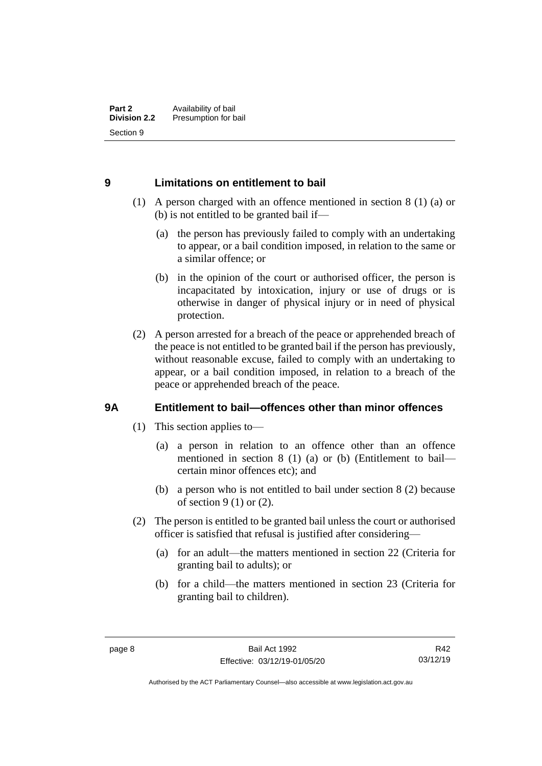## 9 Limitations on entitlement to bail

(1) A person charged with an offence mentioned in section 8 (1) (a) or (b) is not entitled to be granted bail if—

(a) the person has previously failed to comply with an undertaking to appear, or a bail condition imposed, in relation to the same or a similar offence; or

(b) in the opinion of the court or authorised officer, the person is incapacitated by intoxication, injury or use of drugs or is otherwise in danger of physical injury or in need of physical protection.

(2) A person arrested for a breach of the peace or apprehended breach of the peace is not entitled to be granted bail if the person has previously, without reasonable excuse, failed to comply with an undertaking to appear, or a bail condition imposed, in relation to a breach of the peace or apprehended breach of the peace.

## 9A Entitlement to bail—offences other than minor offences

(1) This section applies to—

(a) a person in relation to an offence other than an offence mentioned in section 8 (1) (a) or (b) (Entitlement to bail—certain minor offences etc); and

(b) a person who is not entitled to bail under section 8 (2) because of section 9 (1) or (2).

(2) The person is entitled to be granted bail unless the court or authorised officer is satisfied that refusal is justified after considering—

(a) for an adult—the matters mentioned in section 22 (Criteria for granting bail to adults); or

(b) for a child—the matters mentioned in section 23 (Criteria for granting bail to children).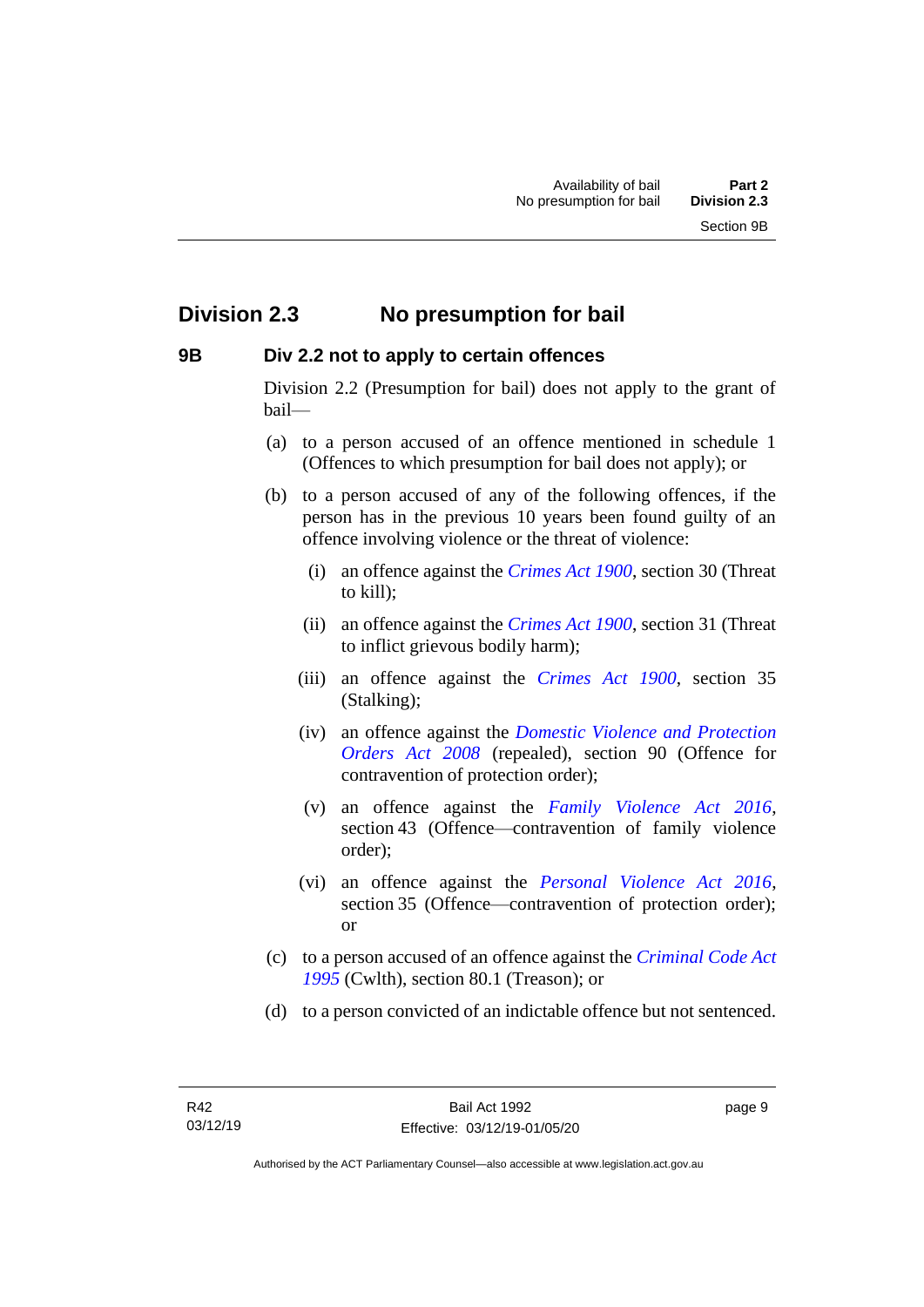## Division 2.3 No presumption for bail

### 9B Div 2.2 not to apply to certain offences

Division 2.2 (Presumption for bail) does not apply to the grant of bail—

(a) to a person accused of an offence mentioned in schedule 1 (Offences to which presumption for bail does not apply); or

(b) to a person accused of any of the following offences, if the person has in the previous 10 years been found guilty of an offence involving violence or the threat of violence:

(i) an offence against the *Crimes Act 1900*, section 30 (Threat to kill);

(ii) an offence against the *Crimes Act 1900*, section 31 (Threat to inflict grievous bodily harm);

(iii) an offence against the *Crimes Act 1900*, section 35 (Stalking);

(iv) an offence against the *Domestic Violence and Protection Orders Act 2008* (repealed), section 90 (Offence for contravention of protection order);

(v) an offence against the *Family Violence Act 2016*, section 43 (Offence—contravention of family violence order);

(vi) an offence against the *Personal Violence Act 2016*, section 35 (Offence—contravention of protection order); or

(c) to a person accused of an offence against the *Criminal Code Act 1995* (Cwlth), section 80.1 (Treason); or

(d) to a person convicted of an indictable offence but not sentenced.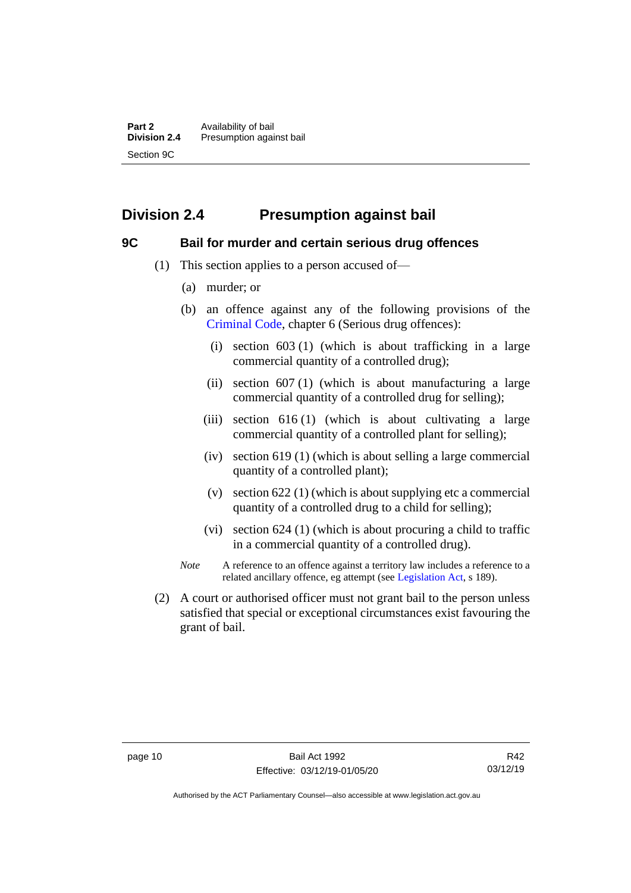## Division 2.4 Presumption against bail

### 9C Bail for murder and certain serious drug offences

(1) This section applies to a person accused of—

(a) murder; or

(b) an offence against any of the following provisions of the Criminal Code, chapter 6 (Serious drug offences):

(i) section 603 (1) (which is about trafficking in a large commercial quantity of a controlled drug);

(ii) section 607 (1) (which is about manufacturing a large commercial quantity of a controlled drug for selling);

(iii) section 616 (1) (which is about cultivating a large commercial quantity of a controlled plant for selling);

(iv) section 619 (1) (which is about selling a large commercial quantity of a controlled plant);

(v) section 622 (1) (which is about supplying etc a commercial quantity of a controlled drug to a child for selling);

(vi) section 624 (1) (which is about procuring a child to traffic in a commercial quantity of a controlled drug).

*Note* A reference to an offence against a territory law includes a reference to a related ancillary offence, eg attempt (see Legislation Act, s 189).

(2) A court or authorised officer must not grant bail to the person unless satisfied that special or exceptional circumstances exist favouring the grant of bail.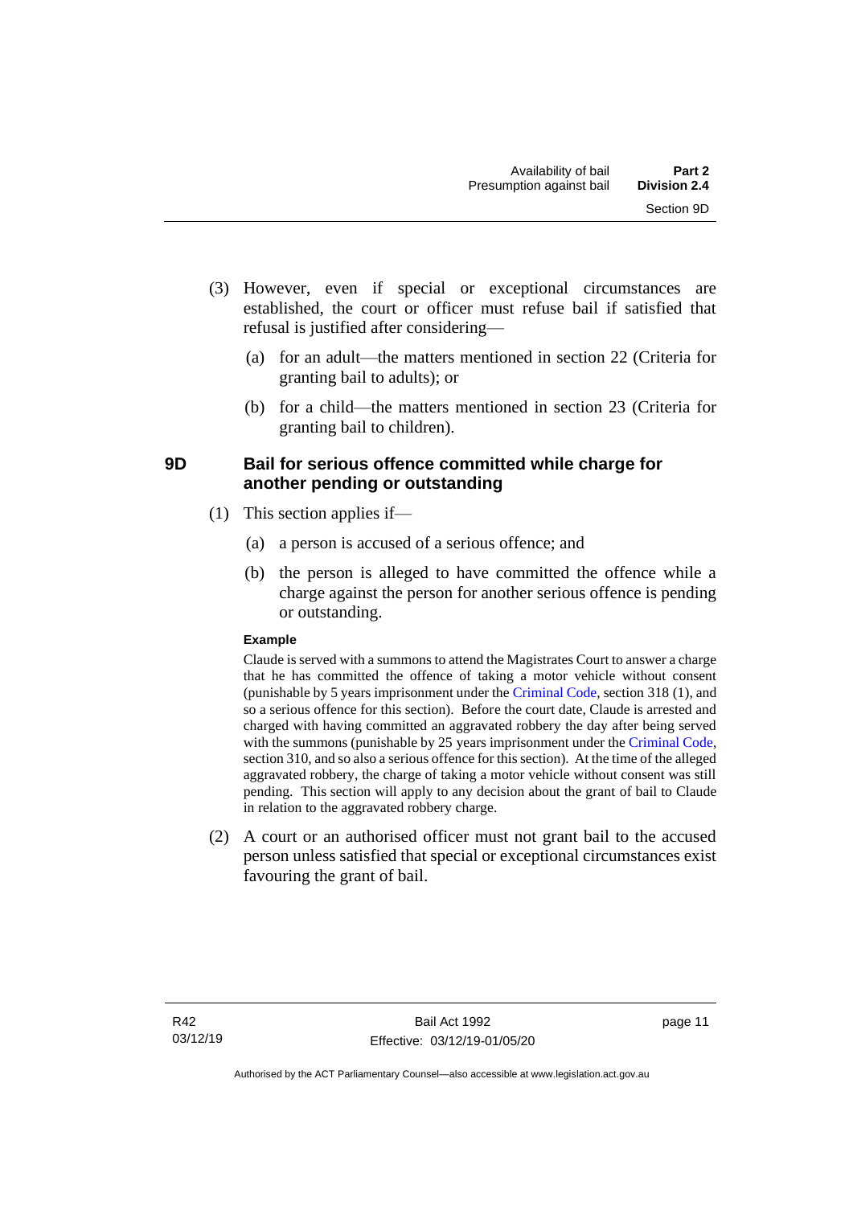(3) However, even if special or exceptional circumstances are established, the court or officer must refuse bail if satisfied that refusal is justified after considering—

(a) for an adult—the matters mentioned in section 22 (Criteria for granting bail to adults); or

(b) for a child—the matters mentioned in section 23 (Criteria for granting bail to children).

### 9D Bail for serious offence committed while charge for another pending or outstanding

(1) This section applies if—

(a) a person is accused of a serious offence; and

(b) the person is alleged to have committed the offence while a charge against the person for another serious offence is pending or outstanding.

**Example**

Claude is served with a summons to attend the Magistrates Court to answer a charge that he has committed the offence of taking a motor vehicle without consent (punishable by 5 years imprisonment under the Criminal Code, section 318 (1), and so a serious offence for this section). Before the court date, Claude is arrested and charged with having committed an aggravated robbery the day after being served with the summons (punishable by 25 years imprisonment under the Criminal Code, section 310, and so also a serious offence for this section). At the time of the alleged aggravated robbery, the charge of taking a motor vehicle without consent was still pending. This section will apply to any decision about the grant of bail to Claude in relation to the aggravated robbery charge.

(2) A court or an authorised officer must not grant bail to the accused person unless satisfied that special or exceptional circumstances exist favouring the grant of bail.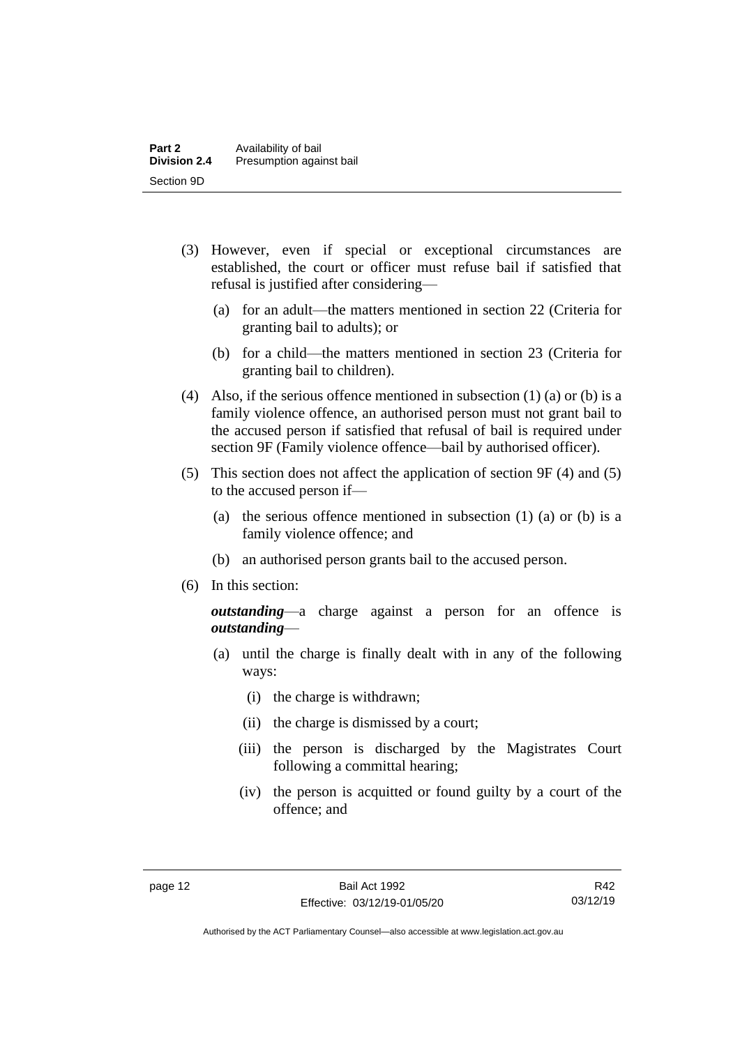(3) However, even if special or exceptional circumstances are established, the court or officer must refuse bail if satisfied that refusal is justified after considering—

  (a) for an adult—the matters mentioned in section 22 (Criteria for granting bail to adults); or

  (b) for a child—the matters mentioned in section 23 (Criteria for granting bail to children).

(4) Also, if the serious offence mentioned in subsection (1) (a) or (b) is a family violence offence, an authorised person must not grant bail to the accused person if satisfied that refusal of bail is required under section 9F (Family violence offence—bail by authorised officer).

(5) This section does not affect the application of section 9F (4) and (5) to the accused person if—

  (a) the serious offence mentioned in subsection (1) (a) or (b) is a family violence offence; and

  (b) an authorised person grants bail to the accused person.

(6) In this section:

***outstanding***—a charge against a person for an offence is ***outstanding***—

  (a) until the charge is finally dealt with in any of the following ways:

    (i) the charge is withdrawn;

    (ii) the charge is dismissed by a court;

    (iii) the person is discharged by the Magistrates Court following a committal hearing;

    (iv) the person is acquitted or found guilty by a court of the offence; and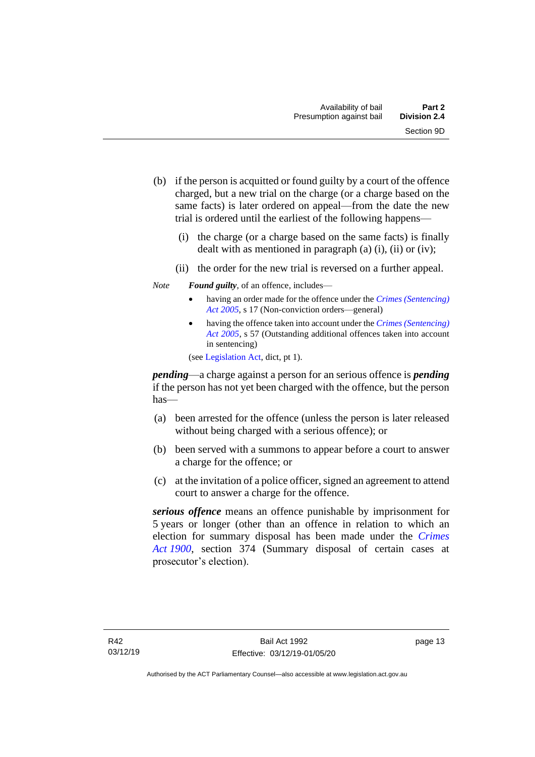(b) if the person is acquitted or found guilty by a court of the offence charged, but a new trial on the charge (or a charge based on the same facts) is later ordered on appeal—from the date the new trial is ordered until the earliest of the following happens—

(i) the charge (or a charge based on the same facts) is finally dealt with as mentioned in paragraph (a) (i), (ii) or (iv);

(ii) the order for the new trial is reversed on a further appeal.

*Note* ***Found guilty***, of an offence, includes—

- having an order made for the offence under the *Crimes (Sentencing) Act 2005*, s 17 (Non-conviction orders—general)
- having the offence taken into account under the *Crimes (Sentencing) Act 2005*, s 57 (Outstanding additional offences taken into account in sentencing)

(see Legislation Act, dict, pt 1).

***pending***—a charge against a person for an serious offence is ***pending*** if the person has not yet been charged with the offence, but the person has—

(a) been arrested for the offence (unless the person is later released without being charged with a serious offence); or

(b) been served with a summons to appear before a court to answer a charge for the offence; or

(c) at the invitation of a police officer, signed an agreement to attend court to answer a charge for the offence.

***serious offence*** means an offence punishable by imprisonment for 5 years or longer (other than an offence in relation to which an election for summary disposal has been made under the *Crimes Act 1900*, section 374 (Summary disposal of certain cases at prosecutor's election).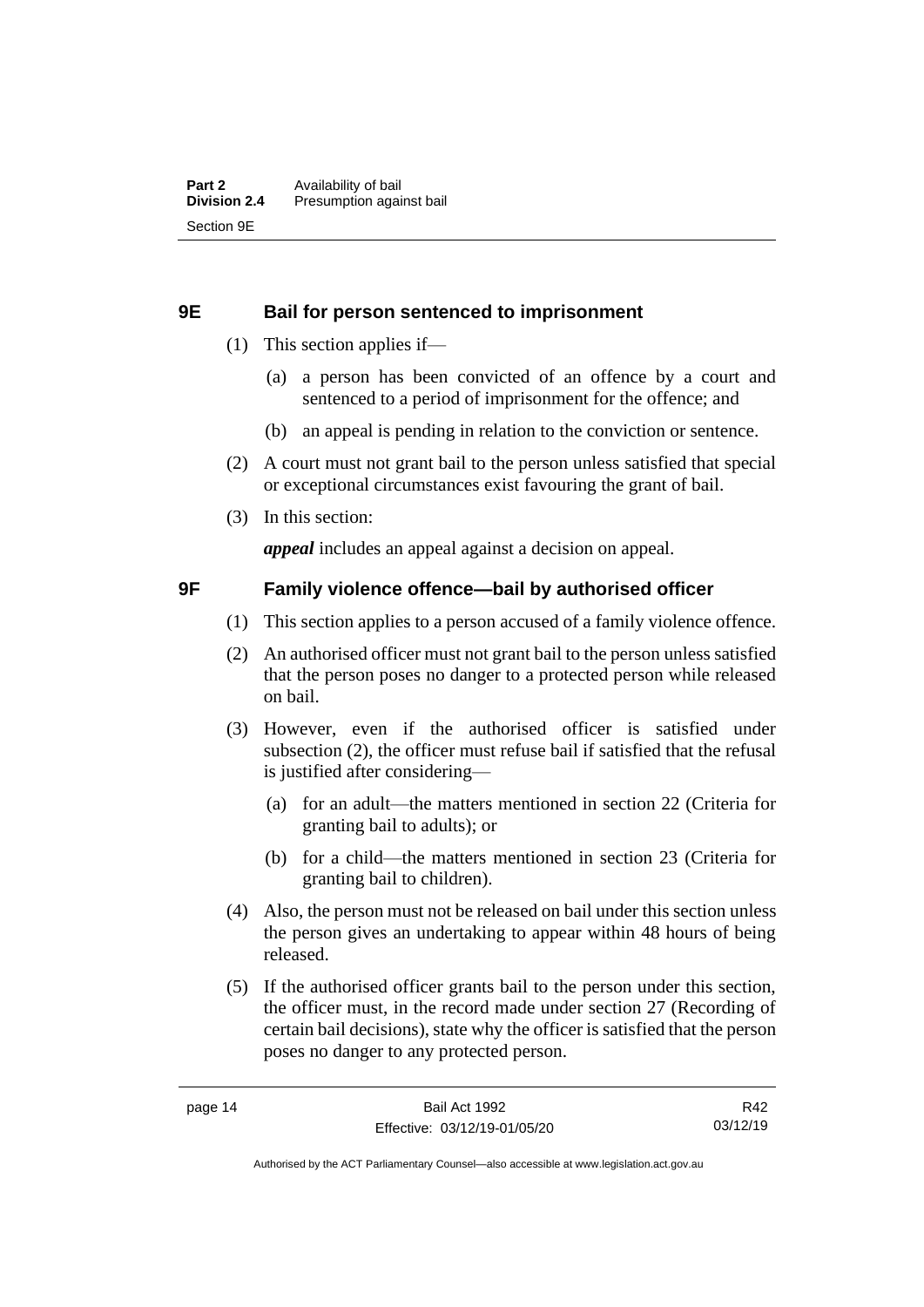## 9E Bail for person sentenced to imprisonment

(1) This section applies if—

(a) a person has been convicted of an offence by a court and sentenced to a period of imprisonment for the offence; and

(b) an appeal is pending in relation to the conviction or sentence.

(2) A court must not grant bail to the person unless satisfied that special or exceptional circumstances exist favouring the grant of bail.

(3) In this section:

***appeal*** includes an appeal against a decision on appeal.

## 9F Family violence offence—bail by authorised officer

(1) This section applies to a person accused of a family violence offence.

(2) An authorised officer must not grant bail to the person unless satisfied that the person poses no danger to a protected person while released on bail.

(3) However, even if the authorised officer is satisfied under subsection (2), the officer must refuse bail if satisfied that the refusal is justified after considering—

(a) for an adult—the matters mentioned in section 22 (Criteria for granting bail to adults); or

(b) for a child—the matters mentioned in section 23 (Criteria for granting bail to children).

(4) Also, the person must not be released on bail under this section unless the person gives an undertaking to appear within 48 hours of being released.

(5) If the authorised officer grants bail to the person under this section, the officer must, in the record made under section 27 (Recording of certain bail decisions), state why the officer is satisfied that the person poses no danger to any protected person.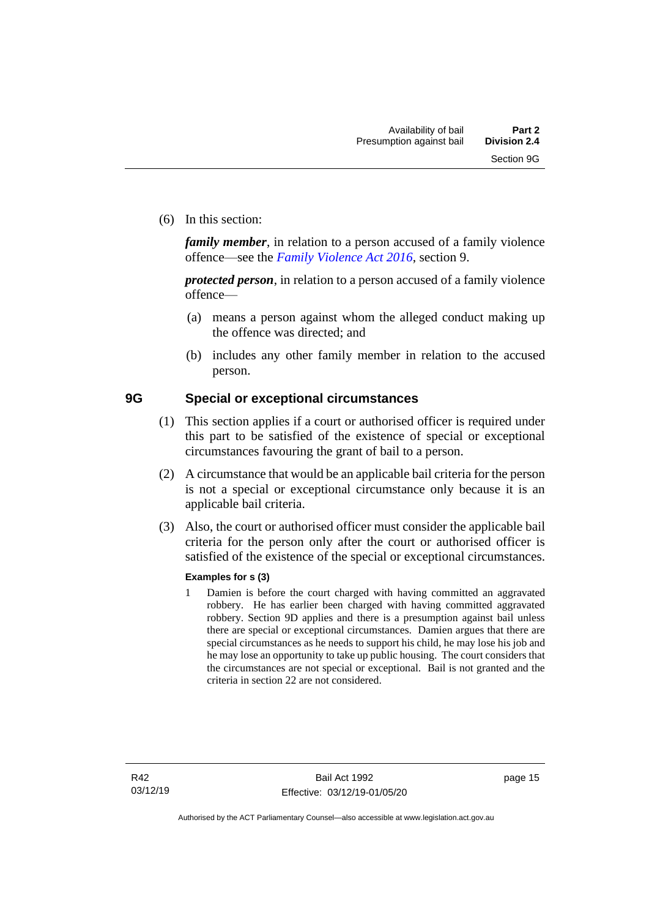(6) In this section:

***family member***, in relation to a person accused of a family violence offence—see the *Family Violence Act 2016*, section 9.

***protected person***, in relation to a person accused of a family violence offence—

(a) means a person against whom the alleged conduct making up the offence was directed; and

(b) includes any other family member in relation to the accused person.

### 9G Special or exceptional circumstances

(1) This section applies if a court or authorised officer is required under this part to be satisfied of the existence of special or exceptional circumstances favouring the grant of bail to a person.

(2) A circumstance that would be an applicable bail criteria for the person is not a special or exceptional circumstance only because it is an applicable bail criteria.

(3) Also, the court or authorised officer must consider the applicable bail criteria for the person only after the court or authorised officer is satisfied of the existence of the special or exceptional circumstances.

**Examples for s (3)**

1 Damien is before the court charged with having committed an aggravated robbery. He has earlier been charged with having committed aggravated robbery. Section 9D applies and there is a presumption against bail unless there are special or exceptional circumstances. Damien argues that there are special circumstances as he needs to support his child, he may lose his job and he may lose an opportunity to take up public housing. The court considers that the circumstances are not special or exceptional. Bail is not granted and the criteria in section 22 are not considered.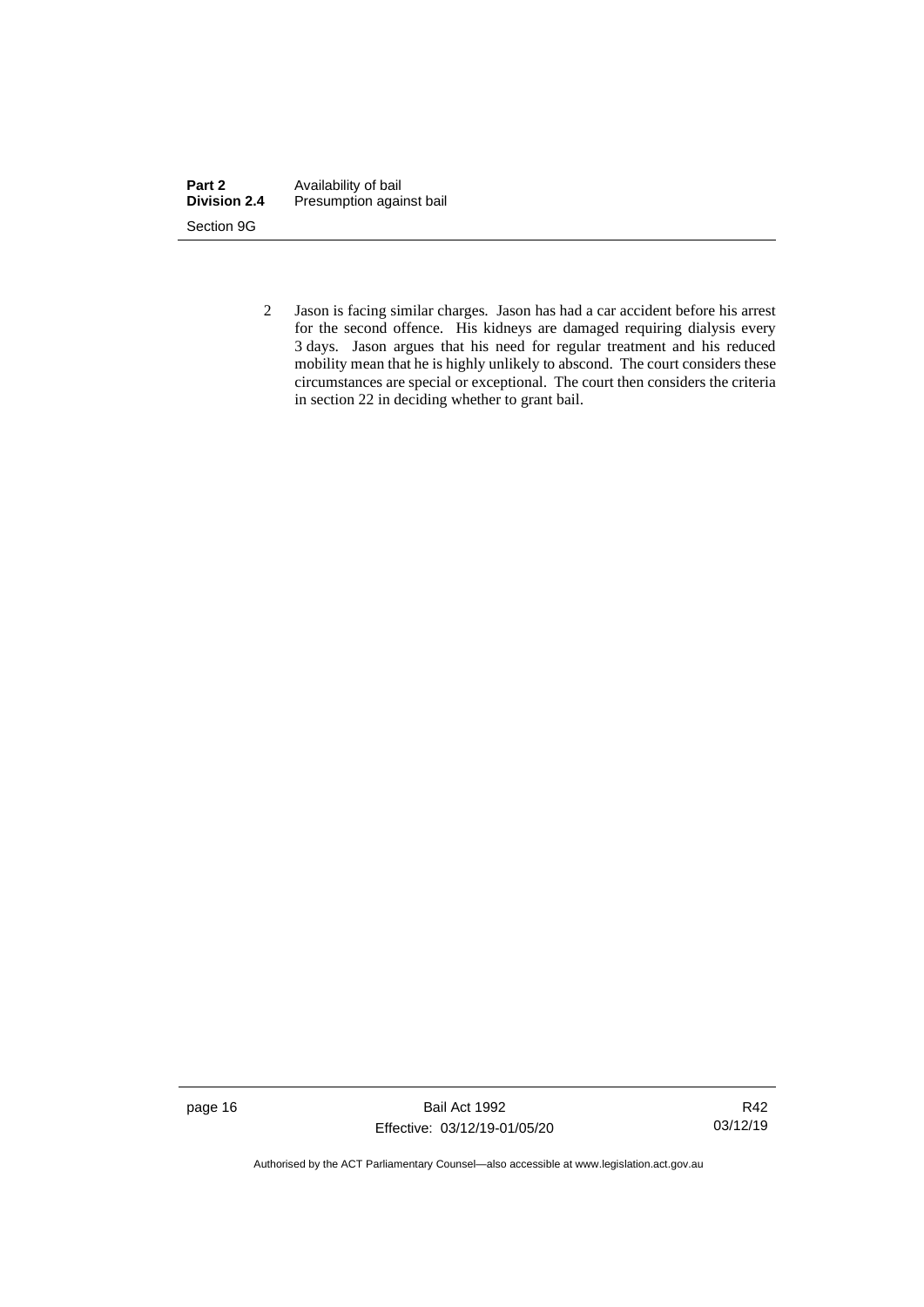2 Jason is facing similar charges. Jason has had a car accident before his arrest for the second offence. His kidneys are damaged requiring dialysis every 3 days. Jason argues that his need for regular treatment and his reduced mobility mean that he is highly unlikely to abscond. The court considers these circumstances are special or exceptional. The court then considers the criteria in section 22 in deciding whether to grant bail.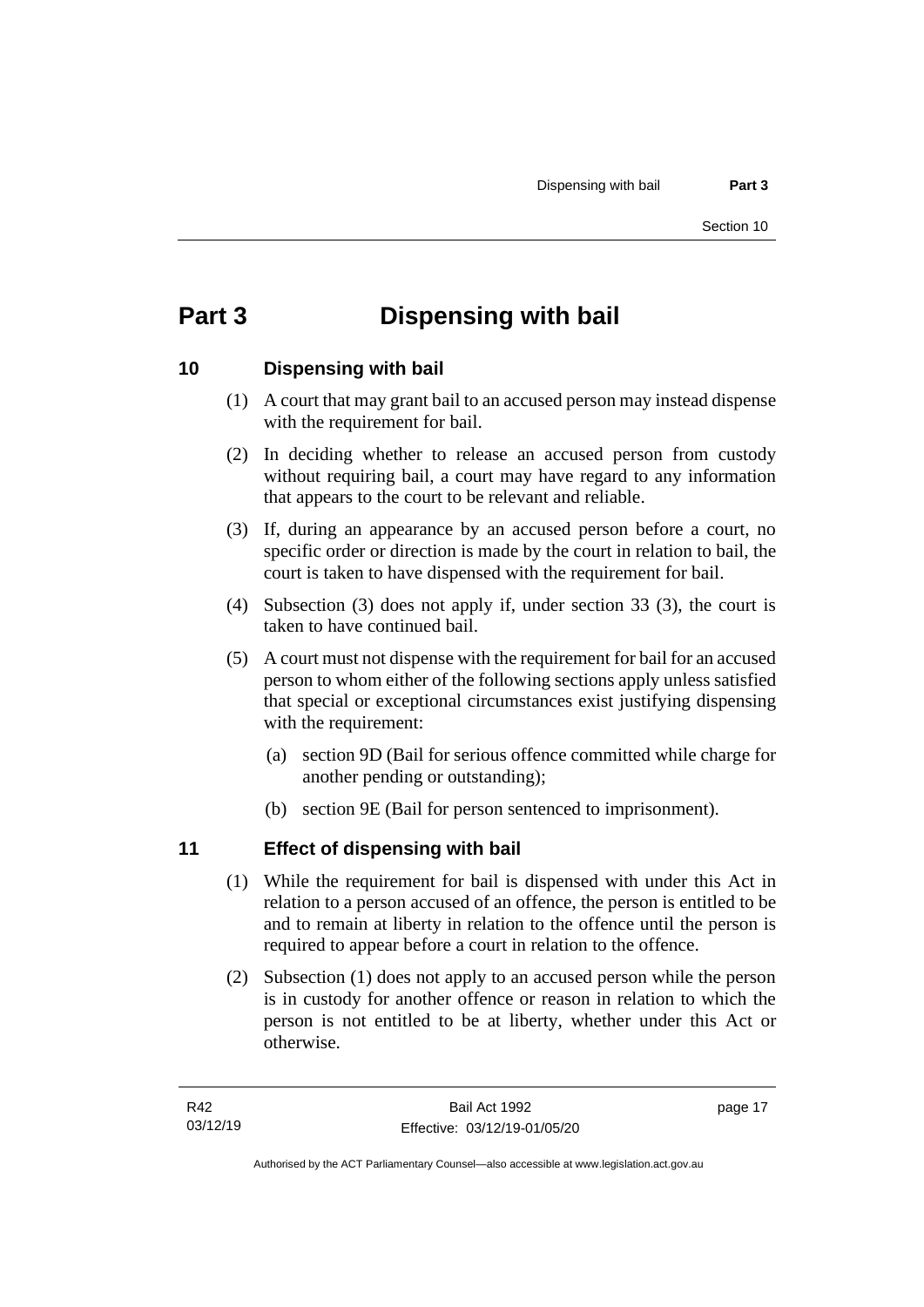# Part 3 Dispensing with bail

## 10 Dispensing with bail

(1) A court that may grant bail to an accused person may instead dispense with the requirement for bail.

(2) In deciding whether to release an accused person from custody without requiring bail, a court may have regard to any information that appears to the court to be relevant and reliable.

(3) If, during an appearance by an accused person before a court, no specific order or direction is made by the court in relation to bail, the court is taken to have dispensed with the requirement for bail.

(4) Subsection (3) does not apply if, under section 33 (3), the court is taken to have continued bail.

(5) A court must not dispense with the requirement for bail for an accused person to whom either of the following sections apply unless satisfied that special or exceptional circumstances exist justifying dispensing with the requirement:

- (a) section 9D (Bail for serious offence committed while charge for another pending or outstanding);
- (b) section 9E (Bail for person sentenced to imprisonment).

## 11 Effect of dispensing with bail

(1) While the requirement for bail is dispensed with under this Act in relation to a person accused of an offence, the person is entitled to be and to remain at liberty in relation to the offence until the person is required to appear before a court in relation to the offence.

(2) Subsection (1) does not apply to an accused person while the person is in custody for another offence or reason in relation to which the person is not entitled to be at liberty, whether under this Act or otherwise.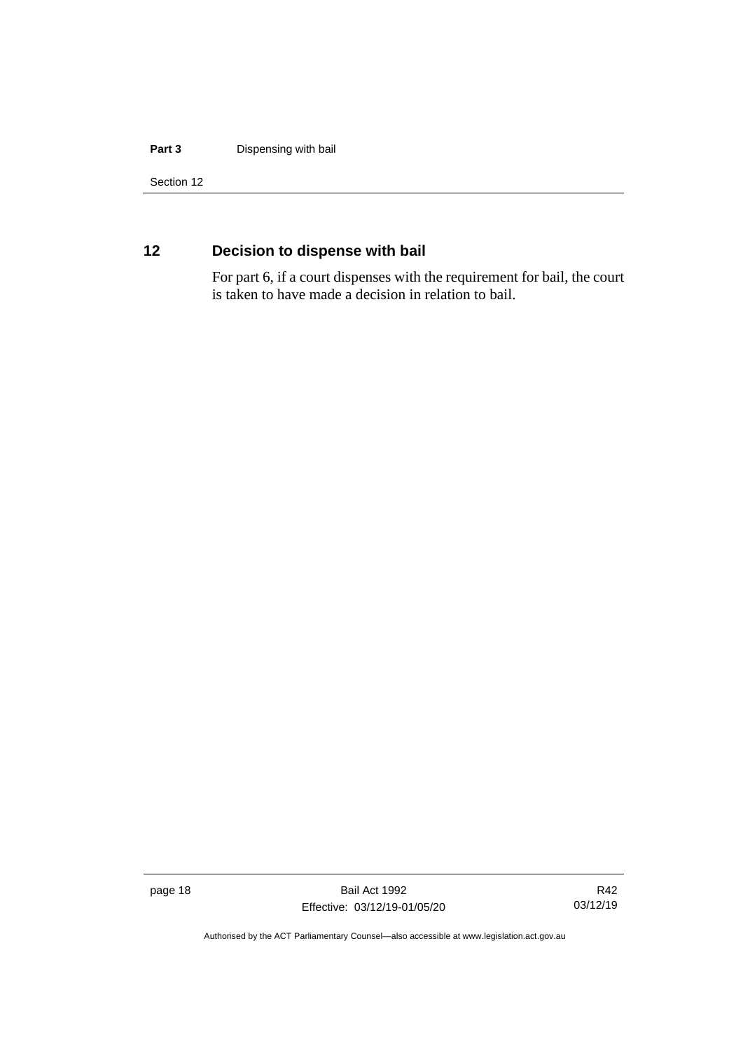## 12 Decision to dispense with bail

For part 6, if a court dispenses with the requirement for bail, the court is taken to have made a decision in relation to bail.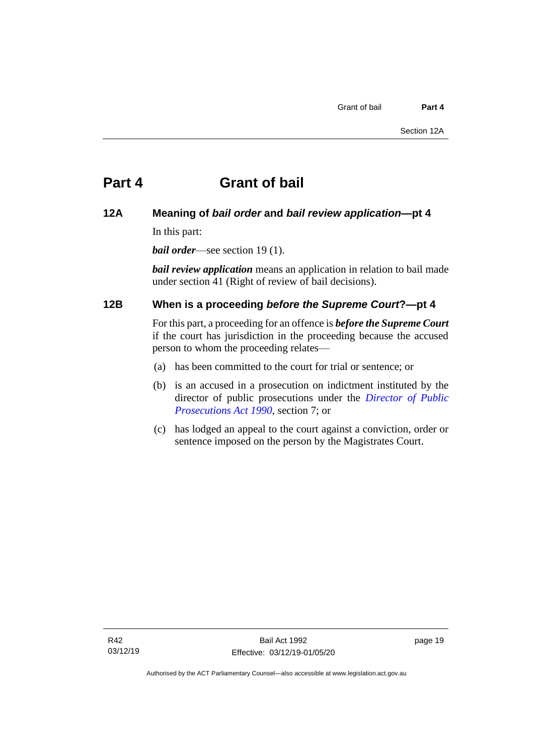# Part 4 Grant of bail

## 12A Meaning of *bail order* and *bail review application*—pt 4

In this part:

***bail order***—see section 19 (1).

***bail review application*** means an application in relation to bail made under section 41 (Right of review of bail decisions).

## 12B When is a proceeding *before the Supreme Court*?—pt 4

For this part, a proceeding for an offence is ***before the Supreme Court*** if the court has jurisdiction in the proceeding because the accused person to whom the proceeding relates—

(a) has been committed to the court for trial or sentence; or

(b) is an accused in a prosecution on indictment instituted by the director of public prosecutions under the *Director of Public Prosecutions Act 1990*, section 7; or

(c) has lodged an appeal to the court against a conviction, order or sentence imposed on the person by the Magistrates Court.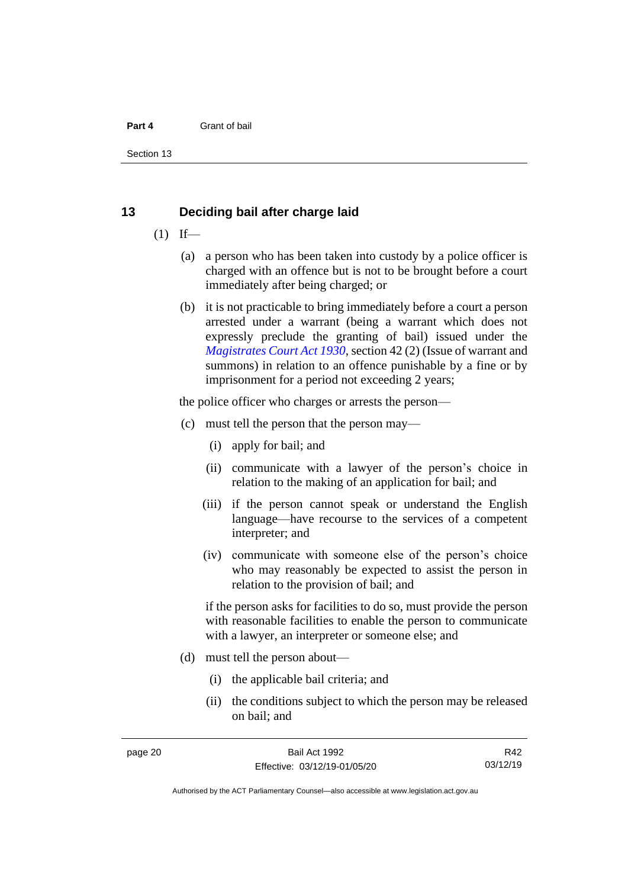## 13 Deciding bail after charge laid

(1) If—

(a) a person who has been taken into custody by a police officer is charged with an offence but is not to be brought before a court immediately after being charged; or

(b) it is not practicable to bring immediately before a court a person arrested under a warrant (being a warrant which does not expressly preclude the granting of bail) issued under the *Magistrates Court Act 1930*, section 42 (2) (Issue of warrant and summons) in relation to an offence punishable by a fine or by imprisonment for a period not exceeding 2 years;

the police officer who charges or arrests the person—

(c) must tell the person that the person may—

(i) apply for bail; and

(ii) communicate with a lawyer of the person's choice in relation to the making of an application for bail; and

(iii) if the person cannot speak or understand the English language—have recourse to the services of a competent interpreter; and

(iv) communicate with someone else of the person's choice who may reasonably be expected to assist the person in relation to the provision of bail; and

if the person asks for facilities to do so, must provide the person with reasonable facilities to enable the person to communicate with a lawyer, an interpreter or someone else; and

(d) must tell the person about—

(i) the applicable bail criteria; and

(ii) the conditions subject to which the person may be released on bail; and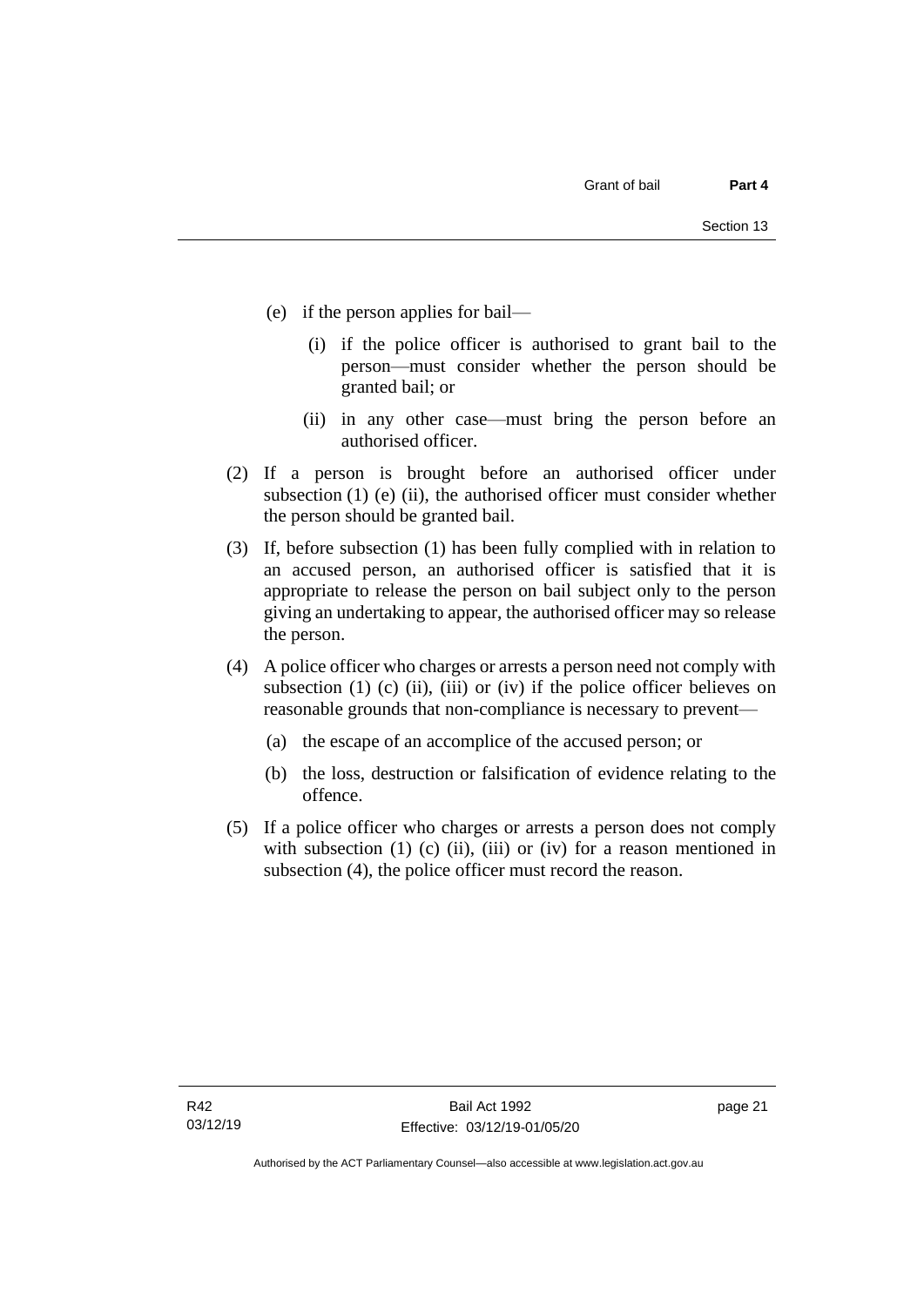(e) if the person applies for bail—

  (i) if the police officer is authorised to grant bail to the person—must consider whether the person should be granted bail; or

  (ii) in any other case—must bring the person before an authorised officer.

(2) If a person is brought before an authorised officer under subsection (1) (e) (ii), the authorised officer must consider whether the person should be granted bail.

(3) If, before subsection (1) has been fully complied with in relation to an accused person, an authorised officer is satisfied that it is appropriate to release the person on bail subject only to the person giving an undertaking to appear, the authorised officer may so release the person.

(4) A police officer who charges or arrests a person need not comply with subsection (1) (c) (ii), (iii) or (iv) if the police officer believes on reasonable grounds that non-compliance is necessary to prevent—

  (a) the escape of an accomplice of the accused person; or

  (b) the loss, destruction or falsification of evidence relating to the offence.

(5) If a police officer who charges or arrests a person does not comply with subsection (1) (c) (ii), (iii) or (iv) for a reason mentioned in subsection (4), the police officer must record the reason.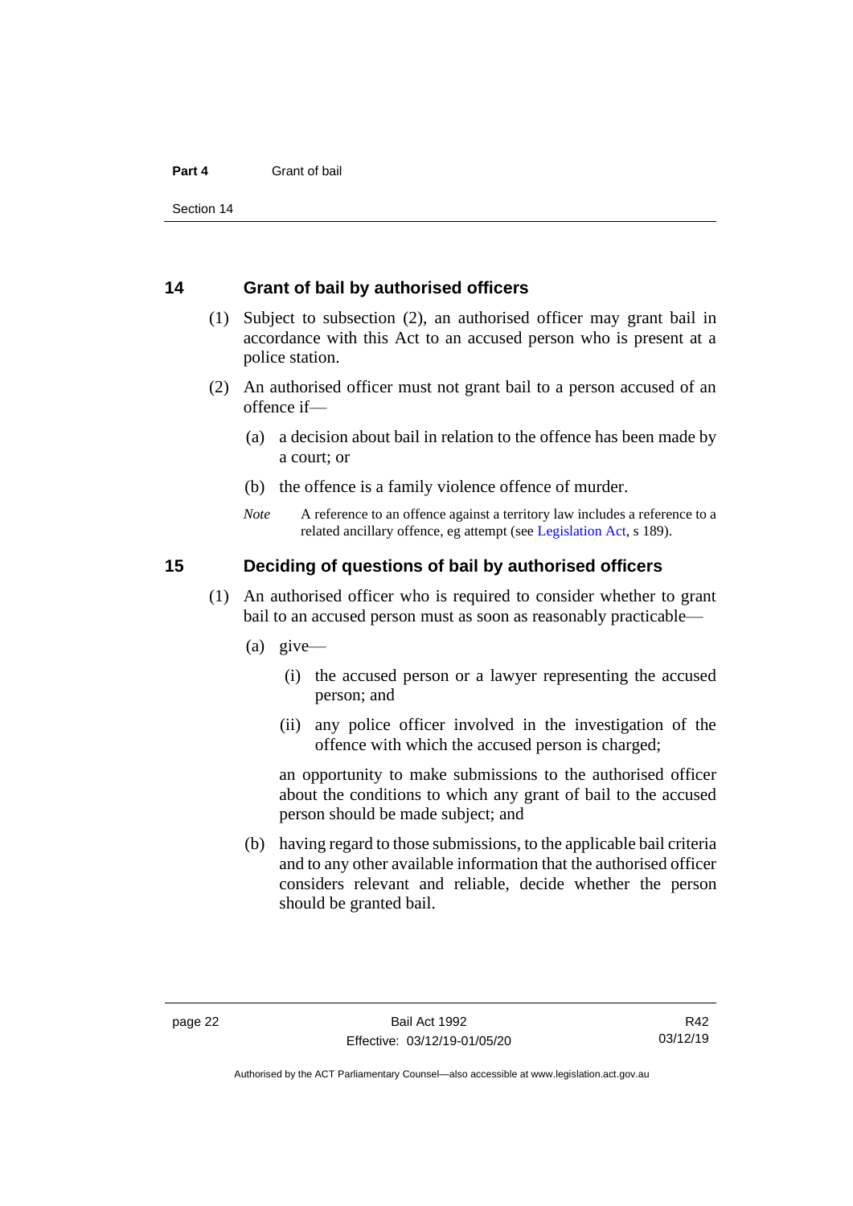## 14 Grant of bail by authorised officers

(1) Subject to subsection (2), an authorised officer may grant bail in accordance with this Act to an accused person who is present at a police station.

(2) An authorised officer must not grant bail to a person accused of an offence if—

(a) a decision about bail in relation to the offence has been made by a court; or

(b) the offence is a family violence offence of murder.

*Note* A reference to an offence against a territory law includes a reference to a related ancillary offence, eg attempt (see Legislation Act, s 189).

## 15 Deciding of questions of bail by authorised officers

(1) An authorised officer who is required to consider whether to grant bail to an accused person must as soon as reasonably practicable—

(a) give—

(i) the accused person or a lawyer representing the accused person; and

(ii) any police officer involved in the investigation of the offence with which the accused person is charged;

an opportunity to make submissions to the authorised officer about the conditions to which any grant of bail to the accused person should be made subject; and

(b) having regard to those submissions, to the applicable bail criteria and to any other available information that the authorised officer considers relevant and reliable, decide whether the person should be granted bail.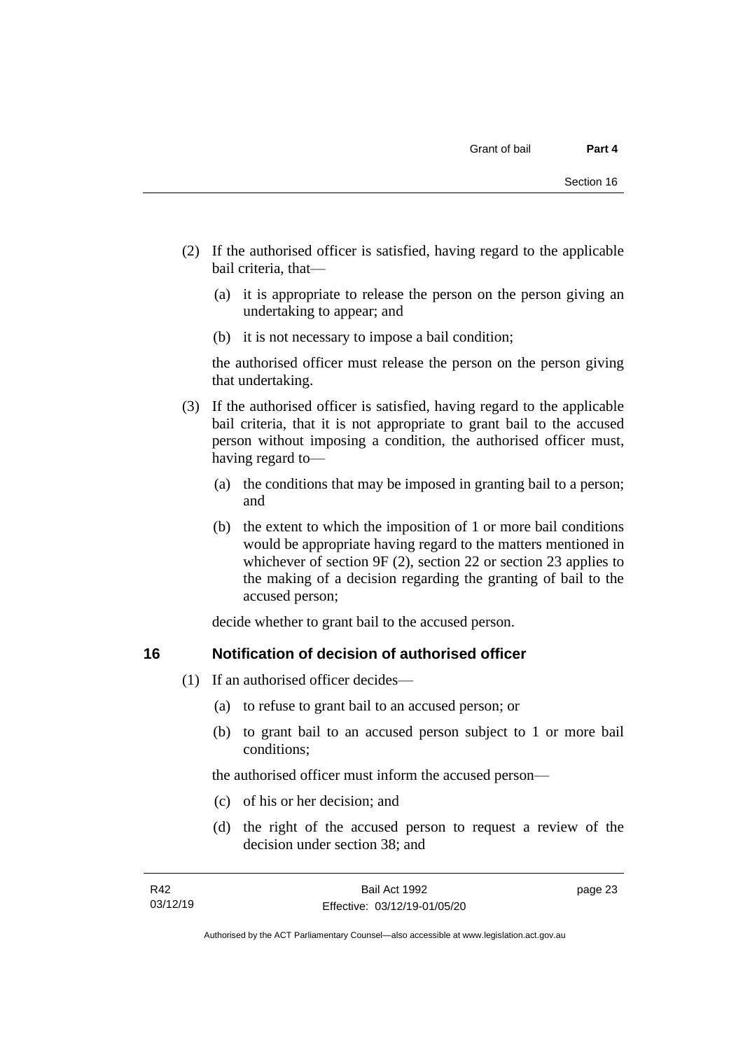(2) If the authorised officer is satisfied, having regard to the applicable bail criteria, that—

   (a) it is appropriate to release the person on the person giving an undertaking to appear; and

   (b) it is not necessary to impose a bail condition;

   the authorised officer must release the person on the person giving that undertaking.

(3) If the authorised officer is satisfied, having regard to the applicable bail criteria, that it is not appropriate to grant bail to the accused person without imposing a condition, the authorised officer must, having regard to—

   (a) the conditions that may be imposed in granting bail to a person; and

   (b) the extent to which the imposition of 1 or more bail conditions would be appropriate having regard to the matters mentioned in whichever of section 9F (2), section 22 or section 23 applies to the making of a decision regarding the granting of bail to the accused person;

   decide whether to grant bail to the accused person.

## 16 Notification of decision of authorised officer

(1) If an authorised officer decides—

   (a) to refuse to grant bail to an accused person; or

   (b) to grant bail to an accused person subject to 1 or more bail conditions;

   the authorised officer must inform the accused person—

   (c) of his or her decision; and

   (d) the right of the accused person to request a review of the decision under section 38; and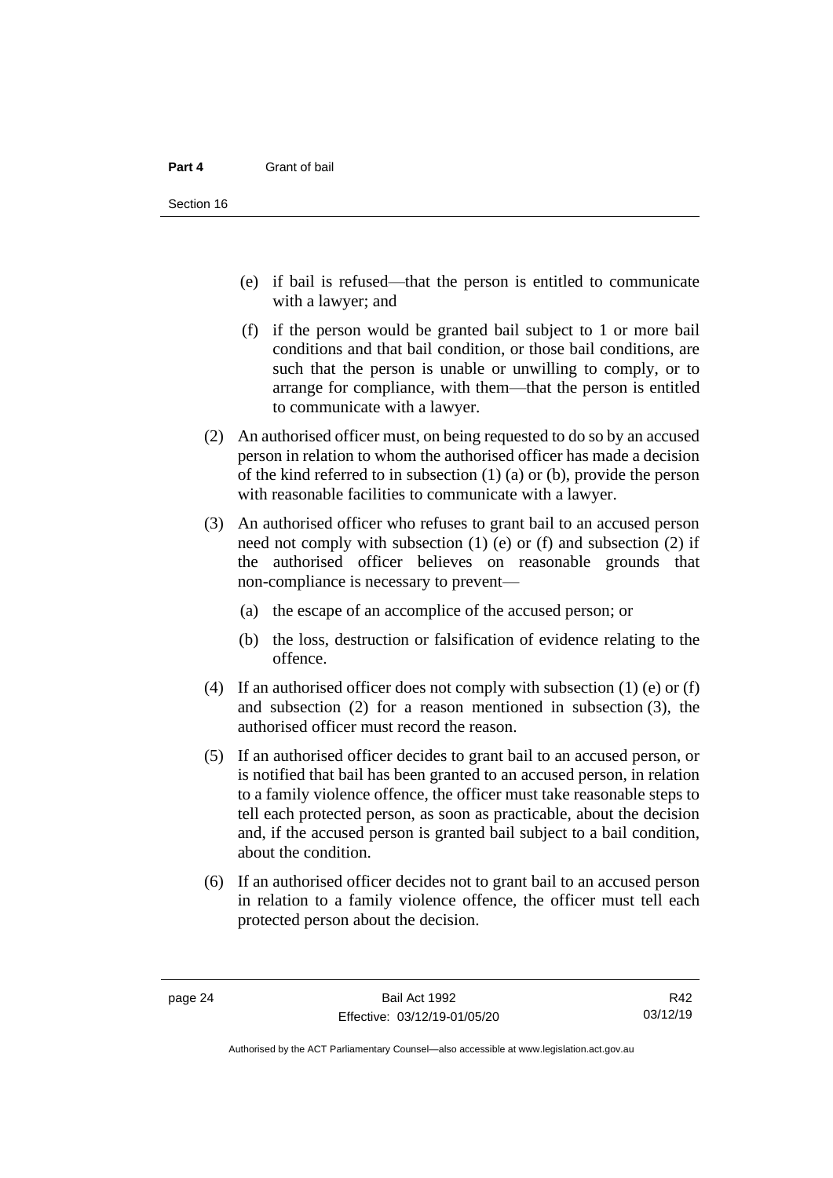(e) if bail is refused—that the person is entitled to communicate with a lawyer; and

(f) if the person would be granted bail subject to 1 or more bail conditions and that bail condition, or those bail conditions, are such that the person is unable or unwilling to comply, or to arrange for compliance, with them—that the person is entitled to communicate with a lawyer.

(2) An authorised officer must, on being requested to do so by an accused person in relation to whom the authorised officer has made a decision of the kind referred to in subsection (1) (a) or (b), provide the person with reasonable facilities to communicate with a lawyer.

(3) An authorised officer who refuses to grant bail to an accused person need not comply with subsection (1) (e) or (f) and subsection (2) if the authorised officer believes on reasonable grounds that non-compliance is necessary to prevent—

(a) the escape of an accomplice of the accused person; or

(b) the loss, destruction or falsification of evidence relating to the offence.

(4) If an authorised officer does not comply with subsection (1) (e) or (f) and subsection (2) for a reason mentioned in subsection (3), the authorised officer must record the reason.

(5) If an authorised officer decides to grant bail to an accused person, or is notified that bail has been granted to an accused person, in relation to a family violence offence, the officer must take reasonable steps to tell each protected person, as soon as practicable, about the decision and, if the accused person is granted bail subject to a bail condition, about the condition.

(6) If an authorised officer decides not to grant bail to an accused person in relation to a family violence offence, the officer must tell each protected person about the decision.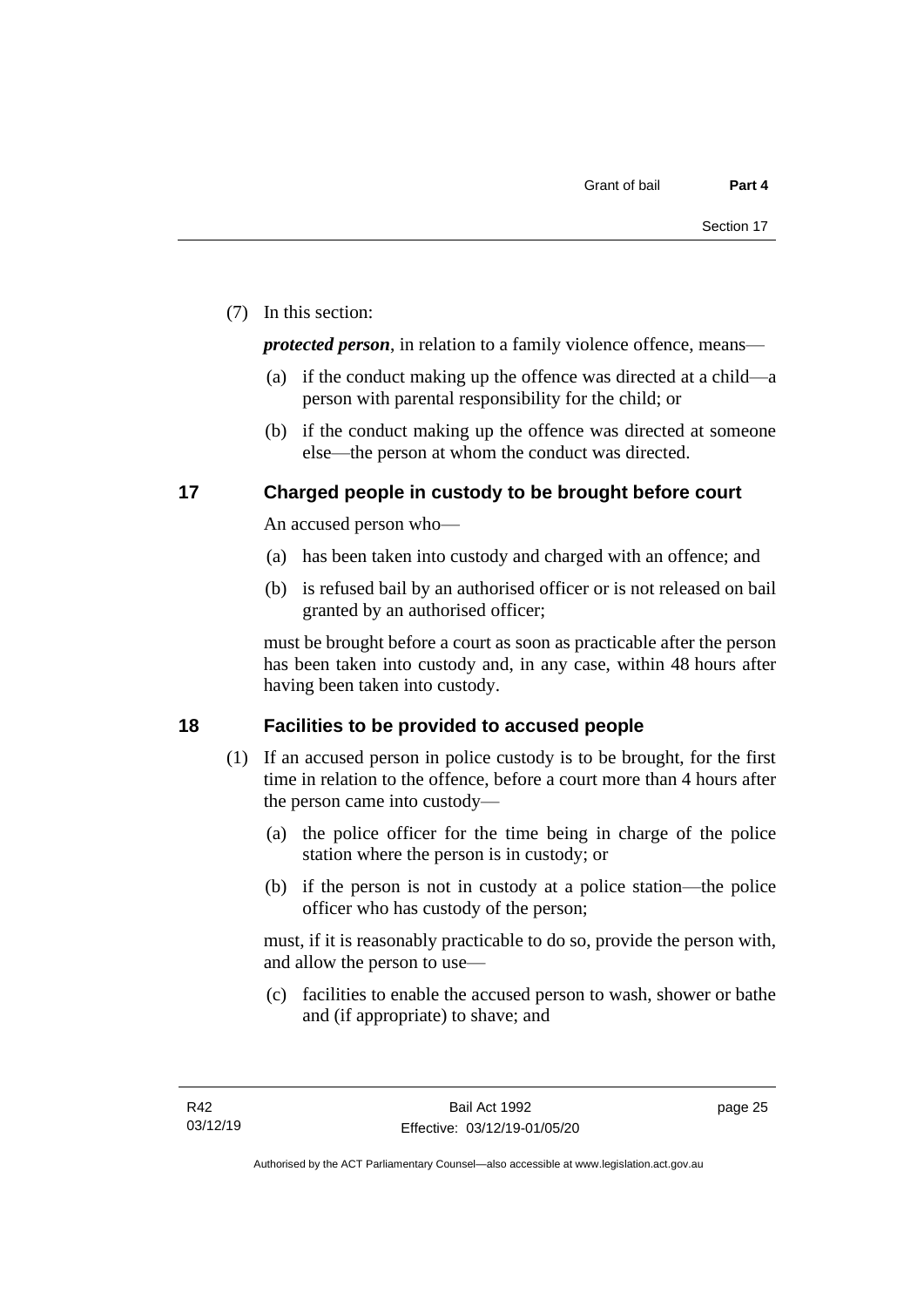(7) In this section:

***protected person***, in relation to a family violence offence, means—

(a) if the conduct making up the offence was directed at a child—a person with parental responsibility for the child; or

(b) if the conduct making up the offence was directed at someone else—the person at whom the conduct was directed.

## 17 Charged people in custody to be brought before court

An accused person who—

(a) has been taken into custody and charged with an offence; and

(b) is refused bail by an authorised officer or is not released on bail granted by an authorised officer;

must be brought before a court as soon as practicable after the person has been taken into custody and, in any case, within 48 hours after having been taken into custody.

## 18 Facilities to be provided to accused people

(1) If an accused person in police custody is to be brought, for the first time in relation to the offence, before a court more than 4 hours after the person came into custody—

(a) the police officer for the time being in charge of the police station where the person is in custody; or

(b) if the person is not in custody at a police station—the police officer who has custody of the person;

must, if it is reasonably practicable to do so, provide the person with, and allow the person to use—

(c) facilities to enable the accused person to wash, shower or bathe and (if appropriate) to shave; and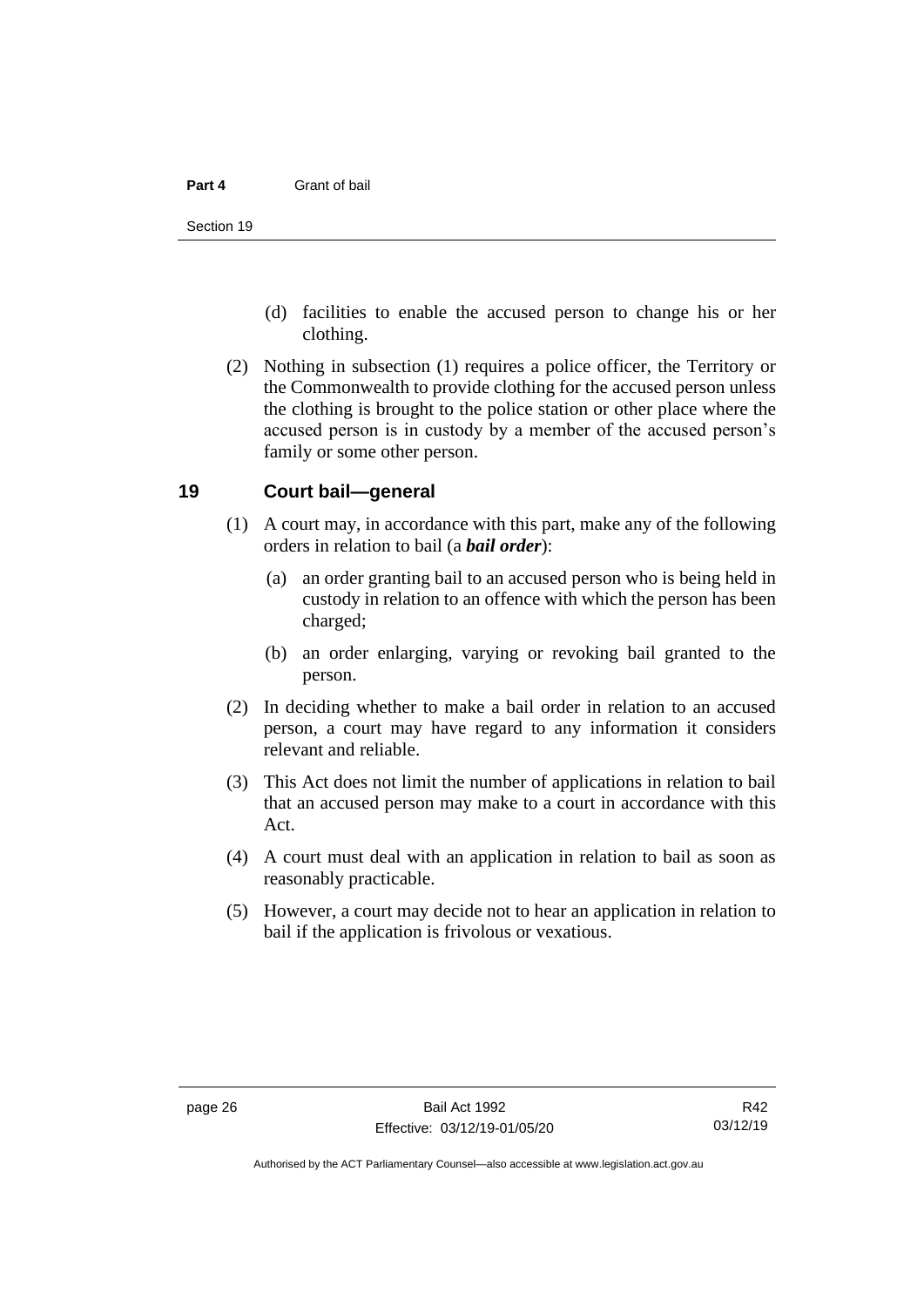(d) facilities to enable the accused person to change his or her clothing.

(2) Nothing in subsection (1) requires a police officer, the Territory or the Commonwealth to provide clothing for the accused person unless the clothing is brought to the police station or other place where the accused person is in custody by a member of the accused person's family or some other person.

## 19 Court bail—general

(1) A court may, in accordance with this part, make any of the following orders in relation to bail (a ***bail order***):

(a) an order granting bail to an accused person who is being held in custody in relation to an offence with which the person has been charged;

(b) an order enlarging, varying or revoking bail granted to the person.

(2) In deciding whether to make a bail order in relation to an accused person, a court may have regard to any information it considers relevant and reliable.

(3) This Act does not limit the number of applications in relation to bail that an accused person may make to a court in accordance with this Act.

(4) A court must deal with an application in relation to bail as soon as reasonably practicable.

(5) However, a court may decide not to hear an application in relation to bail if the application is frivolous or vexatious.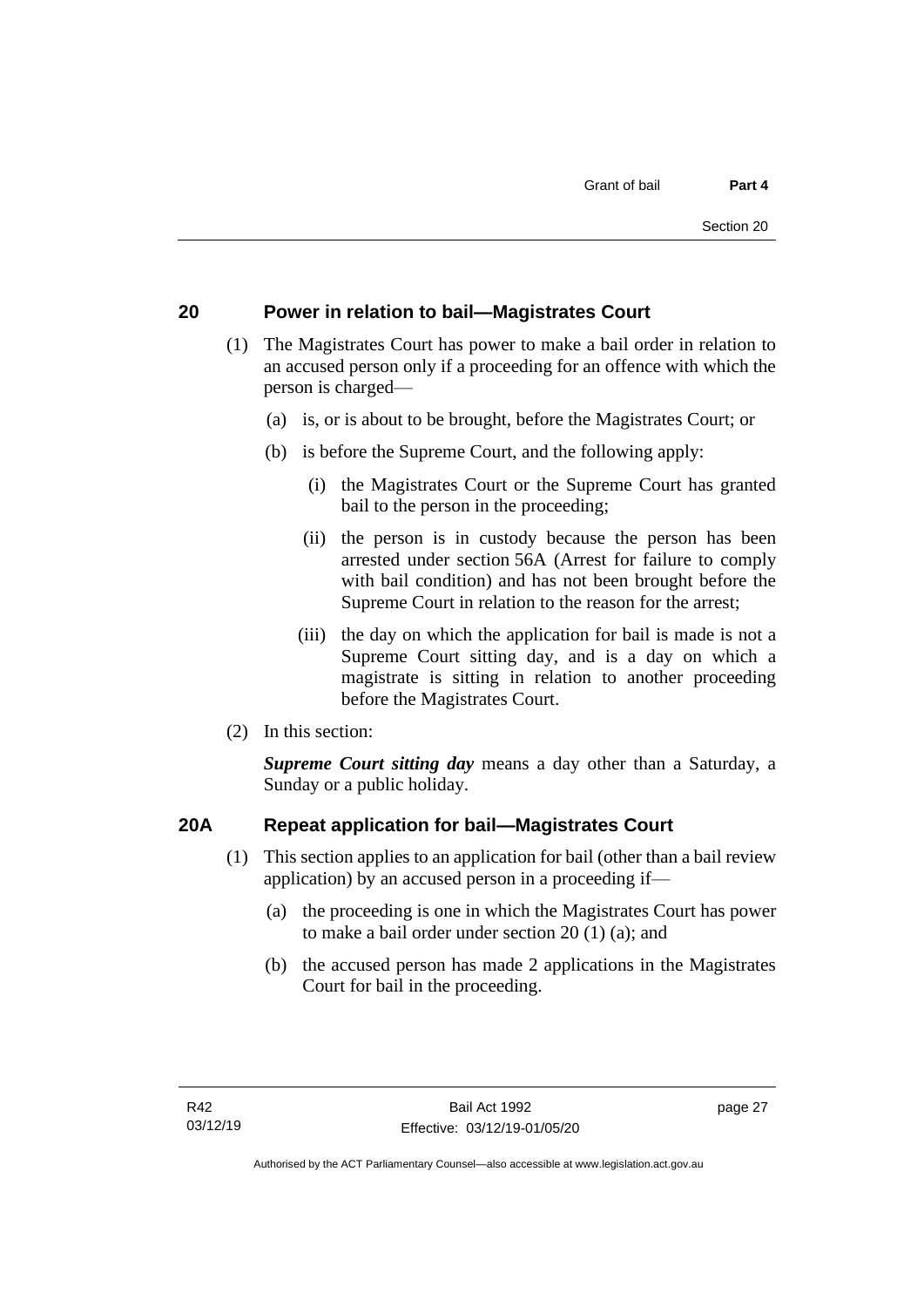## 20 Power in relation to bail—Magistrates Court

(1) The Magistrates Court has power to make a bail order in relation to an accused person only if a proceeding for an offence with which the person is charged—

(a) is, or is about to be brought, before the Magistrates Court; or

(b) is before the Supreme Court, and the following apply:

(i) the Magistrates Court or the Supreme Court has granted bail to the person in the proceeding;

(ii) the person is in custody because the person has been arrested under section 56A (Arrest for failure to comply with bail condition) and has not been brought before the Supreme Court in relation to the reason for the arrest;

(iii) the day on which the application for bail is made is not a Supreme Court sitting day, and is a day on which a magistrate is sitting in relation to another proceeding before the Magistrates Court.

(2) In this section:

***Supreme Court sitting day*** means a day other than a Saturday, a Sunday or a public holiday.

## 20A Repeat application for bail—Magistrates Court

(1) This section applies to an application for bail (other than a bail review application) by an accused person in a proceeding if—

(a) the proceeding is one in which the Magistrates Court has power to make a bail order under section 20 (1) (a); and

(b) the accused person has made 2 applications in the Magistrates Court for bail in the proceeding.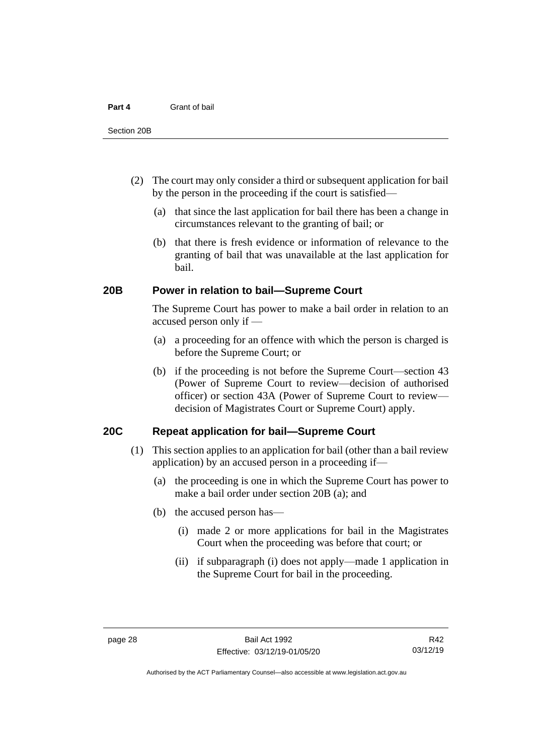(2) The court may only consider a third or subsequent application for bail by the person in the proceeding if the court is satisfied—

(a) that since the last application for bail there has been a change in circumstances relevant to the granting of bail; or

(b) that there is fresh evidence or information of relevance to the granting of bail that was unavailable at the last application for bail.

## 20B Power in relation to bail—Supreme Court

The Supreme Court has power to make a bail order in relation to an accused person only if —

(a) a proceeding for an offence with which the person is charged is before the Supreme Court; or

(b) if the proceeding is not before the Supreme Court—section 43 (Power of Supreme Court to review—decision of authorised officer) or section 43A (Power of Supreme Court to review—decision of Magistrates Court or Supreme Court) apply.

## 20C Repeat application for bail—Supreme Court

(1) This section applies to an application for bail (other than a bail review application) by an accused person in a proceeding if—

(a) the proceeding is one in which the Supreme Court has power to make a bail order under section 20B (a); and

(b) the accused person has—

(i) made 2 or more applications for bail in the Magistrates Court when the proceeding was before that court; or

(ii) if subparagraph (i) does not apply—made 1 application in the Supreme Court for bail in the proceeding.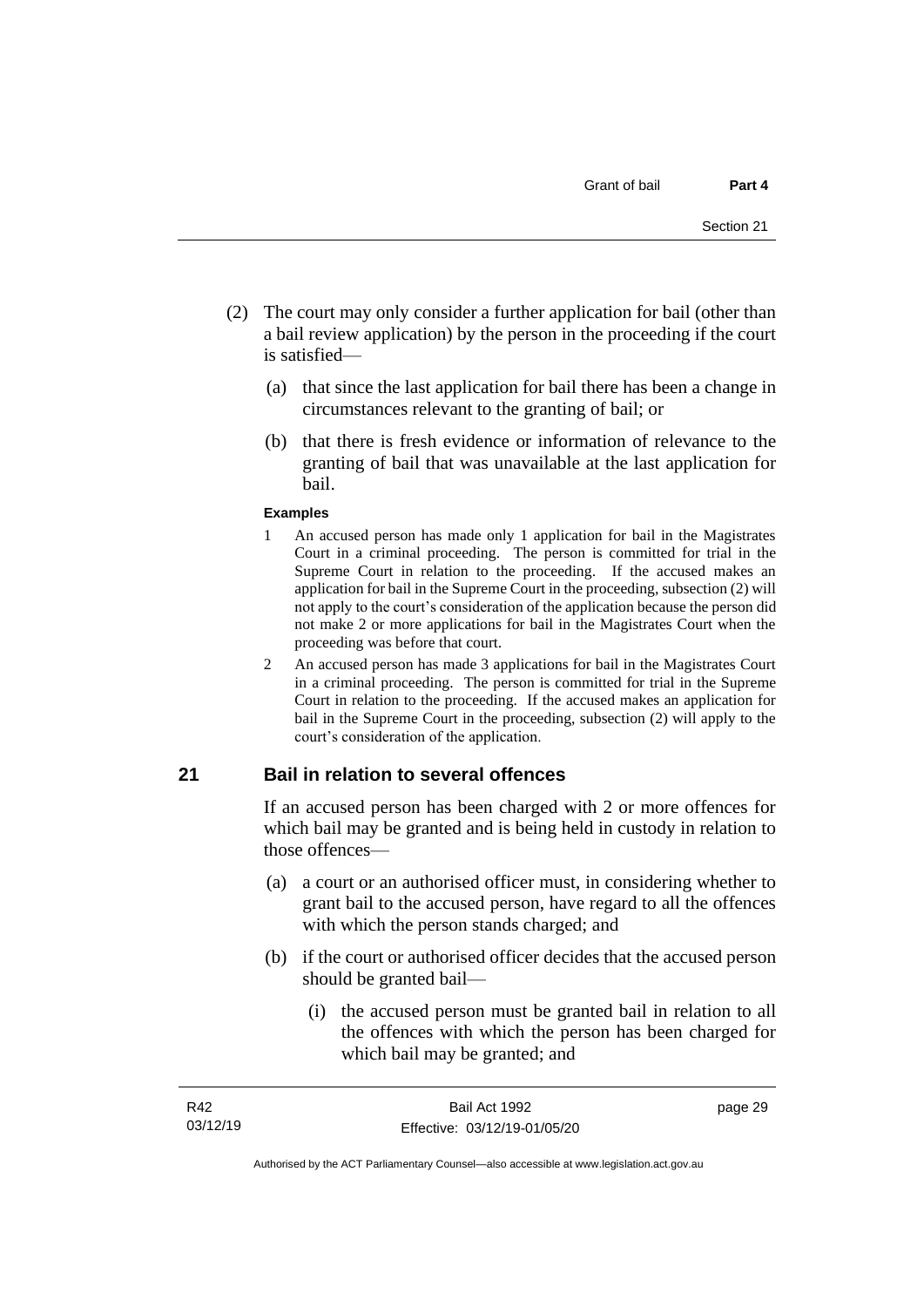(2) The court may only consider a further application for bail (other than a bail review application) by the person in the proceeding if the court is satisfied—

  (a) that since the last application for bail there has been a change in circumstances relevant to the granting of bail; or

  (b) that there is fresh evidence or information of relevance to the granting of bail that was unavailable at the last application for bail.

**Examples**

1 An accused person has made only 1 application for bail in the Magistrates Court in a criminal proceeding. The person is committed for trial in the Supreme Court in relation to the proceeding. If the accused makes an application for bail in the Supreme Court in the proceeding, subsection (2) will not apply to the court's consideration of the application because the person did not make 2 or more applications for bail in the Magistrates Court when the proceeding was before that court.

2 An accused person has made 3 applications for bail in the Magistrates Court in a criminal proceeding. The person is committed for trial in the Supreme Court in relation to the proceeding. If the accused makes an application for bail in the Supreme Court in the proceeding, subsection (2) will apply to the court's consideration of the application.

## 21 Bail in relation to several offences

If an accused person has been charged with 2 or more offences for which bail may be granted and is being held in custody in relation to those offences—

  (a) a court or an authorised officer must, in considering whether to grant bail to the accused person, have regard to all the offences with which the person stands charged; and

  (b) if the court or authorised officer decides that the accused person should be granted bail—

    (i) the accused person must be granted bail in relation to all the offences with which the person has been charged for which bail may be granted; and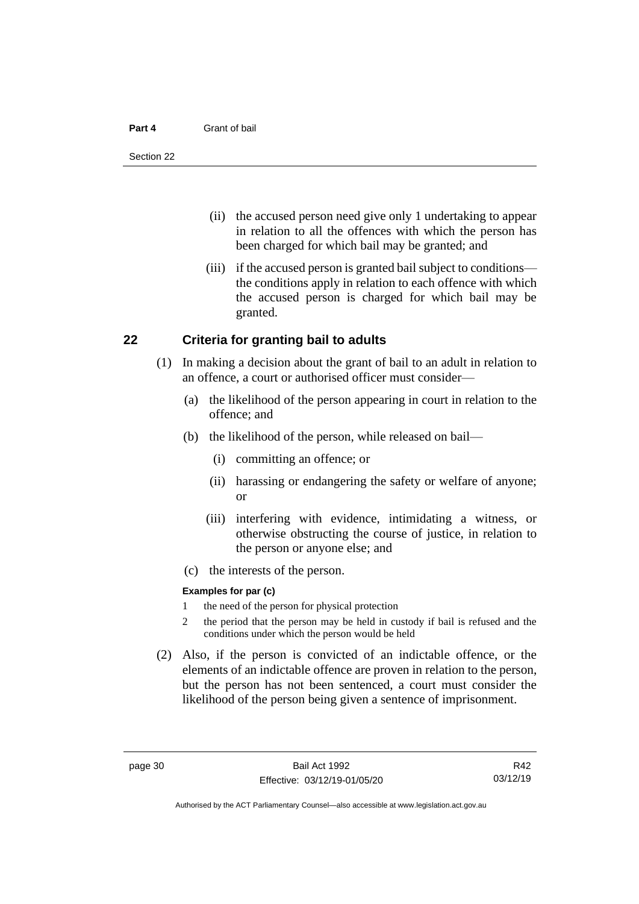(ii) the accused person need give only 1 undertaking to appear in relation to all the offences with which the person has been charged for which bail may be granted; and

(iii) if the accused person is granted bail subject to conditions—the conditions apply in relation to each offence with which the accused person is charged for which bail may be granted.

## 22 Criteria for granting bail to adults

(1) In making a decision about the grant of bail to an adult in relation to an offence, a court or authorised officer must consider—

(a) the likelihood of the person appearing in court in relation to the offence; and

(b) the likelihood of the person, while released on bail—

(i) committing an offence; or

(ii) harassing or endangering the safety or welfare of anyone; or

(iii) interfering with evidence, intimidating a witness, or otherwise obstructing the course of justice, in relation to the person or anyone else; and

(c) the interests of the person.

**Examples for par (c)**

1 the need of the person for physical protection

2 the period that the person may be held in custody if bail is refused and the conditions under which the person would be held

(2) Also, if the person is convicted of an indictable offence, or the elements of an indictable offence are proven in relation to the person, but the person has not been sentenced, a court must consider the likelihood of the person being given a sentence of imprisonment.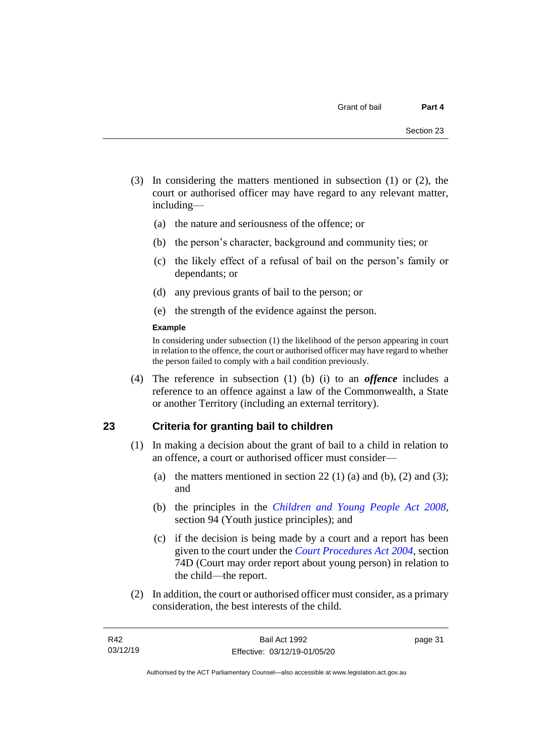(3) In considering the matters mentioned in subsection (1) or (2), the court or authorised officer may have regard to any relevant matter, including—

(a) the nature and seriousness of the offence; or

(b) the person's character, background and community ties; or

(c) the likely effect of a refusal of bail on the person's family or dependants; or

(d) any previous grants of bail to the person; or

(e) the strength of the evidence against the person.

**Example**

In considering under subsection (1) the likelihood of the person appearing in court in relation to the offence, the court or authorised officer may have regard to whether the person failed to comply with a bail condition previously.

(4) The reference in subsection (1) (b) (i) to an ***offence*** includes a reference to an offence against a law of the Commonwealth, a State or another Territory (including an external territory).

## 23 Criteria for granting bail to children

(1) In making a decision about the grant of bail to a child in relation to an offence, a court or authorised officer must consider—

(a) the matters mentioned in section 22 (1) (a) and (b), (2) and (3); and

(b) the principles in the *Children and Young People Act 2008*, section 94 (Youth justice principles); and

(c) if the decision is being made by a court and a report has been given to the court under the *Court Procedures Act 2004*, section 74D (Court may order report about young person) in relation to the child—the report.

(2) In addition, the court or authorised officer must consider, as a primary consideration, the best interests of the child.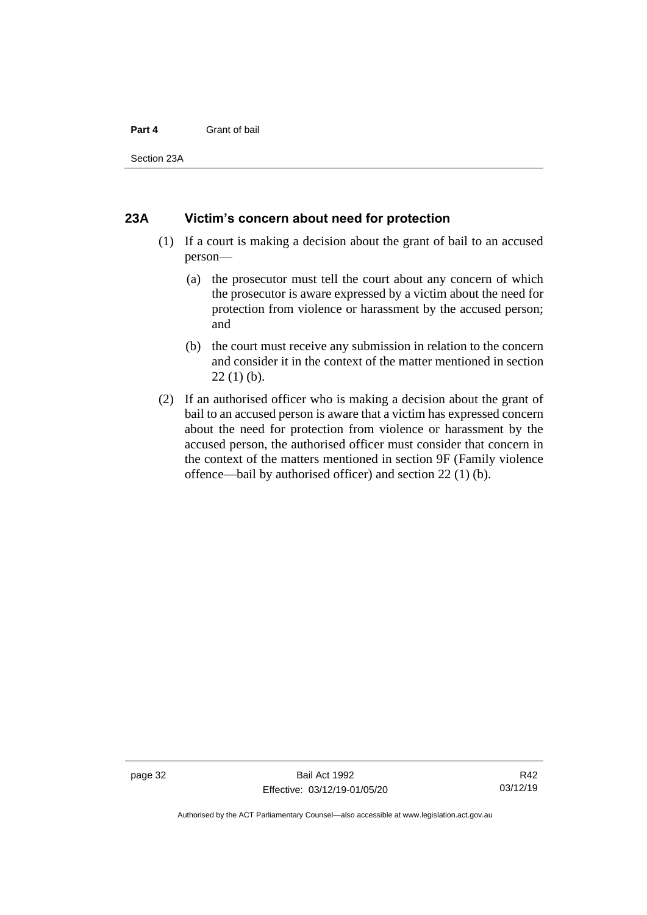## 23A Victim's concern about need for protection

(1) If a court is making a decision about the grant of bail to an accused person—

(a) the prosecutor must tell the court about any concern of which the prosecutor is aware expressed by a victim about the need for protection from violence or harassment by the accused person; and

(b) the court must receive any submission in relation to the concern and consider it in the context of the matter mentioned in section 22 (1) (b).

(2) If an authorised officer who is making a decision about the grant of bail to an accused person is aware that a victim has expressed concern about the need for protection from violence or harassment by the accused person, the authorised officer must consider that concern in the context of the matters mentioned in section 9F (Family violence offence—bail by authorised officer) and section 22 (1) (b).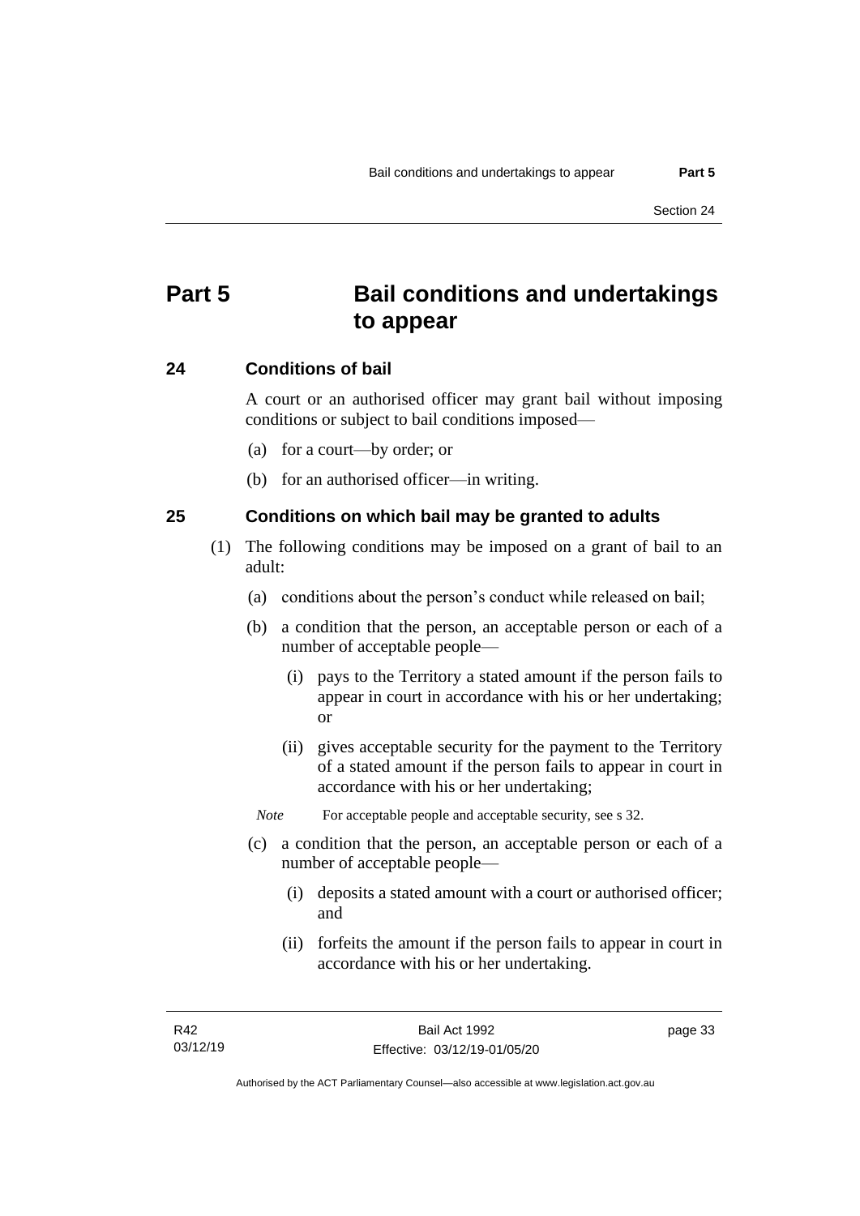# Part 5 Bail conditions and undertakings to appear

## 24 Conditions of bail

A court or an authorised officer may grant bail without imposing conditions or subject to bail conditions imposed—

(a) for a court—by order; or

(b) for an authorised officer—in writing.

## 25 Conditions on which bail may be granted to adults

(1) The following conditions may be imposed on a grant of bail to an adult:

(a) conditions about the person's conduct while released on bail;

(b) a condition that the person, an acceptable person or each of a number of acceptable people—

(i) pays to the Territory a stated amount if the person fails to appear in court in accordance with his or her undertaking; or

(ii) gives acceptable security for the payment to the Territory of a stated amount if the person fails to appear in court in accordance with his or her undertaking;

*Note* For acceptable people and acceptable security, see s 32.

(c) a condition that the person, an acceptable person or each of a number of acceptable people—

(i) deposits a stated amount with a court or authorised officer; and

(ii) forfeits the amount if the person fails to appear in court in accordance with his or her undertaking.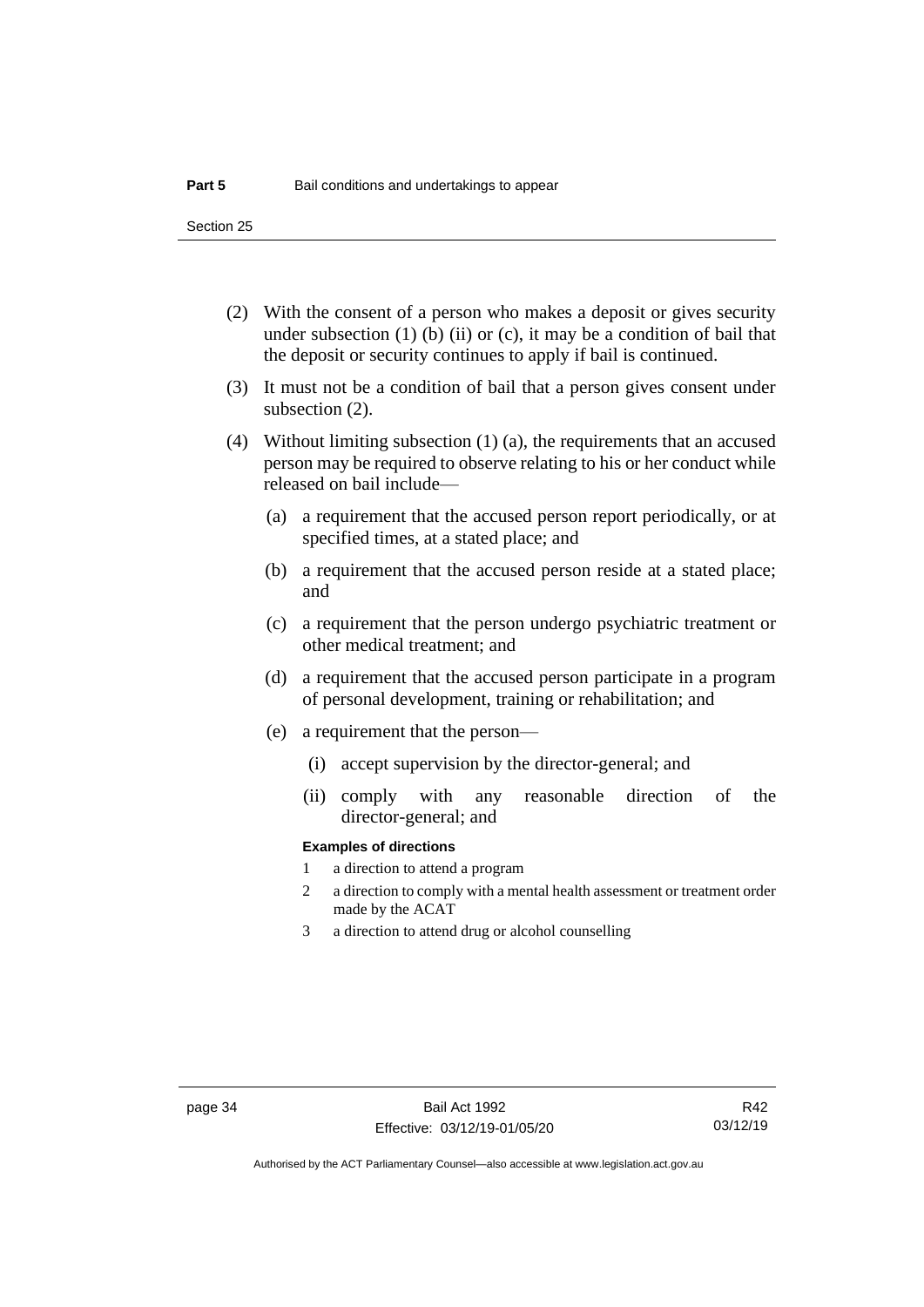(2) With the consent of a person who makes a deposit or gives security under subsection (1) (b) (ii) or (c), it may be a condition of bail that the deposit or security continues to apply if bail is continued.

(3) It must not be a condition of bail that a person gives consent under subsection (2).

(4) Without limiting subsection (1) (a), the requirements that an accused person may be required to observe relating to his or her conduct while released on bail include—

(a) a requirement that the accused person report periodically, or at specified times, at a stated place; and

(b) a requirement that the accused person reside at a stated place; and

(c) a requirement that the person undergo psychiatric treatment or other medical treatment; and

(d) a requirement that the accused person participate in a program of personal development, training or rehabilitation; and

(e) a requirement that the person—

(i) accept supervision by the director-general; and

(ii) comply with any reasonable direction of the director-general; and

**Examples of directions**

1 a direction to attend a program

2 a direction to comply with a mental health assessment or treatment order made by the ACAT

3 a direction to attend drug or alcohol counselling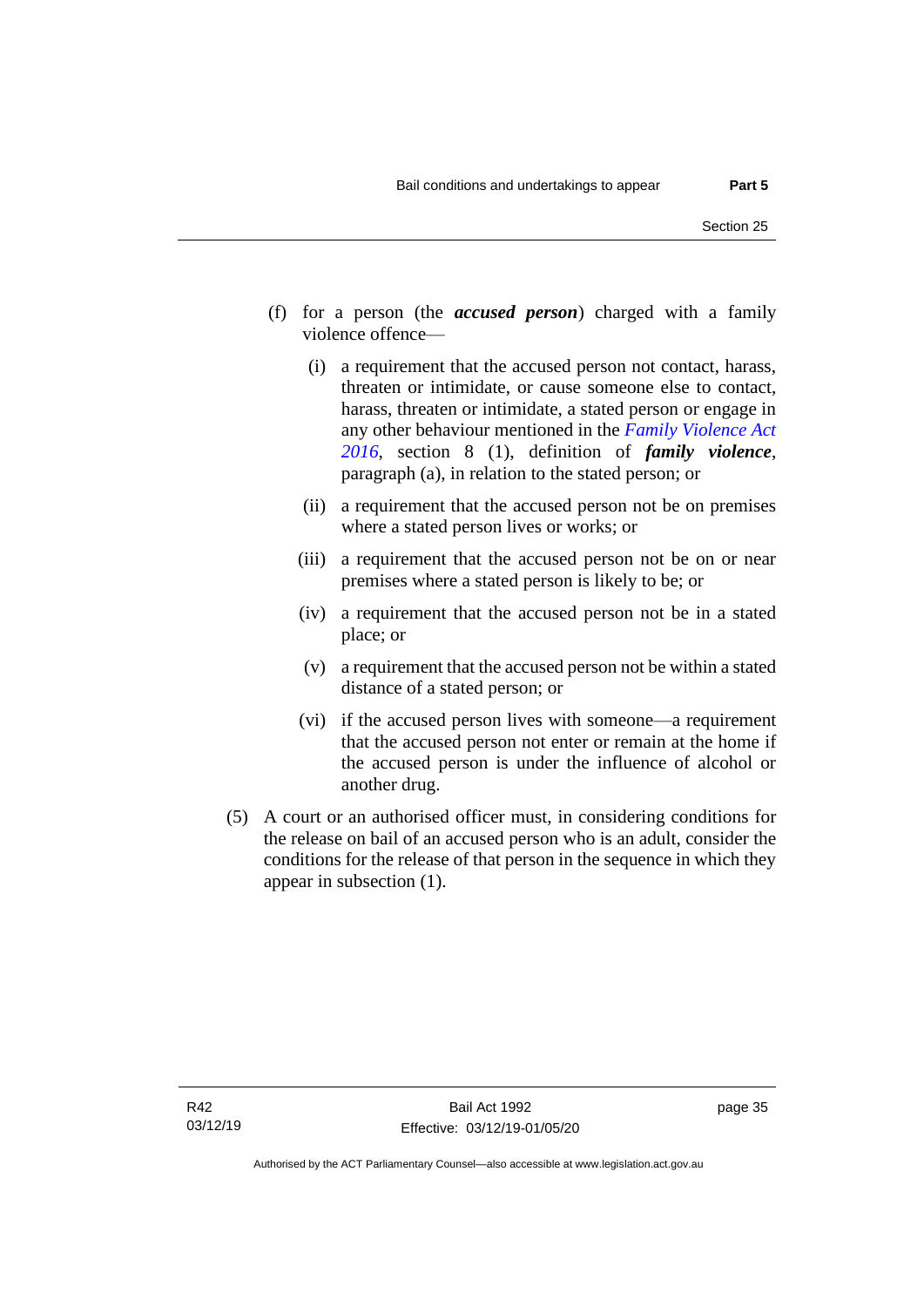(f) for a person (the ***accused person***) charged with a family violence offence—

   (i) a requirement that the accused person not contact, harass, threaten or intimidate, or cause someone else to contact, harass, threaten or intimidate, a stated person or engage in any other behaviour mentioned in the *Family Violence Act 2016*, section 8 (1), definition of ***family violence***, paragraph (a), in relation to the stated person; or

   (ii) a requirement that the accused person not be on premises where a stated person lives or works; or

   (iii) a requirement that the accused person not be on or near premises where a stated person is likely to be; or

   (iv) a requirement that the accused person not be in a stated place; or

   (v) a requirement that the accused person not be within a stated distance of a stated person; or

   (vi) if the accused person lives with someone—a requirement that the accused person not enter or remain at the home if the accused person is under the influence of alcohol or another drug.

(5) A court or an authorised officer must, in considering conditions for the release on bail of an accused person who is an adult, consider the conditions for the release of that person in the sequence in which they appear in subsection (1).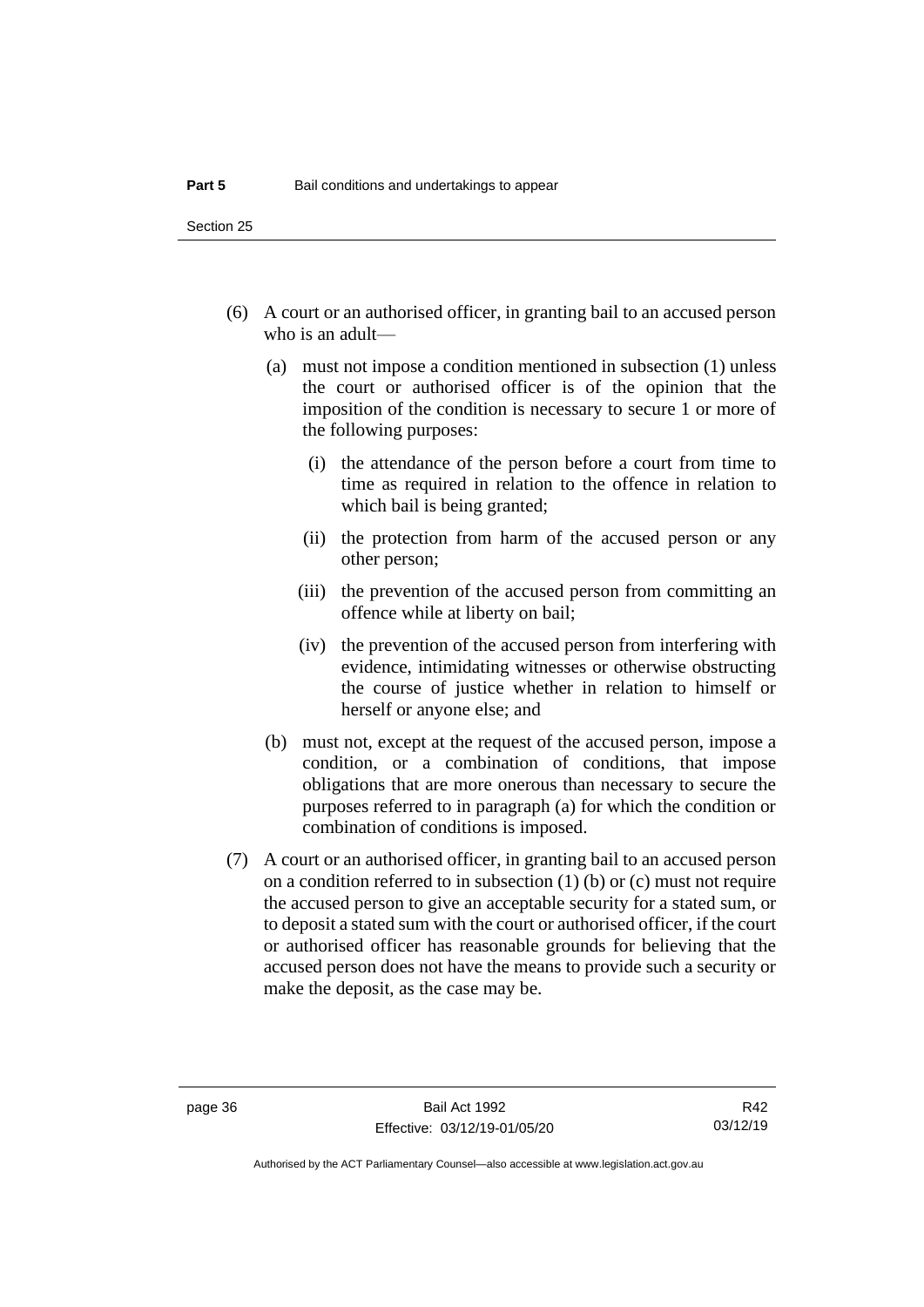(6) A court or an authorised officer, in granting bail to an accused person who is an adult—

   (a) must not impose a condition mentioned in subsection (1) unless the court or authorised officer is of the opinion that the imposition of the condition is necessary to secure 1 or more of the following purposes:

      (i) the attendance of the person before a court from time to time as required in relation to the offence in relation to which bail is being granted;

      (ii) the protection from harm of the accused person or any other person;

      (iii) the prevention of the accused person from committing an offence while at liberty on bail;

      (iv) the prevention of the accused person from interfering with evidence, intimidating witnesses or otherwise obstructing the course of justice whether in relation to himself or herself or anyone else; and

   (b) must not, except at the request of the accused person, impose a condition, or a combination of conditions, that impose obligations that are more onerous than necessary to secure the purposes referred to in paragraph (a) for which the condition or combination of conditions is imposed.

(7) A court or an authorised officer, in granting bail to an accused person on a condition referred to in subsection (1) (b) or (c) must not require the accused person to give an acceptable security for a stated sum, or to deposit a stated sum with the court or authorised officer, if the court or authorised officer has reasonable grounds for believing that the accused person does not have the means to provide such a security or make the deposit, as the case may be.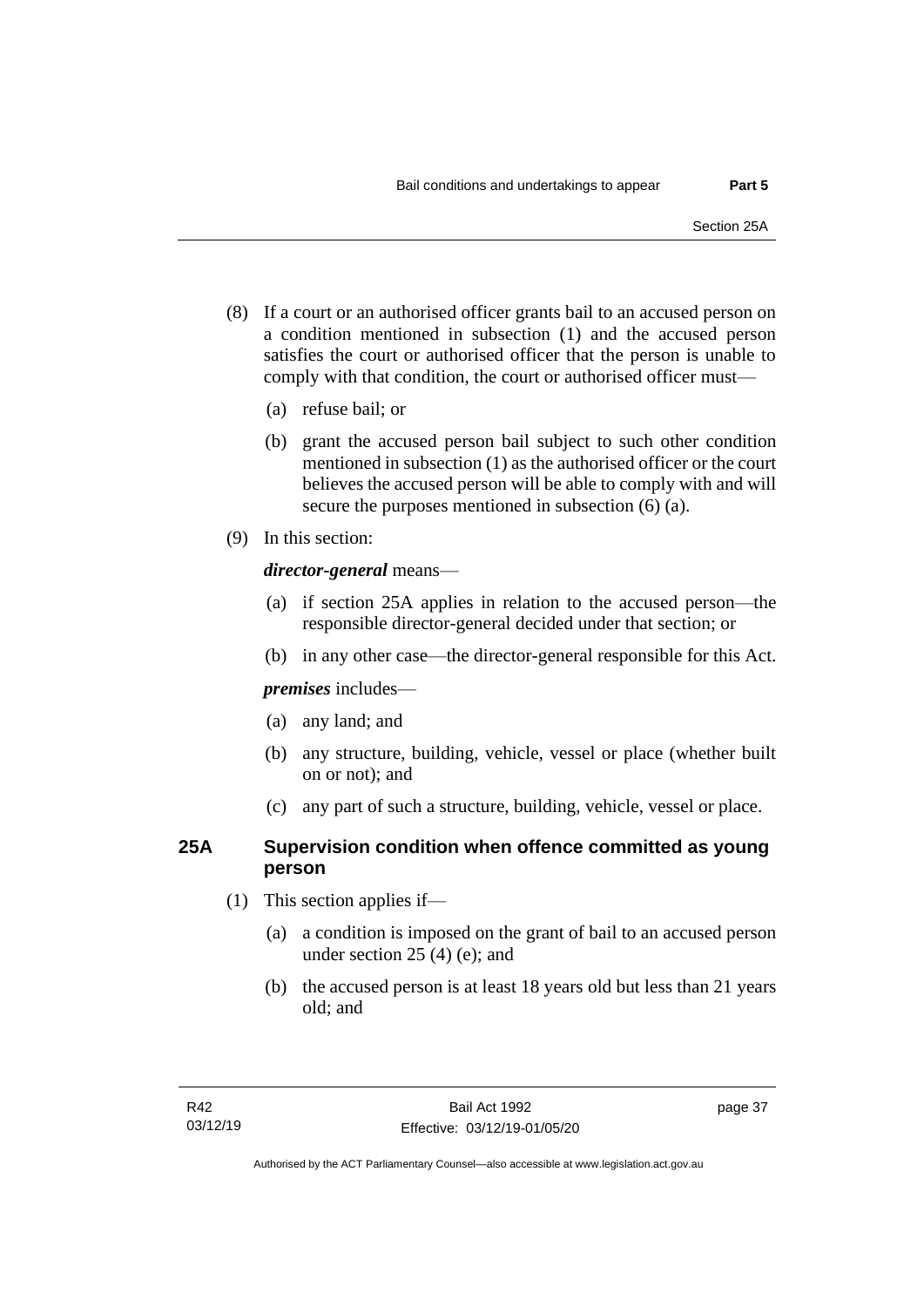(8) If a court or an authorised officer grants bail to an accused person on a condition mentioned in subsection (1) and the accused person satisfies the court or authorised officer that the person is unable to comply with that condition, the court or authorised officer must—

(a) refuse bail; or

(b) grant the accused person bail subject to such other condition mentioned in subsection (1) as the authorised officer or the court believes the accused person will be able to comply with and will secure the purposes mentioned in subsection (6) (a).

(9) In this section:

***director-general*** means—

(a) if section 25A applies in relation to the accused person—the responsible director-general decided under that section; or

(b) in any other case—the director-general responsible for this Act.

***premises*** includes—

(a) any land; and

(b) any structure, building, vehicle, vessel or place (whether built on or not); and

(c) any part of such a structure, building, vehicle, vessel or place.

### 25A Supervision condition when offence committed as young person

(1) This section applies if—

(a) a condition is imposed on the grant of bail to an accused person under section 25 (4) (e); and

(b) the accused person is at least 18 years old but less than 21 years old; and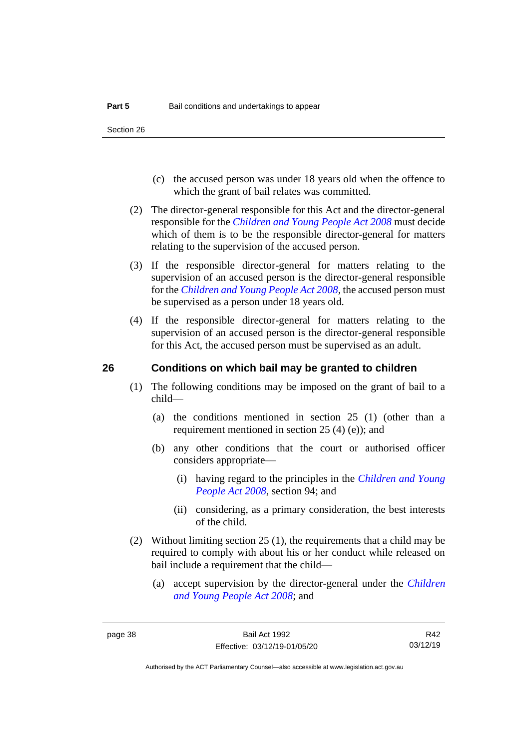(c) the accused person was under 18 years old when the offence to which the grant of bail relates was committed.

(2) The director-general responsible for this Act and the director-general responsible for the *Children and Young People Act 2008* must decide which of them is to be the responsible director-general for matters relating to the supervision of the accused person.

(3) If the responsible director-general for matters relating to the supervision of an accused person is the director-general responsible for the *Children and Young People Act 2008*, the accused person must be supervised as a person under 18 years old.

(4) If the responsible director-general for matters relating to the supervision of an accused person is the director-general responsible for this Act, the accused person must be supervised as an adult.

## 26 Conditions on which bail may be granted to children

(1) The following conditions may be imposed on the grant of bail to a child—

(a) the conditions mentioned in section 25 (1) (other than a requirement mentioned in section 25 (4) (e)); and

(b) any other conditions that the court or authorised officer considers appropriate—

(i) having regard to the principles in the *Children and Young People Act 2008*, section 94; and

(ii) considering, as a primary consideration, the best interests of the child.

(2) Without limiting section 25 (1), the requirements that a child may be required to comply with about his or her conduct while released on bail include a requirement that the child—

(a) accept supervision by the director-general under the *Children and Young People Act 2008*; and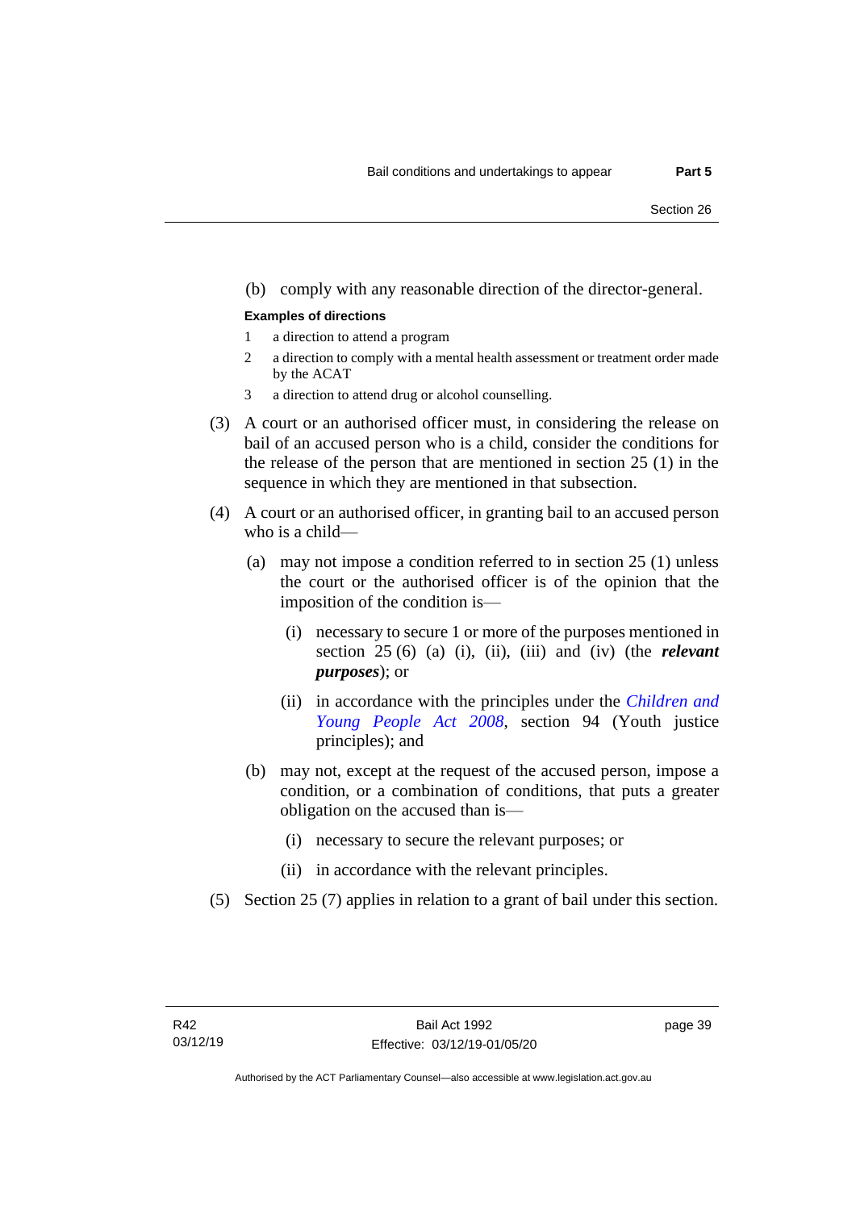(b) comply with any reasonable direction of the director-general.

**Examples of directions**

1 a direction to attend a program

2 a direction to comply with a mental health assessment or treatment order made by the ACAT

3 a direction to attend drug or alcohol counselling.

(3) A court or an authorised officer must, in considering the release on bail of an accused person who is a child, consider the conditions for the release of the person that are mentioned in section 25 (1) in the sequence in which they are mentioned in that subsection.

(4) A court or an authorised officer, in granting bail to an accused person who is a child—

(a) may not impose a condition referred to in section 25 (1) unless the court or the authorised officer is of the opinion that the imposition of the condition is—

(i) necessary to secure 1 or more of the purposes mentioned in section 25 (6) (a) (i), (ii), (iii) and (iv) (the ***relevant purposes***); or

(ii) in accordance with the principles under the *Children and Young People Act 2008*, section 94 (Youth justice principles); and

(b) may not, except at the request of the accused person, impose a condition, or a combination of conditions, that puts a greater obligation on the accused than is—

(i) necessary to secure the relevant purposes; or

(ii) in accordance with the relevant principles.

(5) Section 25 (7) applies in relation to a grant of bail under this section.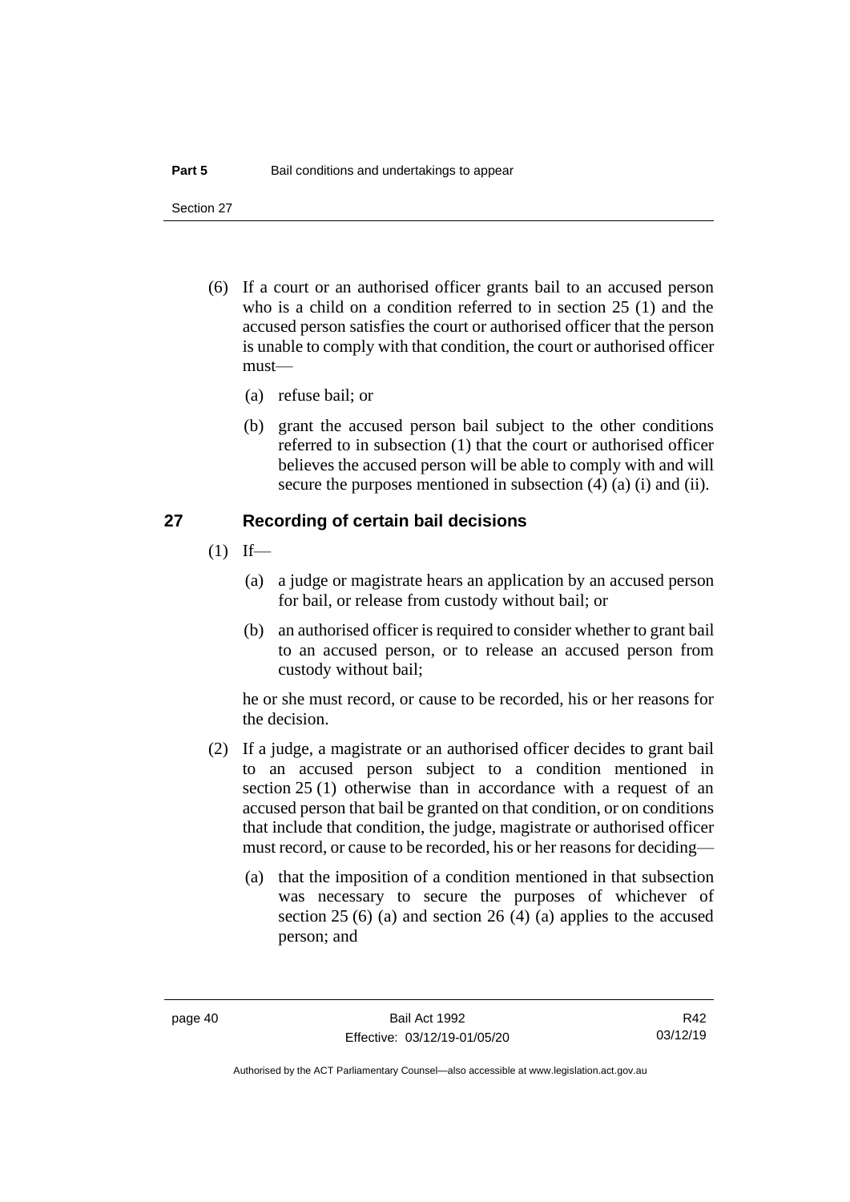(6) If a court or an authorised officer grants bail to an accused person who is a child on a condition referred to in section 25 (1) and the accused person satisfies the court or authorised officer that the person is unable to comply with that condition, the court or authorised officer must—

(a) refuse bail; or

(b) grant the accused person bail subject to the other conditions referred to in subsection (1) that the court or authorised officer believes the accused person will be able to comply with and will secure the purposes mentioned in subsection (4) (a) (i) and (ii).

## 27 Recording of certain bail decisions

(1) If—

(a) a judge or magistrate hears an application by an accused person for bail, or release from custody without bail; or

(b) an authorised officer is required to consider whether to grant bail to an accused person, or to release an accused person from custody without bail;

he or she must record, or cause to be recorded, his or her reasons for the decision.

(2) If a judge, a magistrate or an authorised officer decides to grant bail to an accused person subject to a condition mentioned in section 25 (1) otherwise than in accordance with a request of an accused person that bail be granted on that condition, or on conditions that include that condition, the judge, magistrate or authorised officer must record, or cause to be recorded, his or her reasons for deciding—

(a) that the imposition of a condition mentioned in that subsection was necessary to secure the purposes of whichever of section 25 (6) (a) and section 26 (4) (a) applies to the accused person; and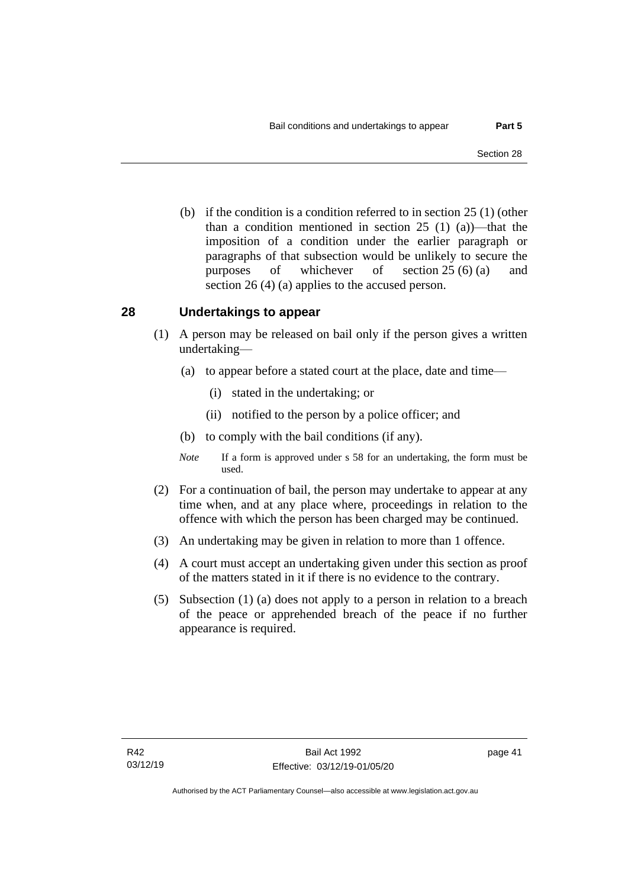(b) if the condition is a condition referred to in section 25 (1) (other than a condition mentioned in section 25 (1) (a))—that the imposition of a condition under the earlier paragraph or paragraphs of that subsection would be unlikely to secure the purposes of whichever of section 25 (6) (a) and section 26 (4) (a) applies to the accused person.

## 28 Undertakings to appear

(1) A person may be released on bail only if the person gives a written undertaking—

(a) to appear before a stated court at the place, date and time—

(i) stated in the undertaking; or

(ii) notified to the person by a police officer; and

(b) to comply with the bail conditions (if any).

*Note* If a form is approved under s 58 for an undertaking, the form must be used.

(2) For a continuation of bail, the person may undertake to appear at any time when, and at any place where, proceedings in relation to the offence with which the person has been charged may be continued.

(3) An undertaking may be given in relation to more than 1 offence.

(4) A court must accept an undertaking given under this section as proof of the matters stated in it if there is no evidence to the contrary.

(5) Subsection (1) (a) does not apply to a person in relation to a breach of the peace or apprehended breach of the peace if no further appearance is required.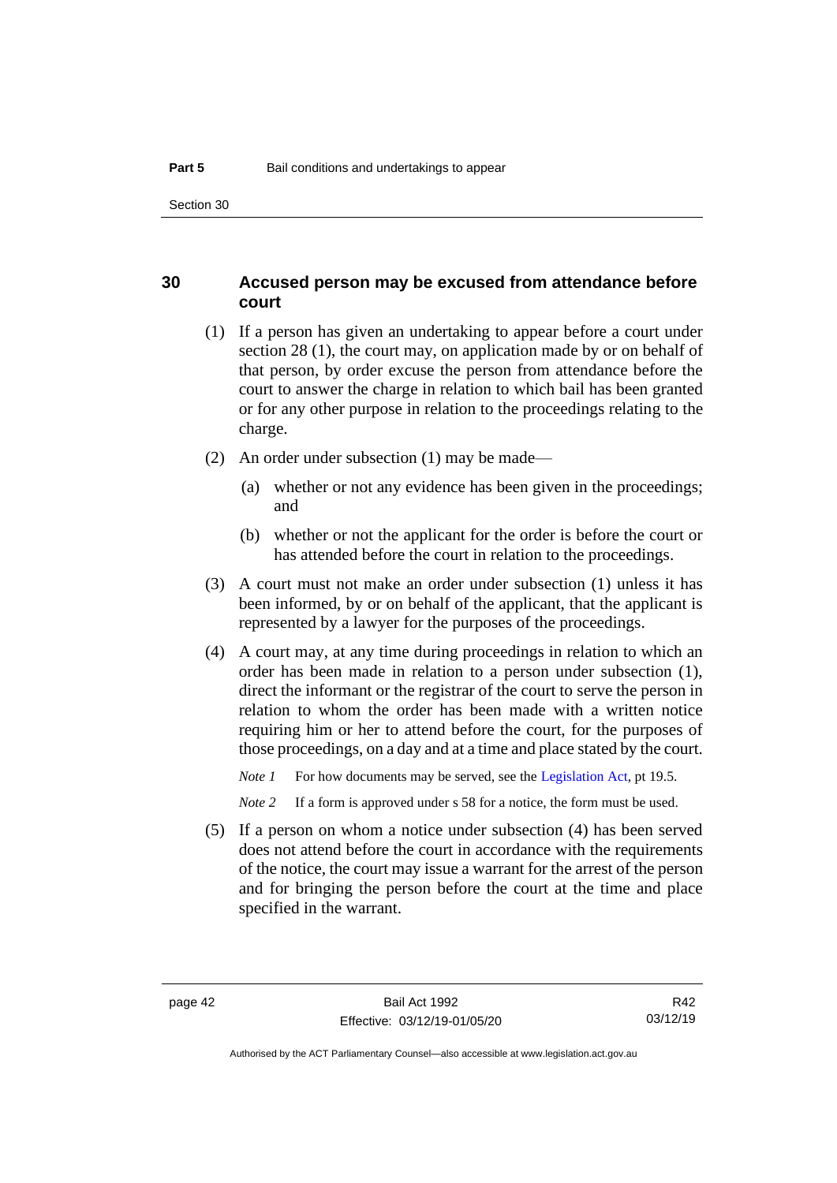## 30 Accused person may be excused from attendance before court

(1) If a person has given an undertaking to appear before a court under section 28 (1), the court may, on application made by or on behalf of that person, by order excuse the person from attendance before the court to answer the charge in relation to which bail has been granted or for any other purpose in relation to the proceedings relating to the charge.

(2) An order under subsection (1) may be made—

(a) whether or not any evidence has been given in the proceedings; and

(b) whether or not the applicant for the order is before the court or has attended before the court in relation to the proceedings.

(3) A court must not make an order under subsection (1) unless it has been informed, by or on behalf of the applicant, that the applicant is represented by a lawyer for the purposes of the proceedings.

(4) A court may, at any time during proceedings in relation to which an order has been made in relation to a person under subsection (1), direct the informant or the registrar of the court to serve the person in relation to whom the order has been made with a written notice requiring him or her to attend before the court, for the purposes of those proceedings, on a day and at a time and place stated by the court.

*Note 1* For how documents may be served, see the Legislation Act, pt 19.5.

*Note 2* If a form is approved under s 58 for a notice, the form must be used.

(5) If a person on whom a notice under subsection (4) has been served does not attend before the court in accordance with the requirements of the notice, the court may issue a warrant for the arrest of the person and for bringing the person before the court at the time and place specified in the warrant.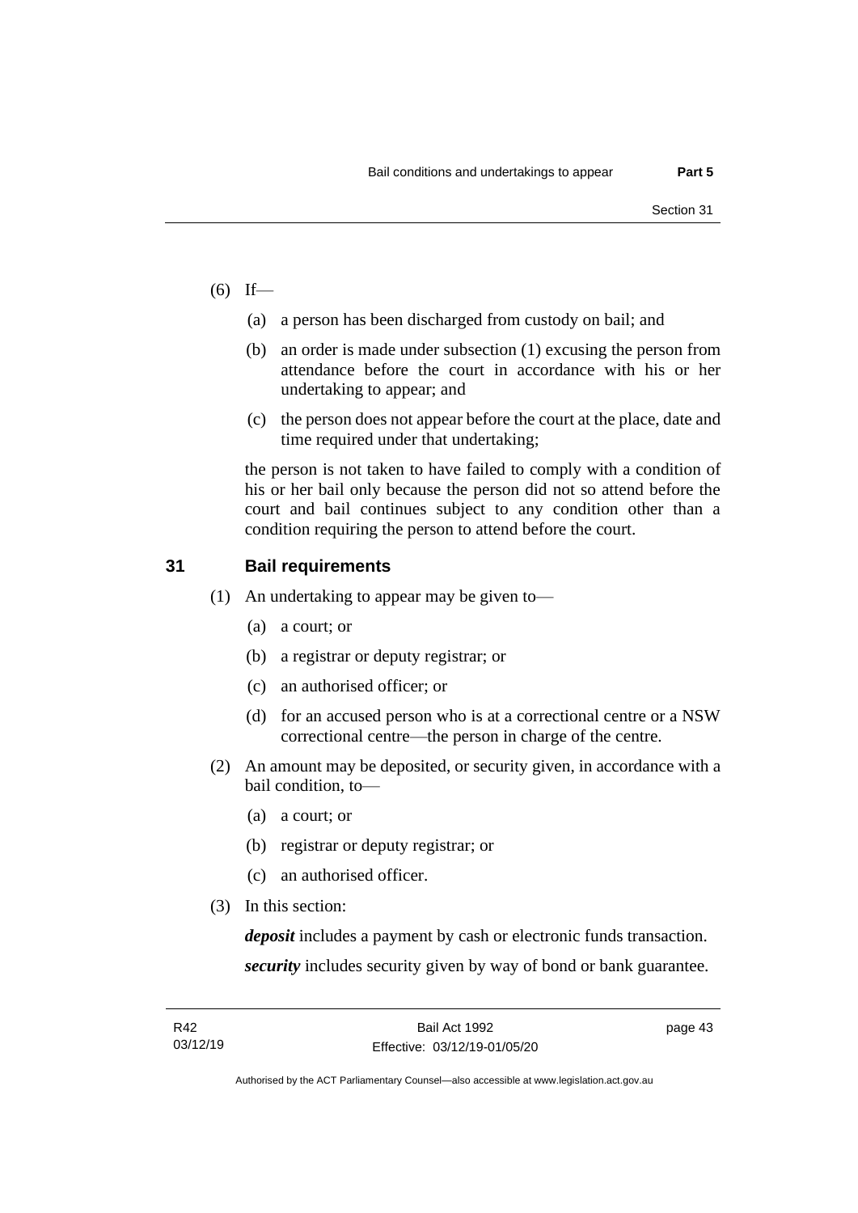(6) If—

   (a) a person has been discharged from custody on bail; and

   (b) an order is made under subsection (1) excusing the person from attendance before the court in accordance with his or her undertaking to appear; and

   (c) the person does not appear before the court at the place, date and time required under that undertaking;

   the person is not taken to have failed to comply with a condition of his or her bail only because the person did not so attend before the court and bail continues subject to any condition other than a condition requiring the person to attend before the court.

## 31 Bail requirements

(1) An undertaking to appear may be given to—

   (a) a court; or

   (b) a registrar or deputy registrar; or

   (c) an authorised officer; or

   (d) for an accused person who is at a correctional centre or a NSW correctional centre—the person in charge of the centre.

(2) An amount may be deposited, or security given, in accordance with a bail condition, to—

   (a) a court; or

   (b) registrar or deputy registrar; or

   (c) an authorised officer.

(3) In this section:

   ***deposit*** includes a payment by cash or electronic funds transaction.

   ***security*** includes security given by way of bond or bank guarantee.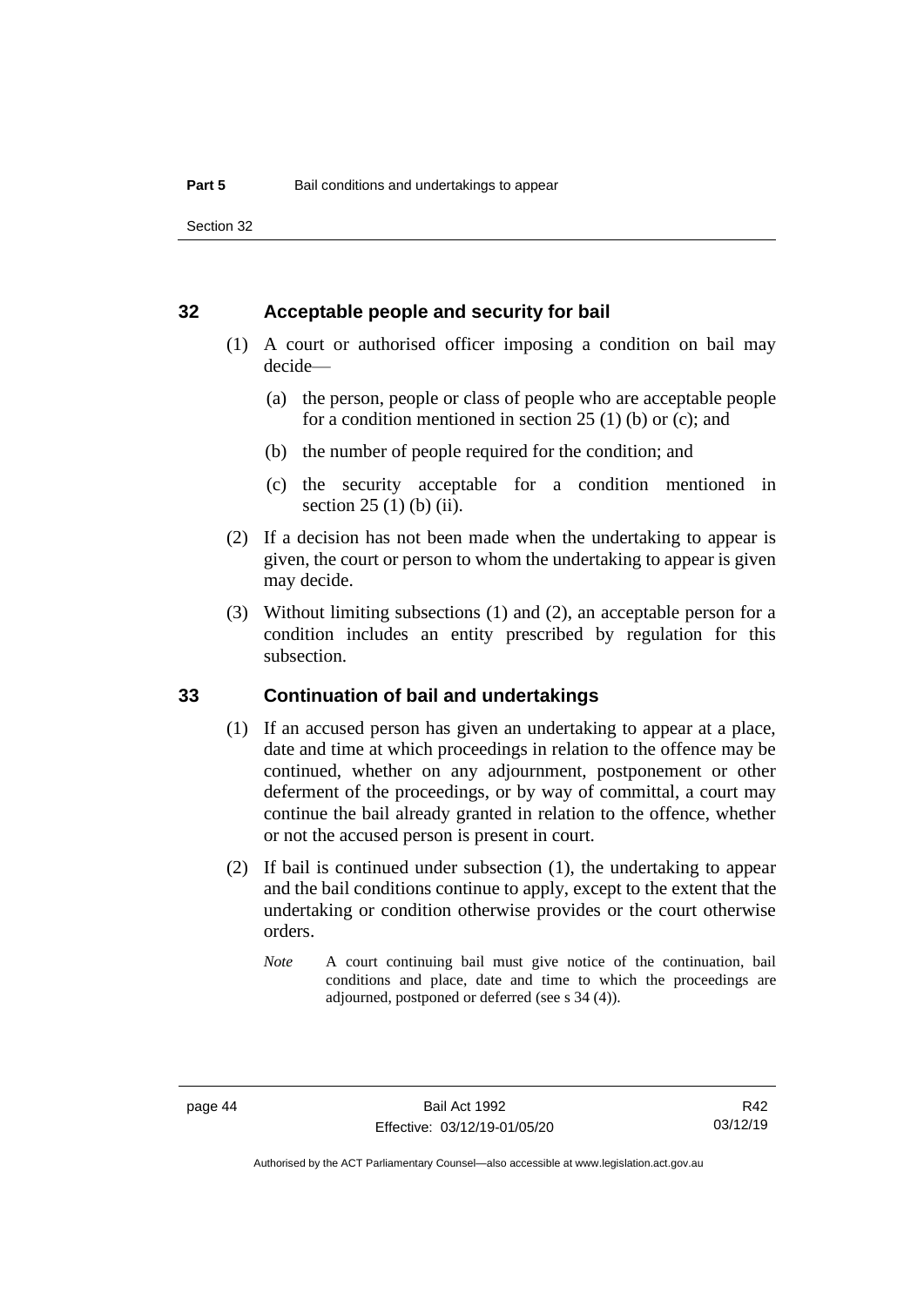## 32 Acceptable people and security for bail

(1) A court or authorised officer imposing a condition on bail may decide—

(a) the person, people or class of people who are acceptable people for a condition mentioned in section 25 (1) (b) or (c); and

(b) the number of people required for the condition; and

(c) the security acceptable for a condition mentioned in section 25 (1) (b) (ii).

(2) If a decision has not been made when the undertaking to appear is given, the court or person to whom the undertaking to appear is given may decide.

(3) Without limiting subsections (1) and (2), an acceptable person for a condition includes an entity prescribed by regulation for this subsection.

## 33 Continuation of bail and undertakings

(1) If an accused person has given an undertaking to appear at a place, date and time at which proceedings in relation to the offence may be continued, whether on any adjournment, postponement or other deferment of the proceedings, or by way of committal, a court may continue the bail already granted in relation to the offence, whether or not the accused person is present in court.

(2) If bail is continued under subsection (1), the undertaking to appear and the bail conditions continue to apply, except to the extent that the undertaking or condition otherwise provides or the court otherwise orders.

*Note* A court continuing bail must give notice of the continuation, bail conditions and place, date and time to which the proceedings are adjourned, postponed or deferred (see s 34 (4)).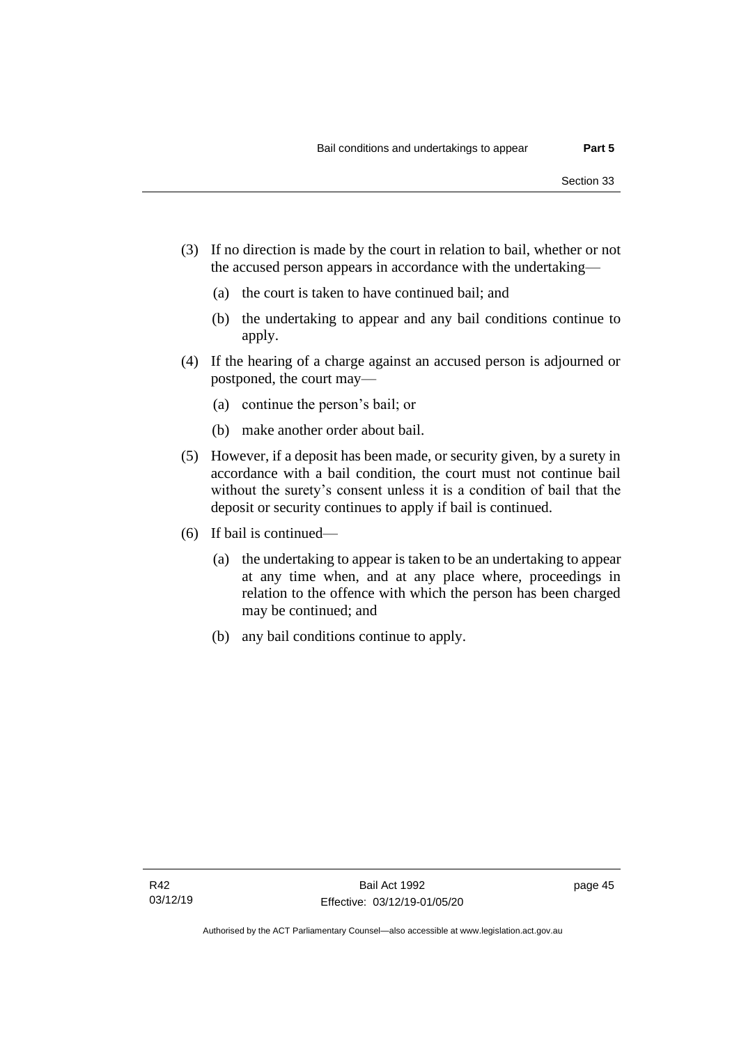(3) If no direction is made by the court in relation to bail, whether or not the accused person appears in accordance with the undertaking—

(a) the court is taken to have continued bail; and

(b) the undertaking to appear and any bail conditions continue to apply.

(4) If the hearing of a charge against an accused person is adjourned or postponed, the court may—

(a) continue the person's bail; or

(b) make another order about bail.

(5) However, if a deposit has been made, or security given, by a surety in accordance with a bail condition, the court must not continue bail without the surety's consent unless it is a condition of bail that the deposit or security continues to apply if bail is continued.

(6) If bail is continued—

(a) the undertaking to appear is taken to be an undertaking to appear at any time when, and at any place where, proceedings in relation to the offence with which the person has been charged may be continued; and

(b) any bail conditions continue to apply.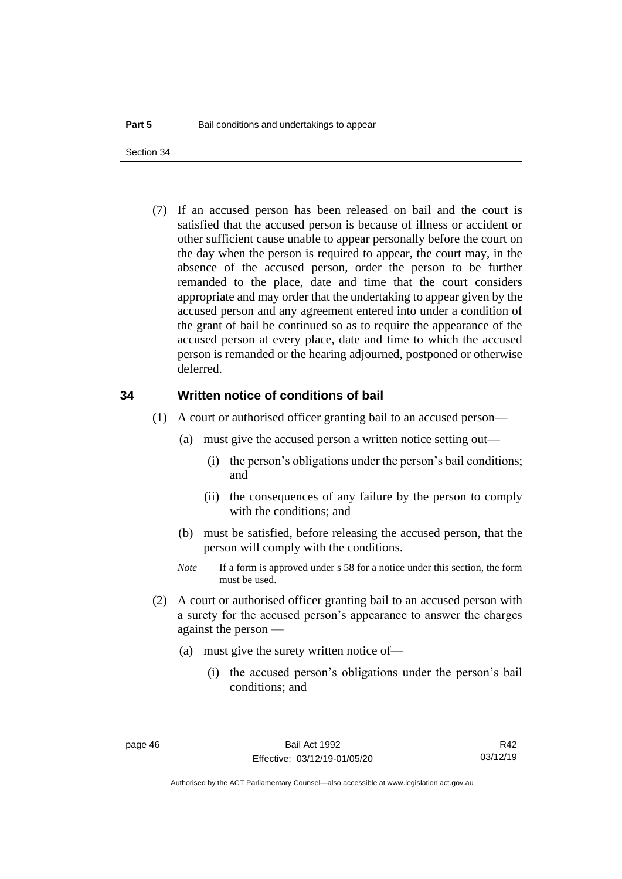(7) If an accused person has been released on bail and the court is satisfied that the accused person is because of illness or accident or other sufficient cause unable to appear personally before the court on the day when the person is required to appear, the court may, in the absence of the accused person, order the person to be further remanded to the place, date and time that the court considers appropriate and may order that the undertaking to appear given by the accused person and any agreement entered into under a condition of the grant of bail be continued so as to require the appearance of the accused person at every place, date and time to which the accused person is remanded or the hearing adjourned, postponed or otherwise deferred.

## 34 Written notice of conditions of bail

(1) A court or authorised officer granting bail to an accused person—

(a) must give the accused person a written notice setting out—

(i) the person's obligations under the person's bail conditions; and

(ii) the consequences of any failure by the person to comply with the conditions; and

(b) must be satisfied, before releasing the accused person, that the person will comply with the conditions.

*Note* If a form is approved under s 58 for a notice under this section, the form must be used.

(2) A court or authorised officer granting bail to an accused person with a surety for the accused person's appearance to answer the charges against the person —

(a) must give the surety written notice of—

(i) the accused person's obligations under the person's bail conditions; and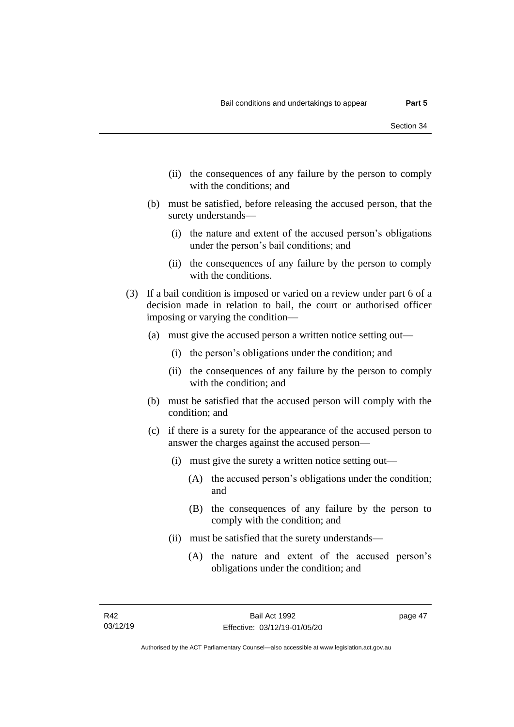(ii) the consequences of any failure by the person to comply with the conditions; and

(b) must be satisfied, before releasing the accused person, that the surety understands—

(i) the nature and extent of the accused person's obligations under the person's bail conditions; and

(ii) the consequences of any failure by the person to comply with the conditions.

(3) If a bail condition is imposed or varied on a review under part 6 of a decision made in relation to bail, the court or authorised officer imposing or varying the condition—

(a) must give the accused person a written notice setting out—

(i) the person's obligations under the condition; and

(ii) the consequences of any failure by the person to comply with the condition; and

(b) must be satisfied that the accused person will comply with the condition; and

(c) if there is a surety for the appearance of the accused person to answer the charges against the accused person—

(i) must give the surety a written notice setting out—

(A) the accused person's obligations under the condition; and

(B) the consequences of any failure by the person to comply with the condition; and

(ii) must be satisfied that the surety understands—

(A) the nature and extent of the accused person's obligations under the condition; and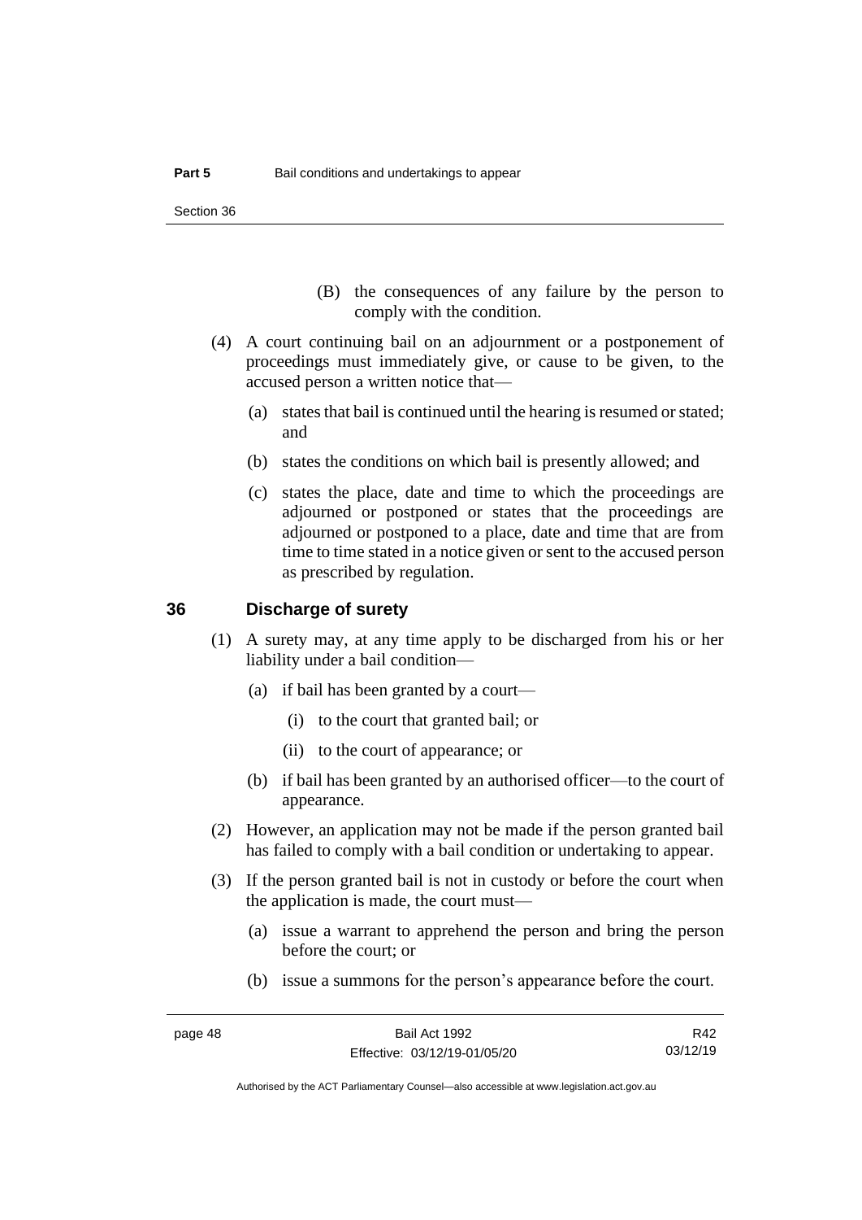(B) the consequences of any failure by the person to comply with the condition.

(4) A court continuing bail on an adjournment or a postponement of proceedings must immediately give, or cause to be given, to the accused person a written notice that—

(a) states that bail is continued until the hearing is resumed or stated; and

(b) states the conditions on which bail is presently allowed; and

(c) states the place, date and time to which the proceedings are adjourned or postponed or states that the proceedings are adjourned or postponed to a place, date and time that are from time to time stated in a notice given or sent to the accused person as prescribed by regulation.

## 36 Discharge of surety

(1) A surety may, at any time apply to be discharged from his or her liability under a bail condition—

(a) if bail has been granted by a court—

(i) to the court that granted bail; or

(ii) to the court of appearance; or

(b) if bail has been granted by an authorised officer—to the court of appearance.

(2) However, an application may not be made if the person granted bail has failed to comply with a bail condition or undertaking to appear.

(3) If the person granted bail is not in custody or before the court when the application is made, the court must—

(a) issue a warrant to apprehend the person and bring the person before the court; or

(b) issue a summons for the person's appearance before the court.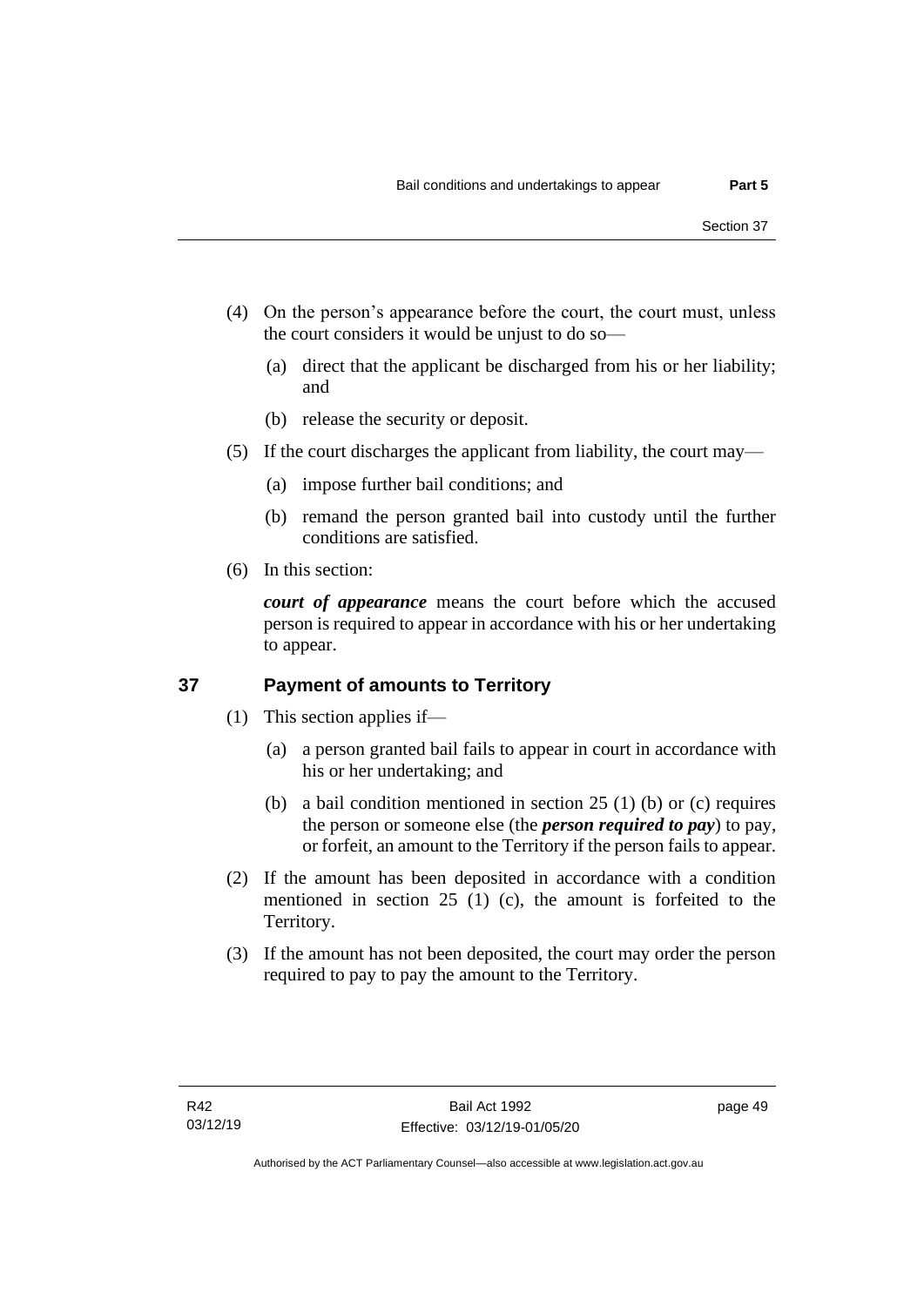(4) On the person's appearance before the court, the court must, unless the court considers it would be unjust to do so—

  (a) direct that the applicant be discharged from his or her liability; and

  (b) release the security or deposit.

(5) If the court discharges the applicant from liability, the court may—

  (a) impose further bail conditions; and

  (b) remand the person granted bail into custody until the further conditions are satisfied.

(6) In this section:

  ***court of appearance*** means the court before which the accused person is required to appear in accordance with his or her undertaking to appear.

## 37 Payment of amounts to Territory

(1) This section applies if—

  (a) a person granted bail fails to appear in court in accordance with his or her undertaking; and

  (b) a bail condition mentioned in section 25 (1) (b) or (c) requires the person or someone else (the ***person required to pay***) to pay, or forfeit, an amount to the Territory if the person fails to appear.

(2) If the amount has been deposited in accordance with a condition mentioned in section 25 (1) (c), the amount is forfeited to the Territory.

(3) If the amount has not been deposited, the court may order the person required to pay to pay the amount to the Territory.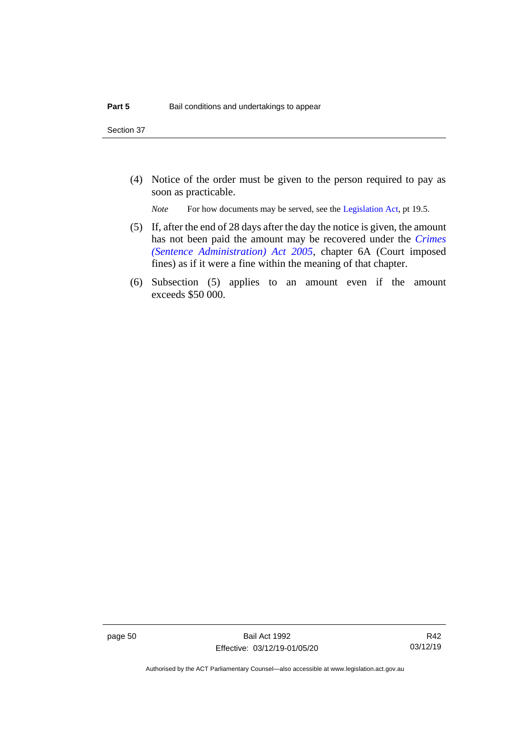(4) Notice of the order must be given to the person required to pay as soon as practicable.

*Note* For how documents may be served, see the Legislation Act, pt 19.5.

(5) If, after the end of 28 days after the day the notice is given, the amount has not been paid the amount may be recovered under the *Crimes (Sentence Administration) Act 2005*, chapter 6A (Court imposed fines) as if it were a fine within the meaning of that chapter.

(6) Subsection (5) applies to an amount even if the amount exceeds $50 000.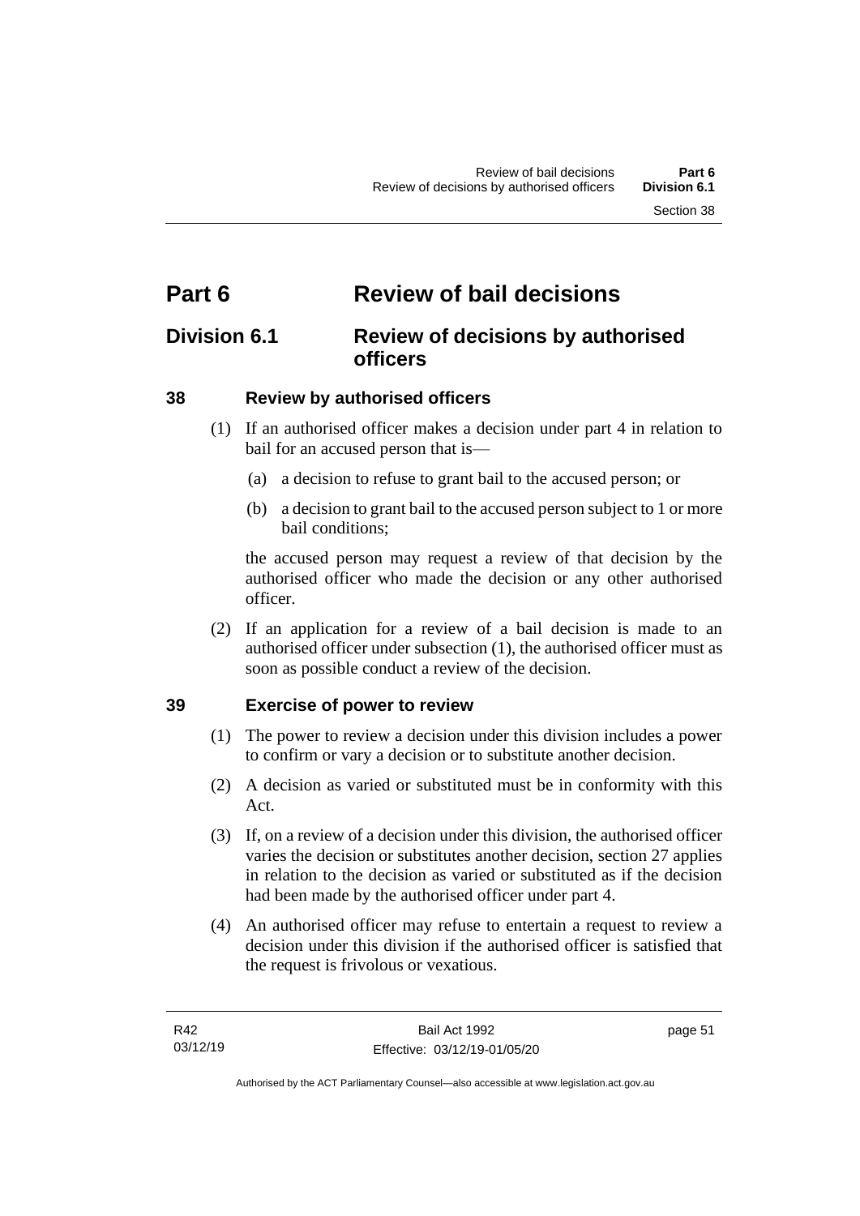# Part 6 Review of bail decisions

## Division 6.1 Review of decisions by authorised officers

### 38 Review by authorised officers

(1) If an authorised officer makes a decision under part 4 in relation to bail for an accused person that is—

- (a) a decision to refuse to grant bail to the accused person; or
- (b) a decision to grant bail to the accused person subject to 1 or more bail conditions;

the accused person may request a review of that decision by the authorised officer who made the decision or any other authorised officer.

(2) If an application for a review of a bail decision is made to an authorised officer under subsection (1), the authorised officer must as soon as possible conduct a review of the decision.

### 39 Exercise of power to review

(1) The power to review a decision under this division includes a power to confirm or vary a decision or to substitute another decision.

(2) A decision as varied or substituted must be in conformity with this Act.

(3) If, on a review of a decision under this division, the authorised officer varies the decision or substitutes another decision, section 27 applies in relation to the decision as varied or substituted as if the decision had been made by the authorised officer under part 4.

(4) An authorised officer may refuse to entertain a request to review a decision under this division if the authorised officer is satisfied that the request is frivolous or vexatious.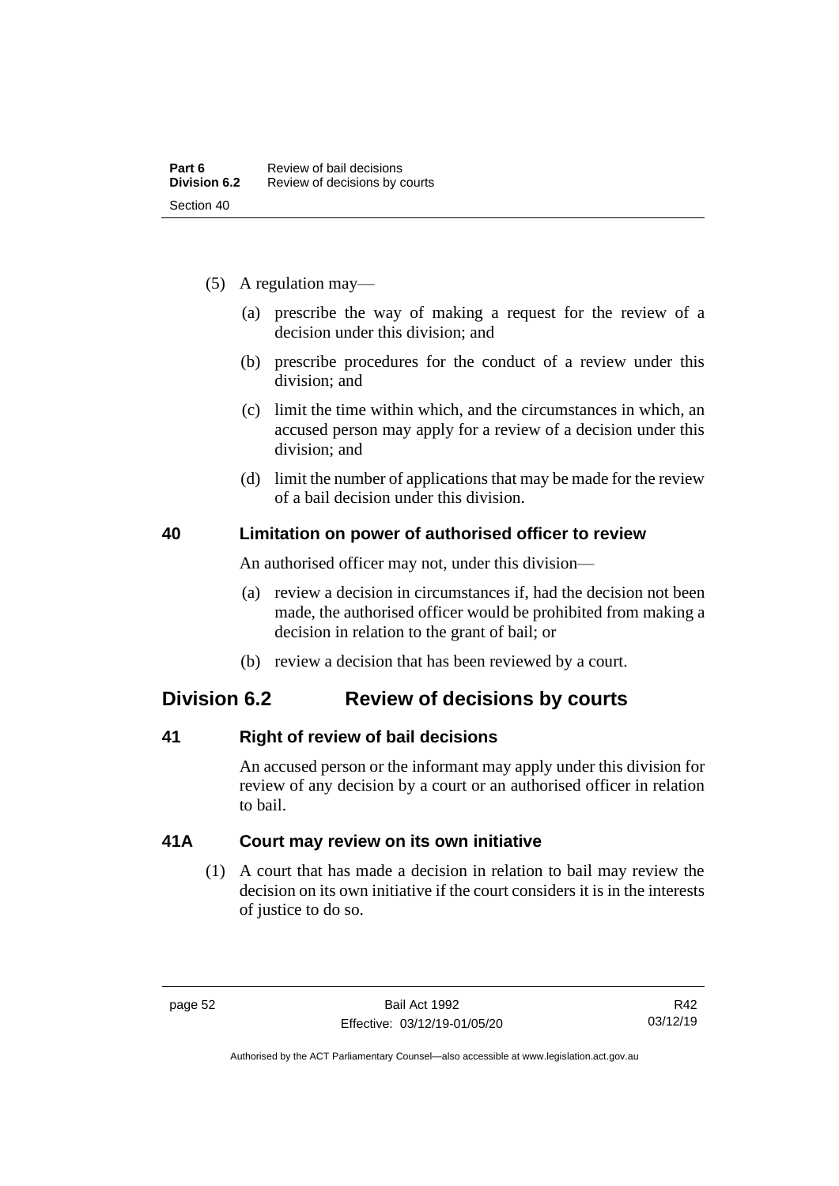(5) A regulation may—

(a) prescribe the way of making a request for the review of a decision under this division; and

(b) prescribe procedures for the conduct of a review under this division; and

(c) limit the time within which, and the circumstances in which, an accused person may apply for a review of a decision under this division; and

(d) limit the number of applications that may be made for the review of a bail decision under this division.

### 40 Limitation on power of authorised officer to review

An authorised officer may not, under this division—

(a) review a decision in circumstances if, had the decision not been made, the authorised officer would be prohibited from making a decision in relation to the grant of bail; or

(b) review a decision that has been reviewed by a court.

## Division 6.2 Review of decisions by courts

### 41 Right of review of bail decisions

An accused person or the informant may apply under this division for review of any decision by a court or an authorised officer in relation to bail.

### 41A Court may review on its own initiative

(1) A court that has made a decision in relation to bail may review the decision on its own initiative if the court considers it is in the interests of justice to do so.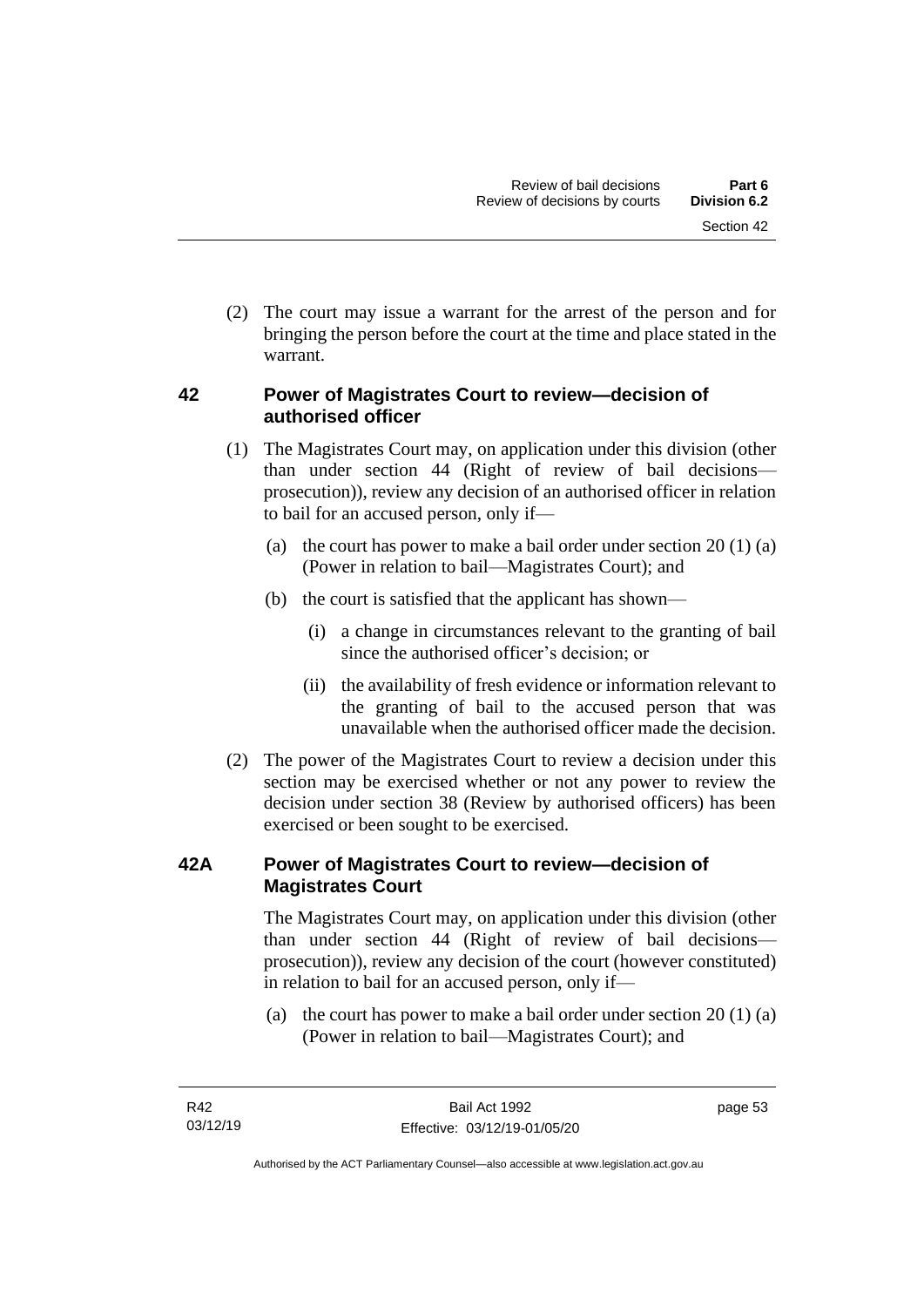(2) The court may issue a warrant for the arrest of the person and for bringing the person before the court at the time and place stated in the warrant.

### 42 Power of Magistrates Court to review—decision of authorised officer

(1) The Magistrates Court may, on application under this division (other than under section 44 (Right of review of bail decisions—prosecution)), review any decision of an authorised officer in relation to bail for an accused person, only if—

(a) the court has power to make a bail order under section 20 (1) (a) (Power in relation to bail—Magistrates Court); and

(b) the court is satisfied that the applicant has shown—

(i) a change in circumstances relevant to the granting of bail since the authorised officer's decision; or

(ii) the availability of fresh evidence or information relevant to the granting of bail to the accused person that was unavailable when the authorised officer made the decision.

(2) The power of the Magistrates Court to review a decision under this section may be exercised whether or not any power to review the decision under section 38 (Review by authorised officers) has been exercised or been sought to be exercised.

### 42A Power of Magistrates Court to review—decision of Magistrates Court

The Magistrates Court may, on application under this division (other than under section 44 (Right of review of bail decisions—prosecution)), review any decision of the court (however constituted) in relation to bail for an accused person, only if—

(a) the court has power to make a bail order under section 20 (1) (a) (Power in relation to bail—Magistrates Court); and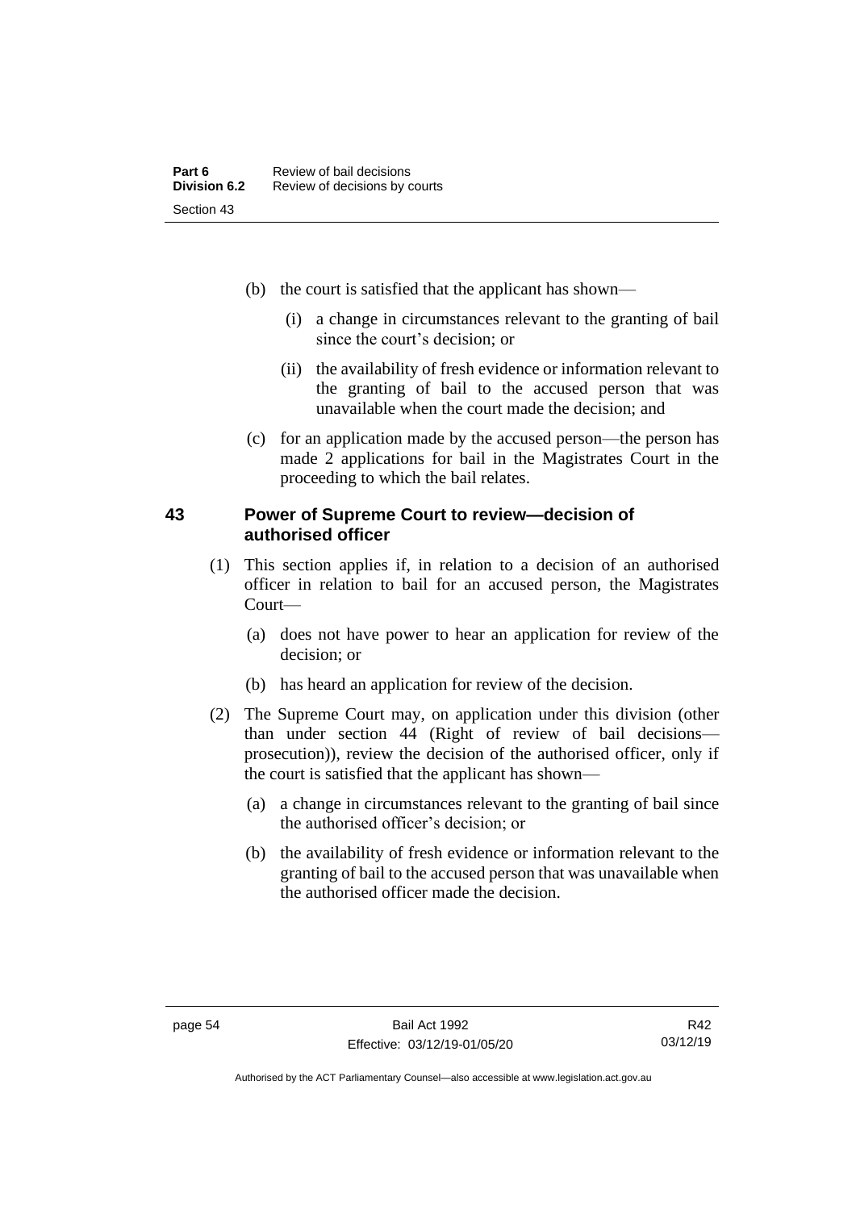(b) the court is satisfied that the applicant has shown—

(i) a change in circumstances relevant to the granting of bail since the court's decision; or

(ii) the availability of fresh evidence or information relevant to the granting of bail to the accused person that was unavailable when the court made the decision; and

(c) for an application made by the accused person—the person has made 2 applications for bail in the Magistrates Court in the proceeding to which the bail relates.

### 43 Power of Supreme Court to review—decision of authorised officer

(1) This section applies if, in relation to a decision of an authorised officer in relation to bail for an accused person, the Magistrates Court—

(a) does not have power to hear an application for review of the decision; or

(b) has heard an application for review of the decision.

(2) The Supreme Court may, on application under this division (other than under section 44 (Right of review of bail decisions—prosecution)), review the decision of the authorised officer, only if the court is satisfied that the applicant has shown—

(a) a change in circumstances relevant to the granting of bail since the authorised officer's decision; or

(b) the availability of fresh evidence or information relevant to the granting of bail to the accused person that was unavailable when the authorised officer made the decision.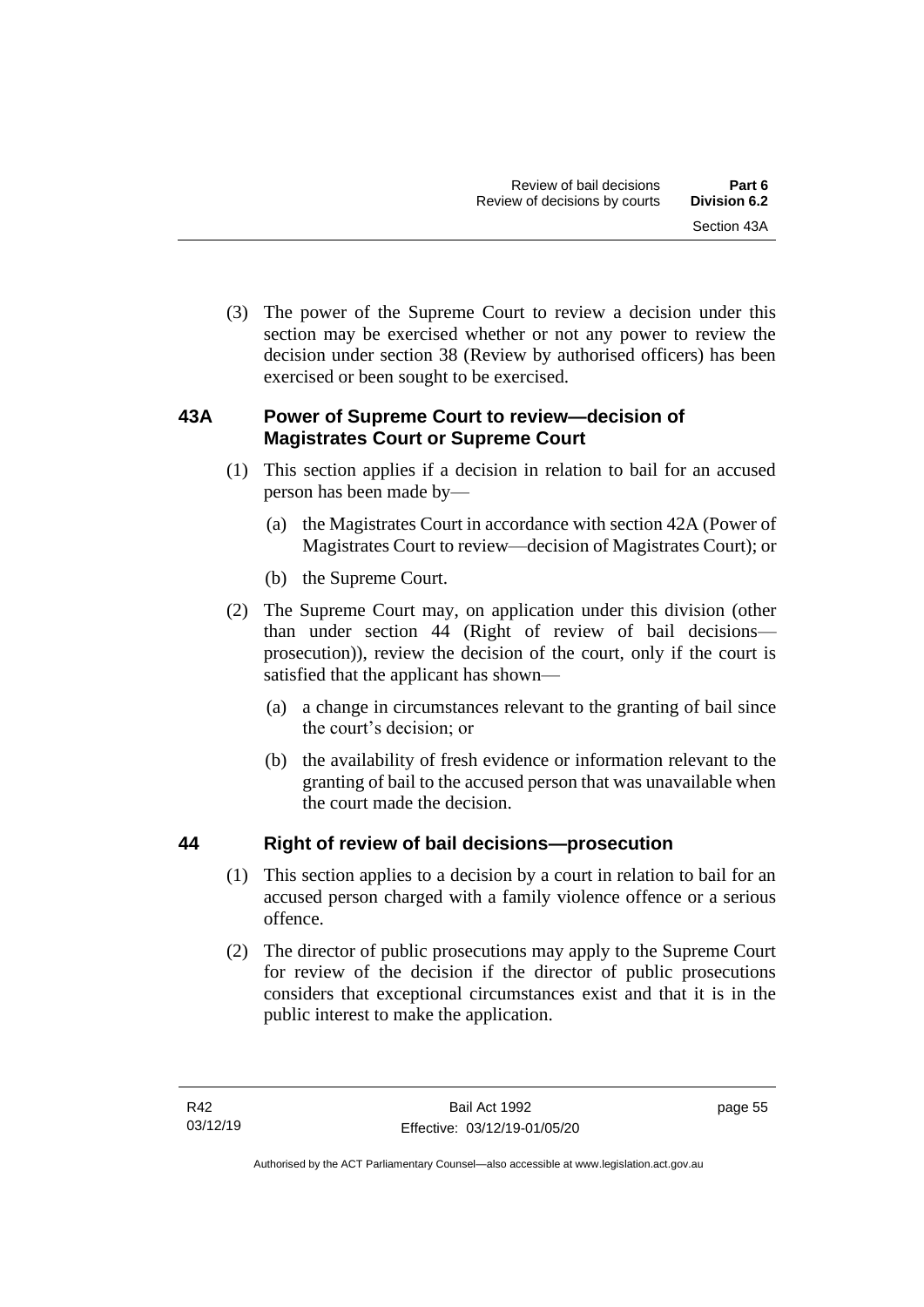(3) The power of the Supreme Court to review a decision under this section may be exercised whether or not any power to review the decision under section 38 (Review by authorised officers) has been exercised or been sought to be exercised.

### 43A Power of Supreme Court to review—decision of Magistrates Court or Supreme Court

(1) This section applies if a decision in relation to bail for an accused person has been made by—

(a) the Magistrates Court in accordance with section 42A (Power of Magistrates Court to review—decision of Magistrates Court); or

(b) the Supreme Court.

(2) The Supreme Court may, on application under this division (other than under section 44 (Right of review of bail decisions—prosecution)), review the decision of the court, only if the court is satisfied that the applicant has shown—

(a) a change in circumstances relevant to the granting of bail since the court's decision; or

(b) the availability of fresh evidence or information relevant to the granting of bail to the accused person that was unavailable when the court made the decision.

### 44 Right of review of bail decisions—prosecution

(1) This section applies to a decision by a court in relation to bail for an accused person charged with a family violence offence or a serious offence.

(2) The director of public prosecutions may apply to the Supreme Court for review of the decision if the director of public prosecutions considers that exceptional circumstances exist and that it is in the public interest to make the application.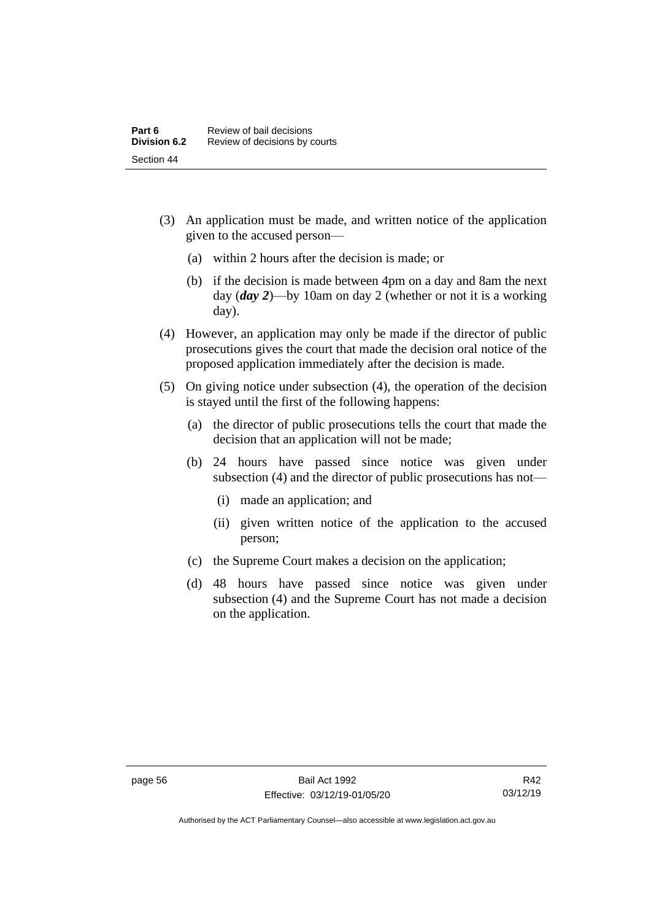(3) An application must be made, and written notice of the application given to the accused person—

  (a) within 2 hours after the decision is made; or

  (b) if the decision is made between 4pm on a day and 8am the next day (***day 2***)—by 10am on day 2 (whether or not it is a working day).

(4) However, an application may only be made if the director of public prosecutions gives the court that made the decision oral notice of the proposed application immediately after the decision is made.

(5) On giving notice under subsection (4), the operation of the decision is stayed until the first of the following happens:

  (a) the director of public prosecutions tells the court that made the decision that an application will not be made;

  (b) 24 hours have passed since notice was given under subsection (4) and the director of public prosecutions has not—

    (i) made an application; and

    (ii) given written notice of the application to the accused person;

  (c) the Supreme Court makes a decision on the application;

  (d) 48 hours have passed since notice was given under subsection (4) and the Supreme Court has not made a decision on the application.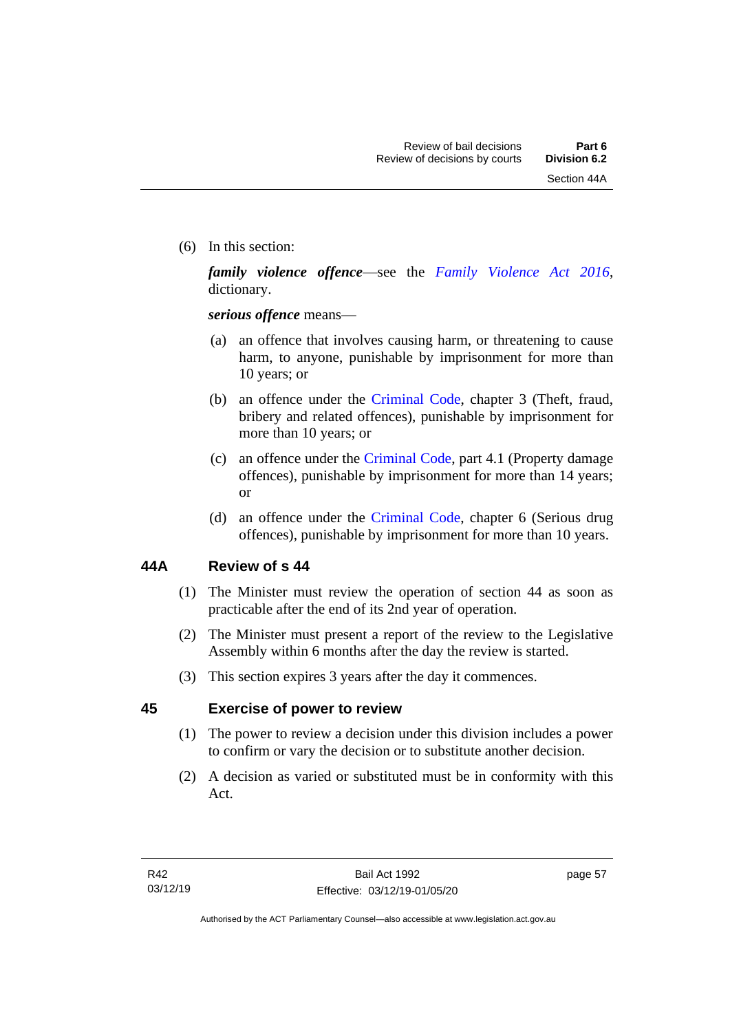(6) In this section:

***family violence offence***—see the *Family Violence Act 2016*, dictionary.

***serious offence*** means—

(a) an offence that involves causing harm, or threatening to cause harm, to anyone, punishable by imprisonment for more than 10 years; or

(b) an offence under the Criminal Code, chapter 3 (Theft, fraud, bribery and related offences), punishable by imprisonment for more than 10 years; or

(c) an offence under the Criminal Code, part 4.1 (Property damage offences), punishable by imprisonment for more than 14 years; or

(d) an offence under the Criminal Code, chapter 6 (Serious drug offences), punishable by imprisonment for more than 10 years.

### 44A Review of s 44

(1) The Minister must review the operation of section 44 as soon as practicable after the end of its 2nd year of operation.

(2) The Minister must present a report of the review to the Legislative Assembly within 6 months after the day the review is started.

(3) This section expires 3 years after the day it commences.

### 45 Exercise of power to review

(1) The power to review a decision under this division includes a power to confirm or vary the decision or to substitute another decision.

(2) A decision as varied or substituted must be in conformity with this Act.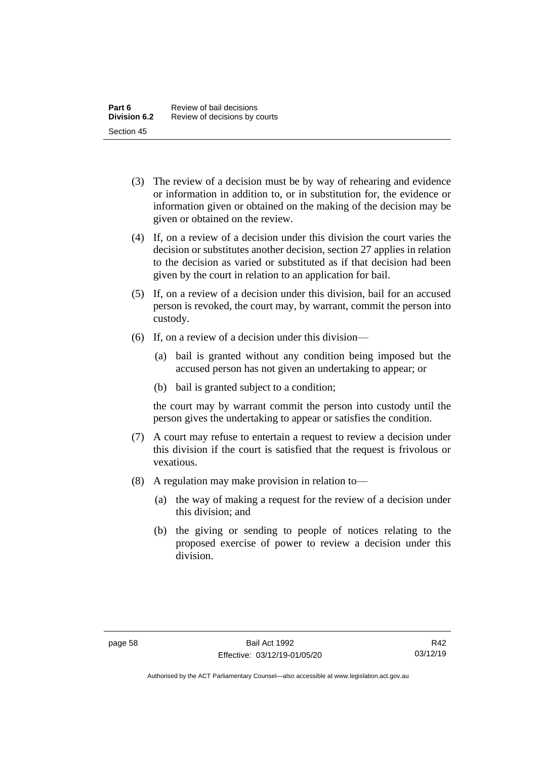(3) The review of a decision must be by way of rehearing and evidence or information in addition to, or in substitution for, the evidence or information given or obtained on the making of the decision may be given or obtained on the review.

(4) If, on a review of a decision under this division the court varies the decision or substitutes another decision, section 27 applies in relation to the decision as varied or substituted as if that decision had been given by the court in relation to an application for bail.

(5) If, on a review of a decision under this division, bail for an accused person is revoked, the court may, by warrant, commit the person into custody.

(6) If, on a review of a decision under this division—

(a) bail is granted without any condition being imposed but the accused person has not given an undertaking to appear; or

(b) bail is granted subject to a condition;

the court may by warrant commit the person into custody until the person gives the undertaking to appear or satisfies the condition.

(7) A court may refuse to entertain a request to review a decision under this division if the court is satisfied that the request is frivolous or vexatious.

(8) A regulation may make provision in relation to—

(a) the way of making a request for the review of a decision under this division; and

(b) the giving or sending to people of notices relating to the proposed exercise of power to review a decision under this division.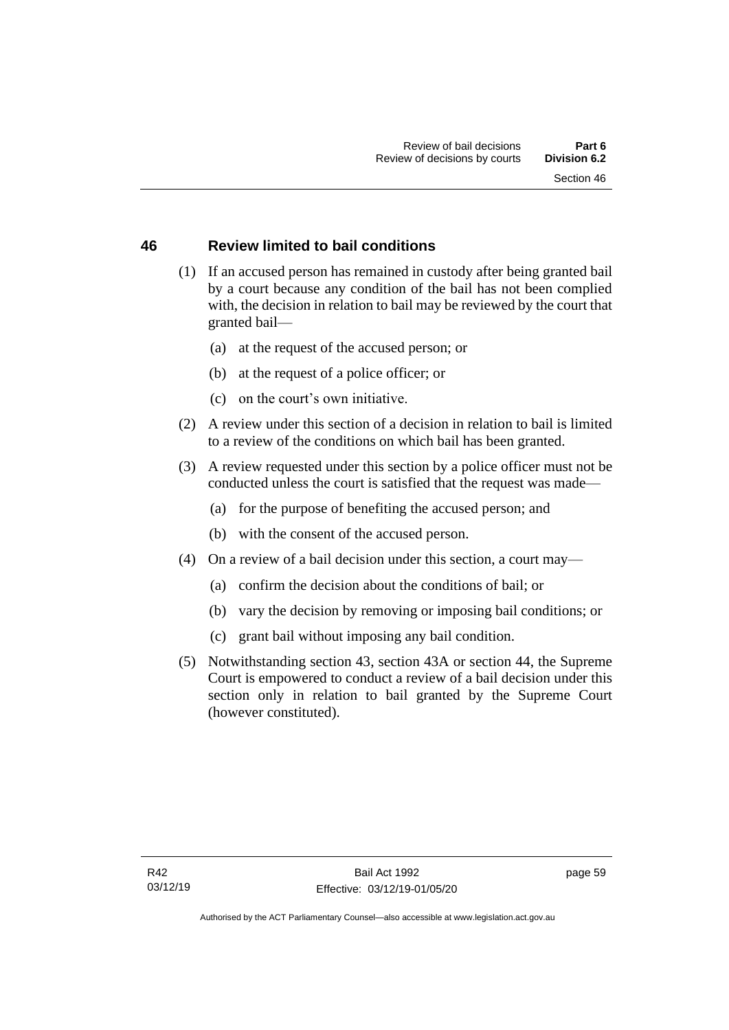## 46 Review limited to bail conditions

(1) If an accused person has remained in custody after being granted bail by a court because any condition of the bail has not been complied with, the decision in relation to bail may be reviewed by the court that granted bail—

(a) at the request of the accused person; or

(b) at the request of a police officer; or

(c) on the court's own initiative.

(2) A review under this section of a decision in relation to bail is limited to a review of the conditions on which bail has been granted.

(3) A review requested under this section by a police officer must not be conducted unless the court is satisfied that the request was made—

(a) for the purpose of benefiting the accused person; and

(b) with the consent of the accused person.

(4) On a review of a bail decision under this section, a court may—

(a) confirm the decision about the conditions of bail; or

(b) vary the decision by removing or imposing bail conditions; or

(c) grant bail without imposing any bail condition.

(5) Notwithstanding section 43, section 43A or section 44, the Supreme Court is empowered to conduct a review of a bail decision under this section only in relation to bail granted by the Supreme Court (however constituted).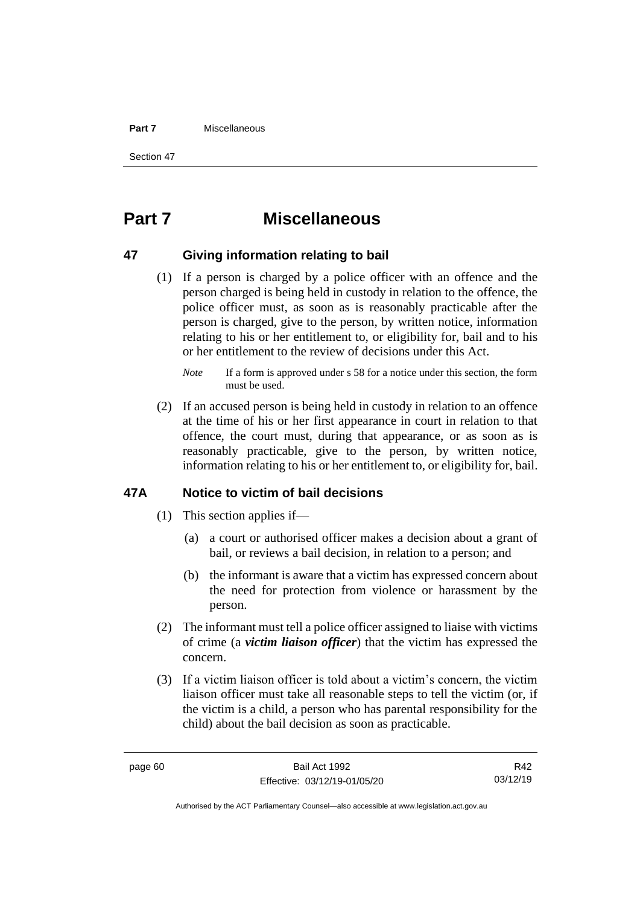# Part 7 Miscellaneous

## 47 Giving information relating to bail

(1) If a person is charged by a police officer with an offence and the person charged is being held in custody in relation to the offence, the police officer must, as soon as is reasonably practicable after the person is charged, give to the person, by written notice, information relating to his or her entitlement to, or eligibility for, bail and to his or her entitlement to the review of decisions under this Act.

*Note* If a form is approved under s 58 for a notice under this section, the form must be used.

(2) If an accused person is being held in custody in relation to an offence at the time of his or her first appearance in court in relation to that offence, the court must, during that appearance, or as soon as is reasonably practicable, give to the person, by written notice, information relating to his or her entitlement to, or eligibility for, bail.

## 47A Notice to victim of bail decisions

(1) This section applies if—

(a) a court or authorised officer makes a decision about a grant of bail, or reviews a bail decision, in relation to a person; and

(b) the informant is aware that a victim has expressed concern about the need for protection from violence or harassment by the person.

(2) The informant must tell a police officer assigned to liaise with victims of crime (a ***victim liaison officer***) that the victim has expressed the concern.

(3) If a victim liaison officer is told about a victim's concern, the victim liaison officer must take all reasonable steps to tell the victim (or, if the victim is a child, a person who has parental responsibility for the child) about the bail decision as soon as practicable.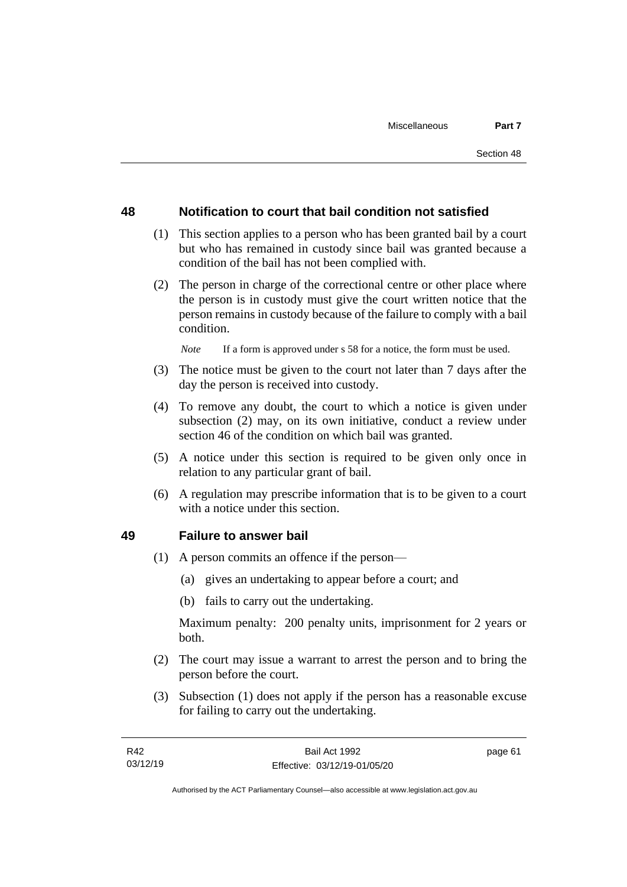## 48 Notification to court that bail condition not satisfied

(1) This section applies to a person who has been granted bail by a court but who has remained in custody since bail was granted because a condition of the bail has not been complied with.

(2) The person in charge of the correctional centre or other place where the person is in custody must give the court written notice that the person remains in custody because of the failure to comply with a bail condition.

*Note* If a form is approved under s 58 for a notice, the form must be used.

(3) The notice must be given to the court not later than 7 days after the day the person is received into custody.

(4) To remove any doubt, the court to which a notice is given under subsection (2) may, on its own initiative, conduct a review under section 46 of the condition on which bail was granted.

(5) A notice under this section is required to be given only once in relation to any particular grant of bail.

(6) A regulation may prescribe information that is to be given to a court with a notice under this section.

## 49 Failure to answer bail

(1) A person commits an offence if the person—

(a) gives an undertaking to appear before a court; and

(b) fails to carry out the undertaking.

Maximum penalty: 200 penalty units, imprisonment for 2 years or both.

(2) The court may issue a warrant to arrest the person and to bring the person before the court.

(3) Subsection (1) does not apply if the person has a reasonable excuse for failing to carry out the undertaking.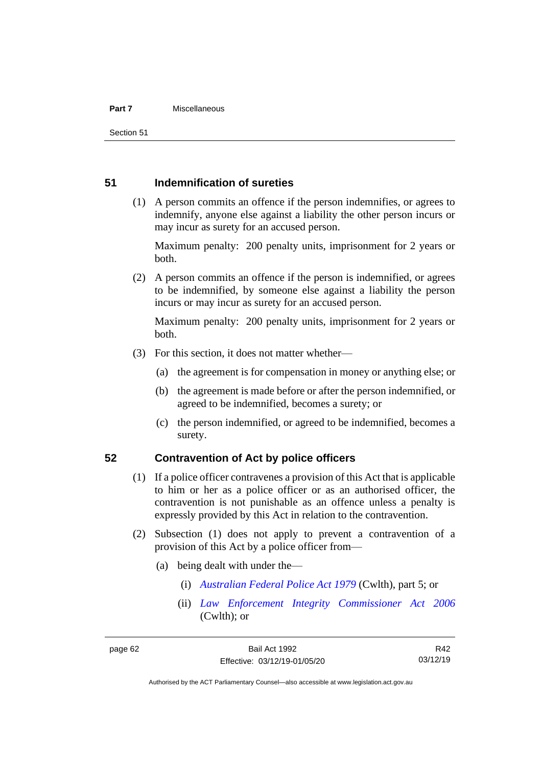## 51 Indemnification of sureties

(1) A person commits an offence if the person indemnifies, or agrees to indemnify, anyone else against a liability the other person incurs or may incur as surety for an accused person.

Maximum penalty: 200 penalty units, imprisonment for 2 years or both.

(2) A person commits an offence if the person is indemnified, or agrees to be indemnified, by someone else against a liability the person incurs or may incur as surety for an accused person.

Maximum penalty: 200 penalty units, imprisonment for 2 years or both.

(3) For this section, it does not matter whether—

(a) the agreement is for compensation in money or anything else; or

(b) the agreement is made before or after the person indemnified, or agreed to be indemnified, becomes a surety; or

(c) the person indemnified, or agreed to be indemnified, becomes a surety.

## 52 Contravention of Act by police officers

(1) If a police officer contravenes a provision of this Act that is applicable to him or her as a police officer or as an authorised officer, the contravention is not punishable as an offence unless a penalty is expressly provided by this Act in relation to the contravention.

(2) Subsection (1) does not apply to prevent a contravention of a provision of this Act by a police officer from—

(a) being dealt with under the—

(i) *Australian Federal Police Act 1979* (Cwlth), part 5; or

(ii) *Law Enforcement Integrity Commissioner Act 2006* (Cwlth); or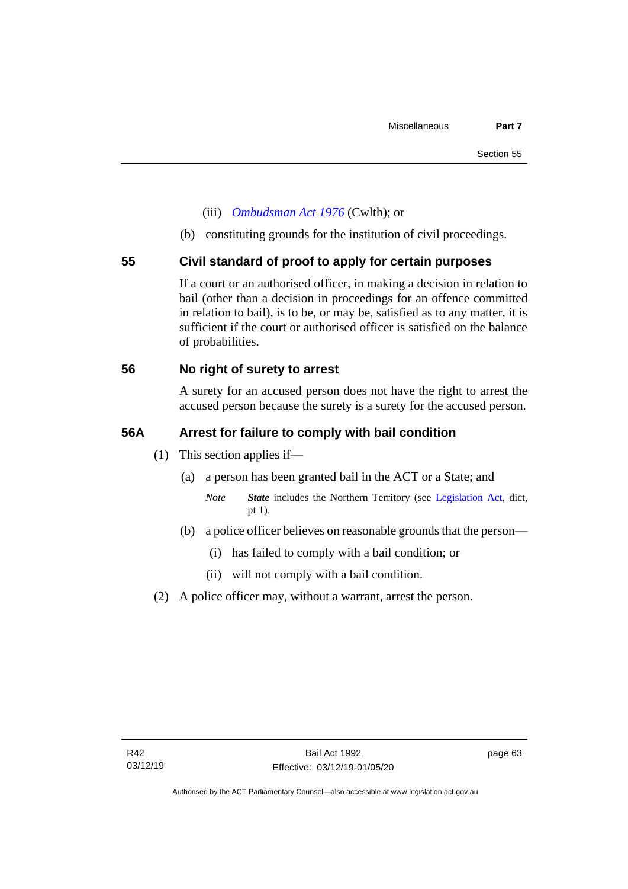(iii) *Ombudsman Act 1976* (Cwlth); or

(b) constituting grounds for the institution of civil proceedings.

## 55 Civil standard of proof to apply for certain purposes

If a court or an authorised officer, in making a decision in relation to bail (other than a decision in proceedings for an offence committed in relation to bail), is to be, or may be, satisfied as to any matter, it is sufficient if the court or authorised officer is satisfied on the balance of probabilities.

## 56 No right of surety to arrest

A surety for an accused person does not have the right to arrest the accused person because the surety is a surety for the accused person.

## 56A Arrest for failure to comply with bail condition

(1) This section applies if—

(a) a person has been granted bail in the ACT or a State; and

*Note* ***State*** includes the Northern Territory (see Legislation Act, dict, pt 1).

(b) a police officer believes on reasonable grounds that the person—

(i) has failed to comply with a bail condition; or

(ii) will not comply with a bail condition.

(2) A police officer may, without a warrant, arrest the person.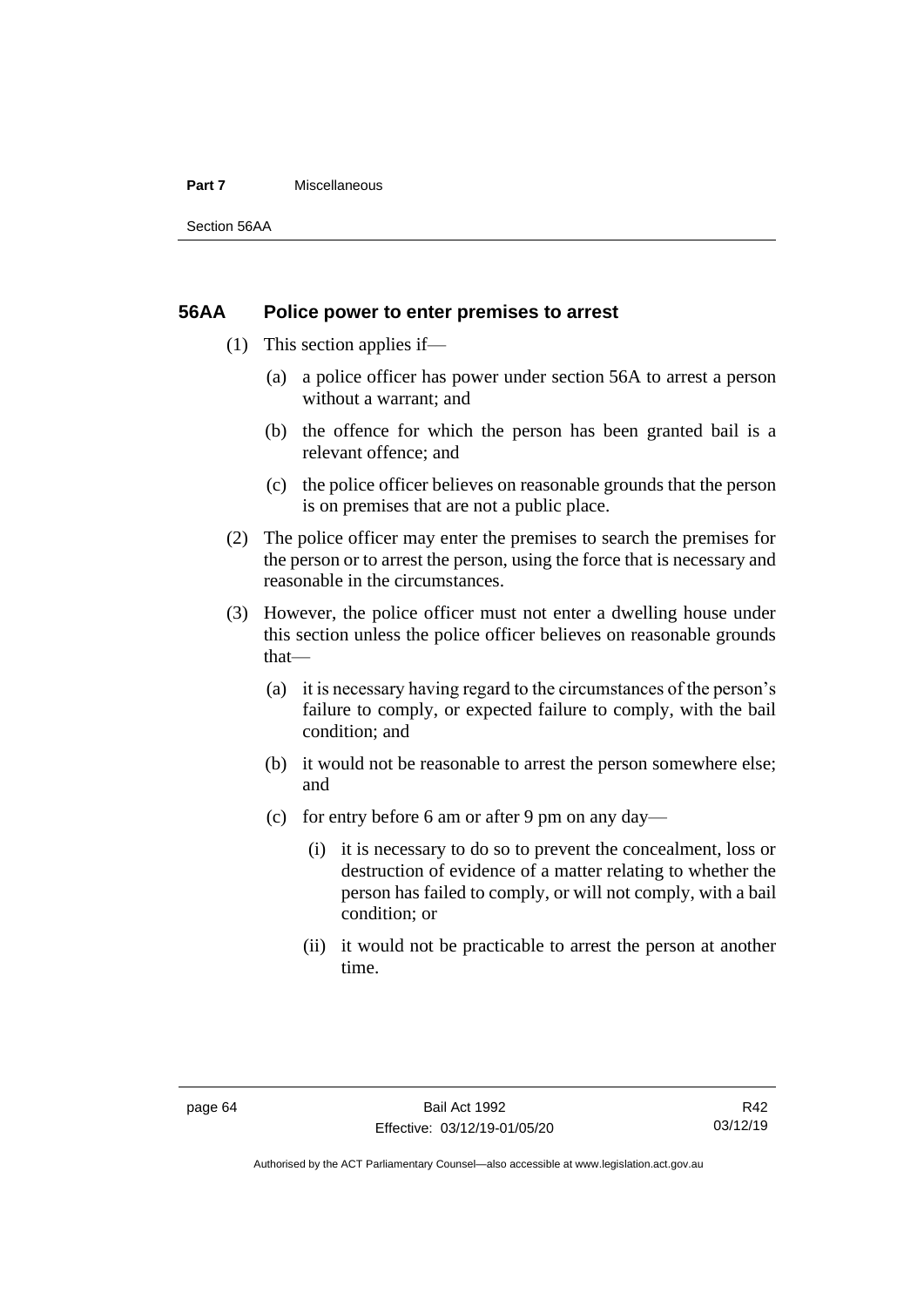## 56AA Police power to enter premises to arrest

(1) This section applies if—

   (a) a police officer has power under section 56A to arrest a person without a warrant; and

   (b) the offence for which the person has been granted bail is a relevant offence; and

   (c) the police officer believes on reasonable grounds that the person is on premises that are not a public place.

(2) The police officer may enter the premises to search the premises for the person or to arrest the person, using the force that is necessary and reasonable in the circumstances.

(3) However, the police officer must not enter a dwelling house under this section unless the police officer believes on reasonable grounds that—

   (a) it is necessary having regard to the circumstances of the person's failure to comply, or expected failure to comply, with the bail condition; and

   (b) it would not be reasonable to arrest the person somewhere else; and

   (c) for entry before 6 am or after 9 pm on any day—

      (i) it is necessary to do so to prevent the concealment, loss or destruction of evidence of a matter relating to whether the person has failed to comply, or will not comply, with a bail condition; or

      (ii) it would not be practicable to arrest the person at another time.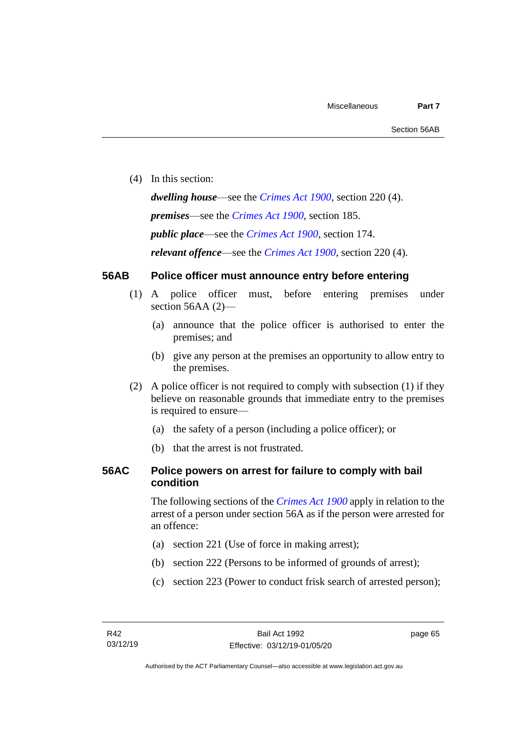(4) In this section:

***dwelling house***—see the *Crimes Act 1900*, section 220 (4).

***premises***—see the *Crimes Act 1900*, section 185.

***public place***—see the *Crimes Act 1900*, section 174.

***relevant offence***—see the *Crimes Act 1900*, section 220 (4).

### 56AB Police officer must announce entry before entering

(1) A police officer must, before entering premises under section 56AA (2)—

(a) announce that the police officer is authorised to enter the premises; and

(b) give any person at the premises an opportunity to allow entry to the premises.

(2) A police officer is not required to comply with subsection (1) if they believe on reasonable grounds that immediate entry to the premises is required to ensure—

(a) the safety of a person (including a police officer); or

(b) that the arrest is not frustrated.

### 56AC Police powers on arrest for failure to comply with bail condition

The following sections of the *Crimes Act 1900* apply in relation to the arrest of a person under section 56A as if the person were arrested for an offence:

(a) section 221 (Use of force in making arrest);

(b) section 222 (Persons to be informed of grounds of arrest);

(c) section 223 (Power to conduct frisk search of arrested person);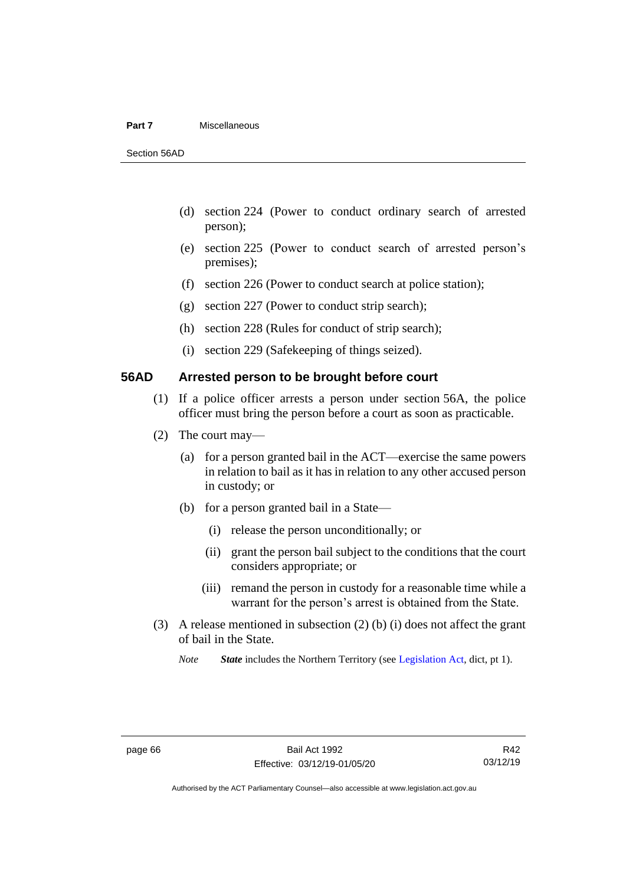(d) section 224 (Power to conduct ordinary search of arrested person);

(e) section 225 (Power to conduct search of arrested person's premises);

(f) section 226 (Power to conduct search at police station);

(g) section 227 (Power to conduct strip search);

(h) section 228 (Rules for conduct of strip search);

(i) section 229 (Safekeeping of things seized).

### 56AD Arrested person to be brought before court

(1) If a police officer arrests a person under section 56A, the police officer must bring the person before a court as soon as practicable.

(2) The court may—

(a) for a person granted bail in the ACT—exercise the same powers in relation to bail as it has in relation to any other accused person in custody; or

(b) for a person granted bail in a State—

(i) release the person unconditionally; or

(ii) grant the person bail subject to the conditions that the court considers appropriate; or

(iii) remand the person in custody for a reasonable time while a warrant for the person's arrest is obtained from the State.

(3) A release mentioned in subsection (2) (b) (i) does not affect the grant of bail in the State.

*Note* ***State*** includes the Northern Territory (see Legislation Act, dict, pt 1).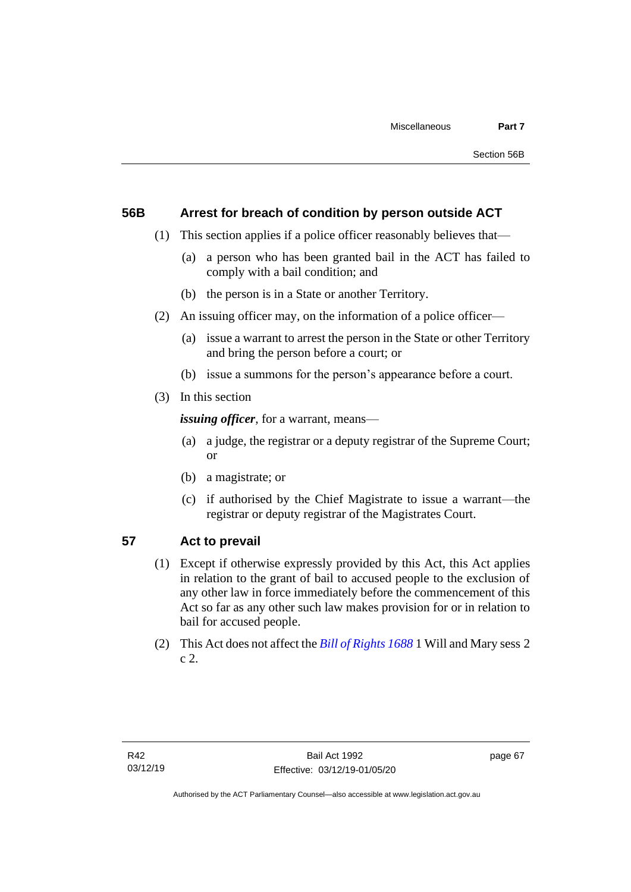## 56B Arrest for breach of condition by person outside ACT

(1) This section applies if a police officer reasonably believes that—

(a) a person who has been granted bail in the ACT has failed to comply with a bail condition; and

(b) the person is in a State or another Territory.

(2) An issuing officer may, on the information of a police officer—

(a) issue a warrant to arrest the person in the State or other Territory and bring the person before a court; or

(b) issue a summons for the person's appearance before a court.

(3) In this section

***issuing officer***, for a warrant, means—

(a) a judge, the registrar or a deputy registrar of the Supreme Court; or

(b) a magistrate; or

(c) if authorised by the Chief Magistrate to issue a warrant—the registrar or deputy registrar of the Magistrates Court.

## 57 Act to prevail

(1) Except if otherwise expressly provided by this Act, this Act applies in relation to the grant of bail to accused people to the exclusion of any other law in force immediately before the commencement of this Act so far as any other such law makes provision for or in relation to bail for accused people.

(2) This Act does not affect the *Bill of Rights 1688* 1 Will and Mary sess 2 c 2.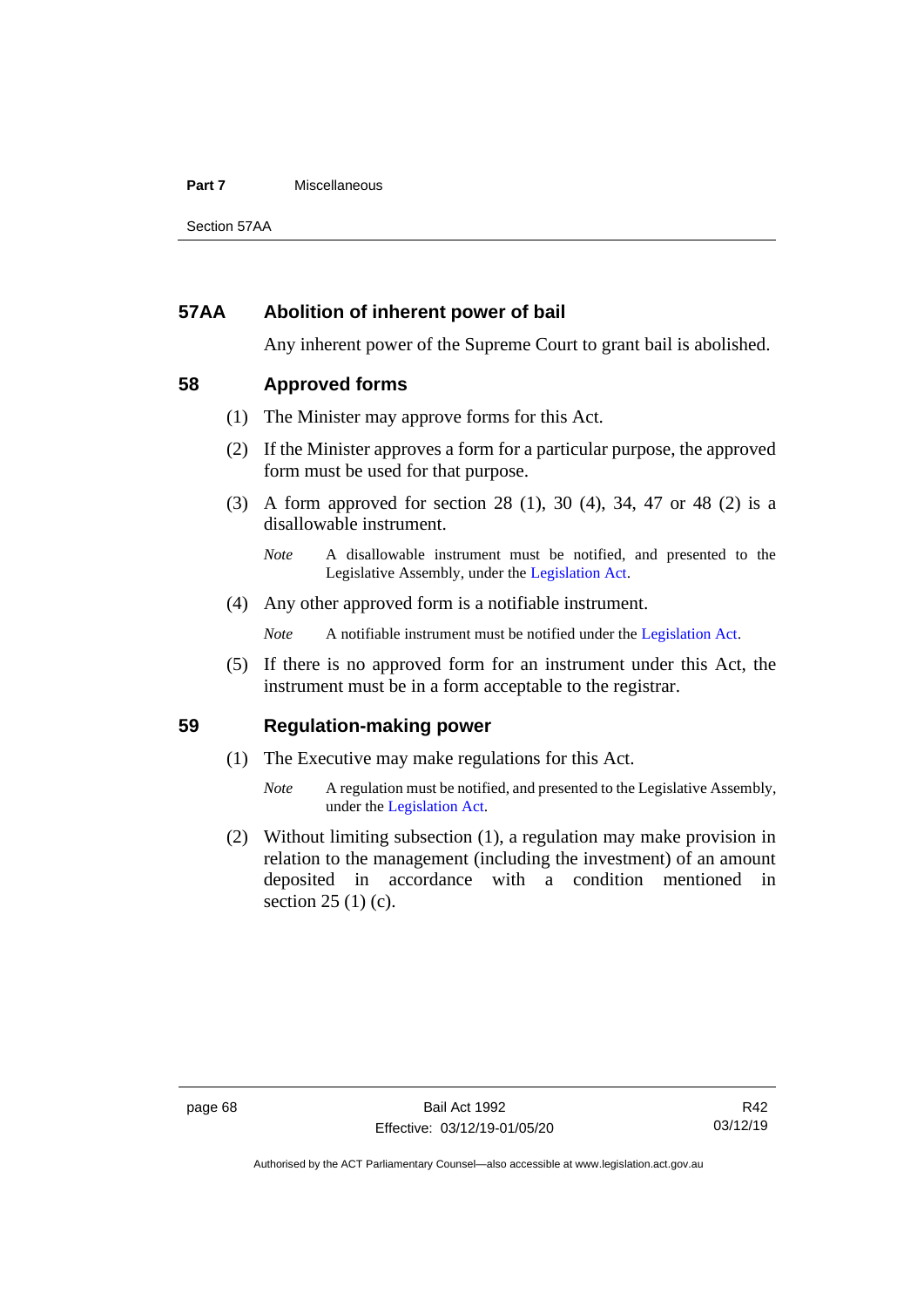## 57AA Abolition of inherent power of bail

Any inherent power of the Supreme Court to grant bail is abolished.

## 58 Approved forms

(1) The Minister may approve forms for this Act.

(2) If the Minister approves a form for a particular purpose, the approved form must be used for that purpose.

(3) A form approved for section 28 (1), 30 (4), 34, 47 or 48 (2) is a disallowable instrument.

*Note* A disallowable instrument must be notified, and presented to the Legislative Assembly, under the Legislation Act.

(4) Any other approved form is a notifiable instrument.

*Note* A notifiable instrument must be notified under the Legislation Act.

(5) If there is no approved form for an instrument under this Act, the instrument must be in a form acceptable to the registrar.

## 59 Regulation-making power

(1) The Executive may make regulations for this Act.

*Note* A regulation must be notified, and presented to the Legislative Assembly, under the Legislation Act.

(2) Without limiting subsection (1), a regulation may make provision in relation to the management (including the investment) of an amount deposited in accordance with a condition mentioned in section 25 (1) (c).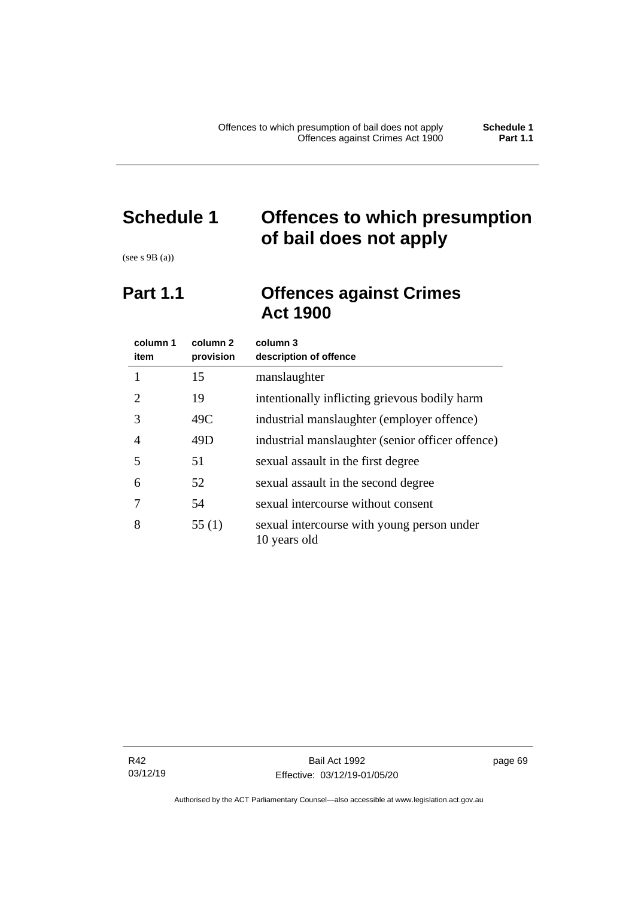# Schedule 1 Offences to which presumption of bail does not apply

(see s 9B (a))

## Part 1.1 Offences against Crimes Act 1900

| column 1 item | column 2 provision | column 3 description of offence |
|---|---|---|
| 1 | 15 | manslaughter |
| 2 | 19 | intentionally inflicting grievous bodily harm |
| 3 | 49C | industrial manslaughter (employer offence) |
| 4 | 49D | industrial manslaughter (senior officer offence) |
| 5 | 51 | sexual assault in the first degree |
| 6 | 52 | sexual assault in the second degree |
| 7 | 54 | sexual intercourse without consent |
| 8 | 55 (1) | sexual intercourse with young person under 10 years old |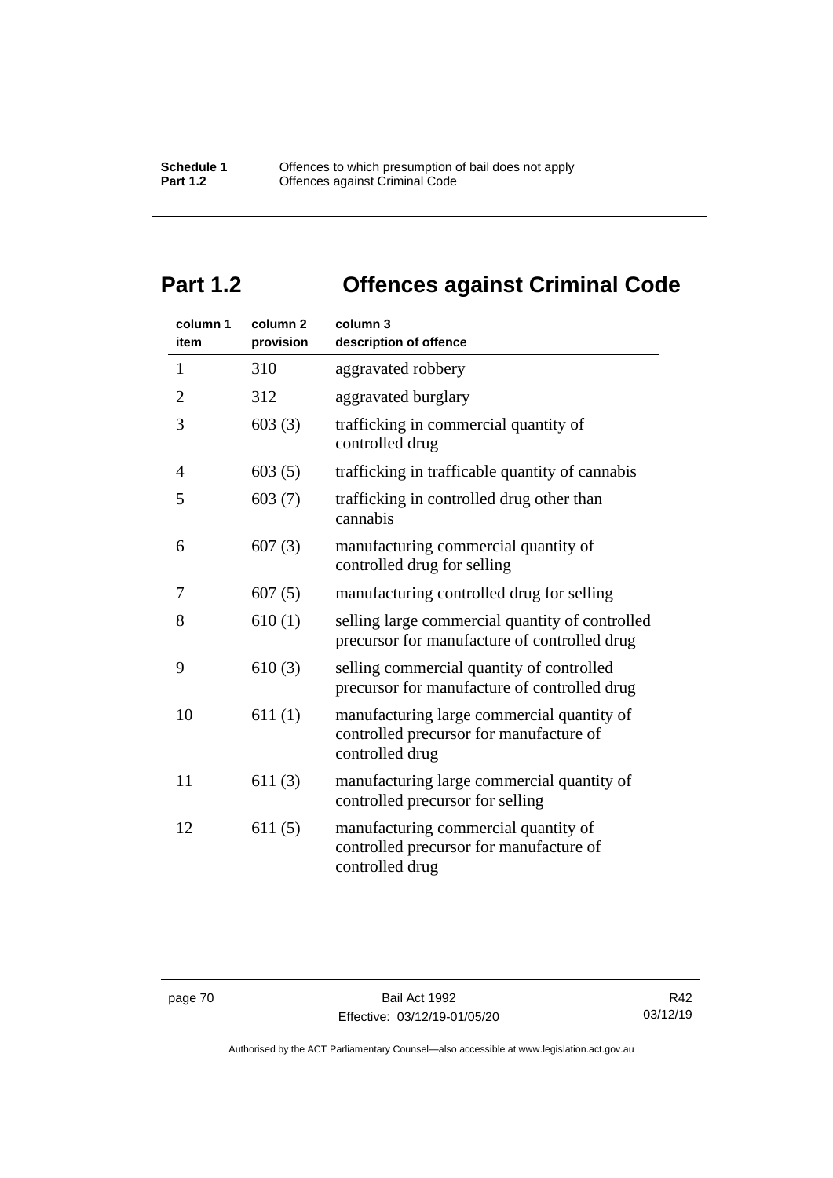## Part 1.2 Offences against Criminal Code

| column 1 item | column 2 provision | column 3 description of offence |
|---|---|---|
| 1 | 310 | aggravated robbery |
| 2 | 312 | aggravated burglary |
| 3 | 603 (3) | trafficking in commercial quantity of controlled drug |
| 4 | 603 (5) | trafficking in trafficable quantity of cannabis |
| 5 | 603 (7) | trafficking in controlled drug other than cannabis |
| 6 | 607 (3) | manufacturing commercial quantity of controlled drug for selling |
| 7 | 607 (5) | manufacturing controlled drug for selling |
| 8 | 610 (1) | selling large commercial quantity of controlled precursor for manufacture of controlled drug |
| 9 | 610 (3) | selling commercial quantity of controlled precursor for manufacture of controlled drug |
| 10 | 611 (1) | manufacturing large commercial quantity of controlled precursor for manufacture of controlled drug |
| 11 | 611 (3) | manufacturing large commercial quantity of controlled precursor for selling |
| 12 | 611 (5) | manufacturing commercial quantity of controlled precursor for manufacture of controlled drug |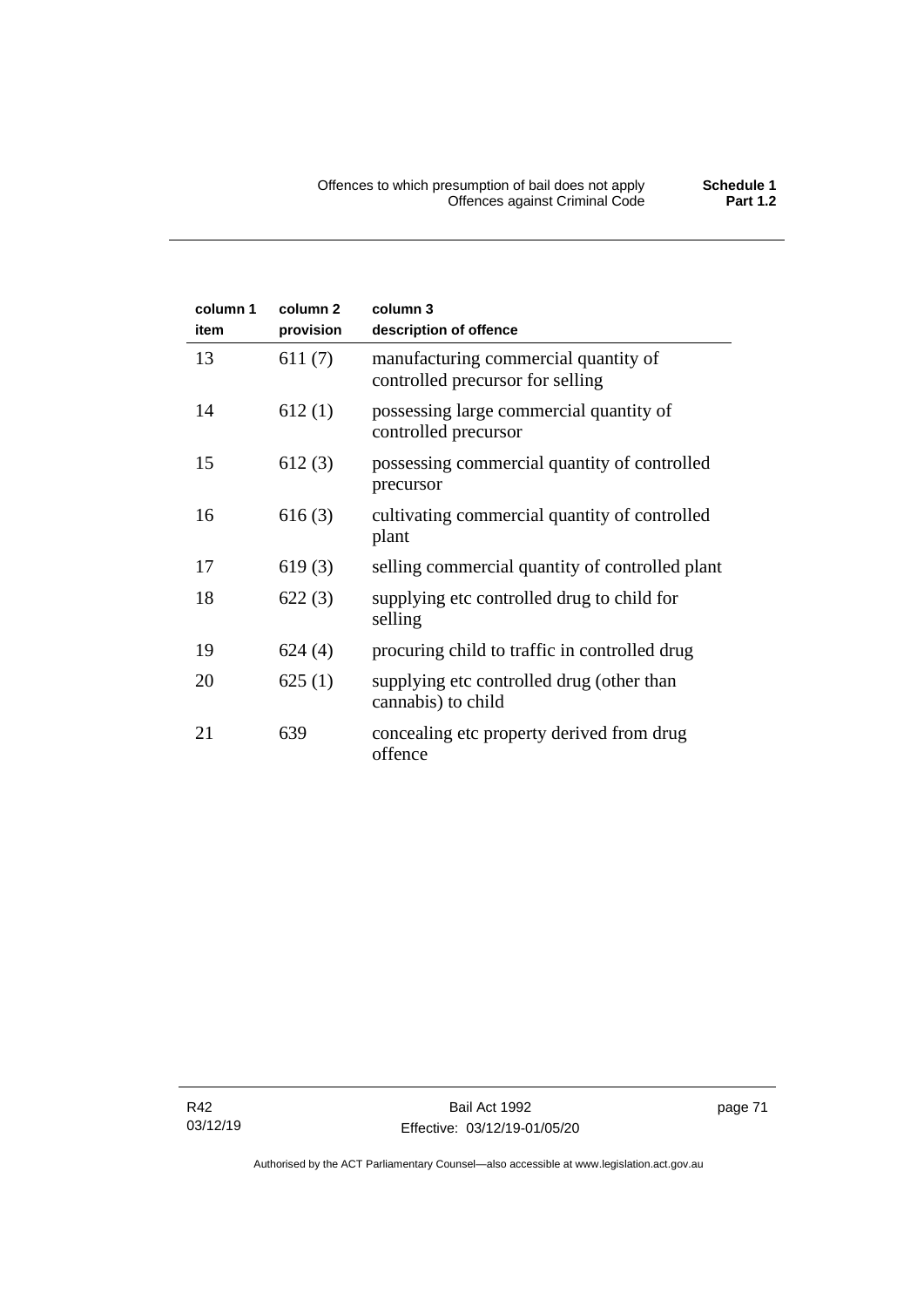| column 1<br>item | column 2<br>provision | column 3<br>description of offence |
|---|---|---|
| 13 | 611 (7) | manufacturing commercial quantity of controlled precursor for selling |
| 14 | 612 (1) | possessing large commercial quantity of controlled precursor |
| 15 | 612 (3) | possessing commercial quantity of controlled precursor |
| 16 | 616 (3) | cultivating commercial quantity of controlled plant |
| 17 | 619 (3) | selling commercial quantity of controlled plant |
| 18 | 622 (3) | supplying etc controlled drug to child for selling |
| 19 | 624 (4) | procuring child to traffic in controlled drug |
| 20 | 625 (1) | supplying etc controlled drug (other than cannabis) to child |
| 21 | 639 | concealing etc property derived from drug offence |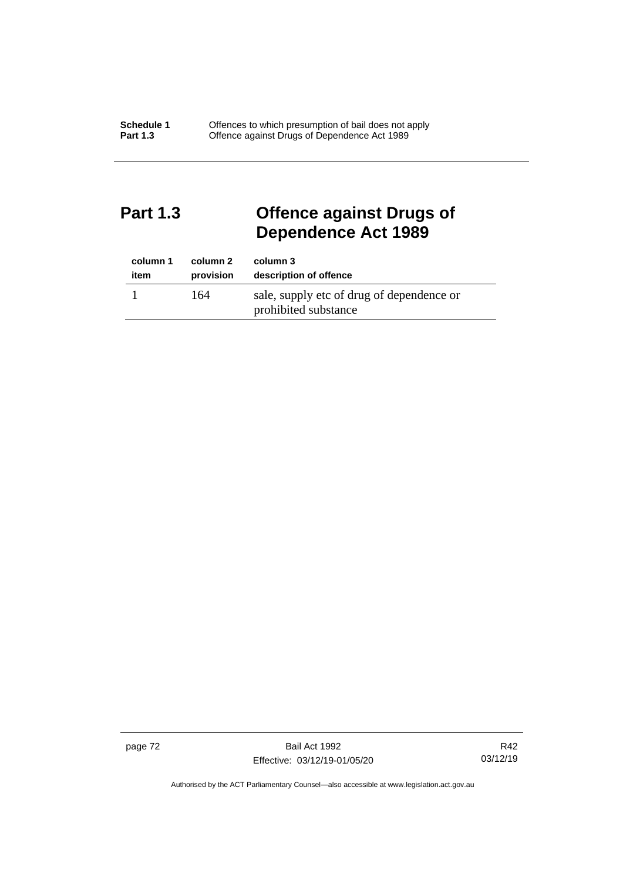## Part 1.3 Offence against Drugs of Dependence Act 1989

| column 1<br>item | column 2<br>provision | column 3<br>description of offence |
|---|---|---|
| 1 | 164 | sale, supply etc of drug of dependence or prohibited substance |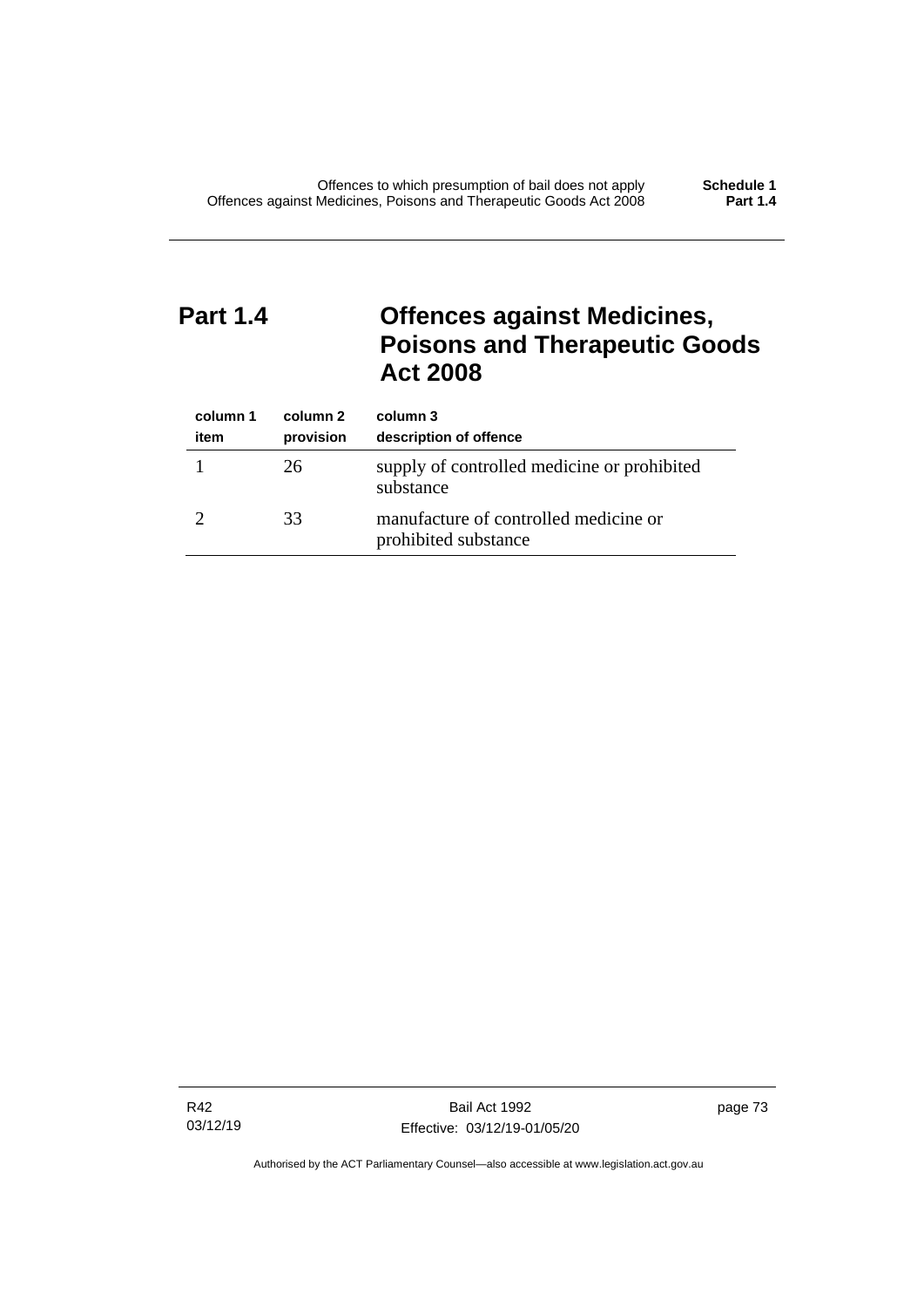# Part 1.4 Offences against Medicines, Poisons and Therapeutic Goods Act 2008

| column 1 item | column 2 provision | column 3 description of offence |
|---|---|---|
| 1 | 26 | supply of controlled medicine or prohibited substance |
| 2 | 33 | manufacture of controlled medicine or prohibited substance |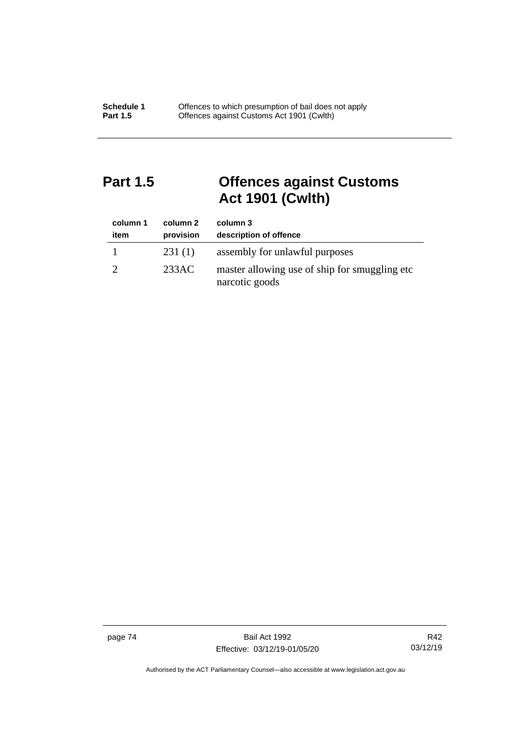## Part 1.5 Offences against Customs Act 1901 (Cwlth)

| column 1<br>item | column 2<br>provision | column 3<br>description of offence |
| --- | --- | --- |
| 1 | 231 (1) | assembly for unlawful purposes |
| 2 | 233AC | master allowing use of ship for smuggling etc narcotic goods |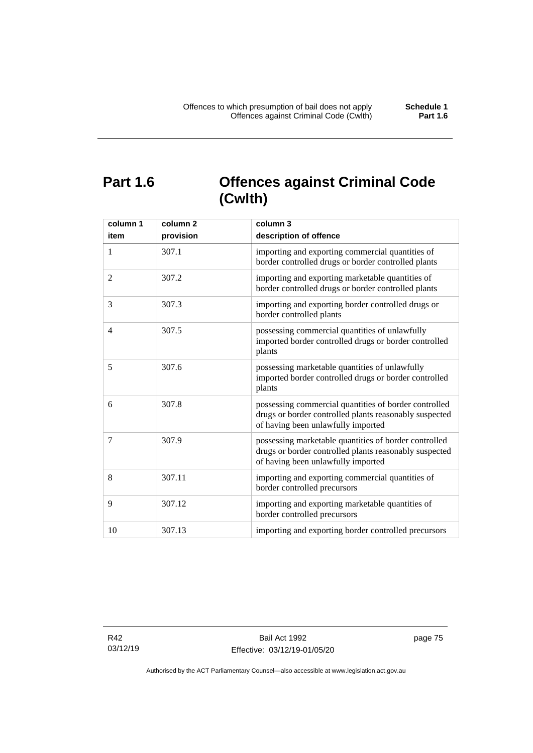# Part 1.6 Offences against Criminal Code (Cwlth)

| column 1<br>item | column 2<br>provision | column 3<br>description of offence |
|---|---|---|
| 1 | 307.1 | importing and exporting commercial quantities of border controlled drugs or border controlled plants |
| 2 | 307.2 | importing and exporting marketable quantities of border controlled drugs or border controlled plants |
| 3 | 307.3 | importing and exporting border controlled drugs or border controlled plants |
| 4 | 307.5 | possessing commercial quantities of unlawfully imported border controlled drugs or border controlled plants |
| 5 | 307.6 | possessing marketable quantities of unlawfully imported border controlled drugs or border controlled plants |
| 6 | 307.8 | possessing commercial quantities of border controlled drugs or border controlled plants reasonably suspected of having been unlawfully imported |
| 7 | 307.9 | possessing marketable quantities of border controlled drugs or border controlled plants reasonably suspected of having been unlawfully imported |
| 8 | 307.11 | importing and exporting commercial quantities of border controlled precursors |
| 9 | 307.12 | importing and exporting marketable quantities of border controlled precursors |
| 10 | 307.13 | importing and exporting border controlled precursors |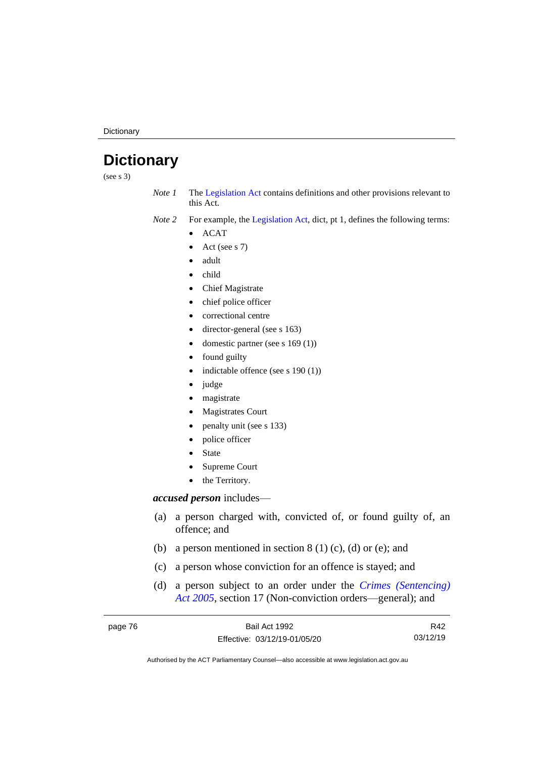# Dictionary

(see s 3)

*Note 1* The Legislation Act contains definitions and other provisions relevant to this Act.

*Note 2* For example, the Legislation Act, dict, pt 1, defines the following terms:

- ACAT
- Act (see s 7)
- adult
- child
- Chief Magistrate
- chief police officer
- correctional centre
- director-general (see s 163)
- domestic partner (see s 169 (1))
- found guilty
- indictable offence (see s 190 (1))
- judge
- magistrate
- Magistrates Court
- penalty unit (see s 133)
- police officer
- State
- Supreme Court
- the Territory.

***accused person*** includes—

(a) a person charged with, convicted of, or found guilty of, an offence; and

(b) a person mentioned in section 8 (1) (c), (d) or (e); and

(c) a person whose conviction for an offence is stayed; and

(d) a person subject to an order under the *Crimes (Sentencing) Act 2005*, section 17 (Non-conviction orders—general); and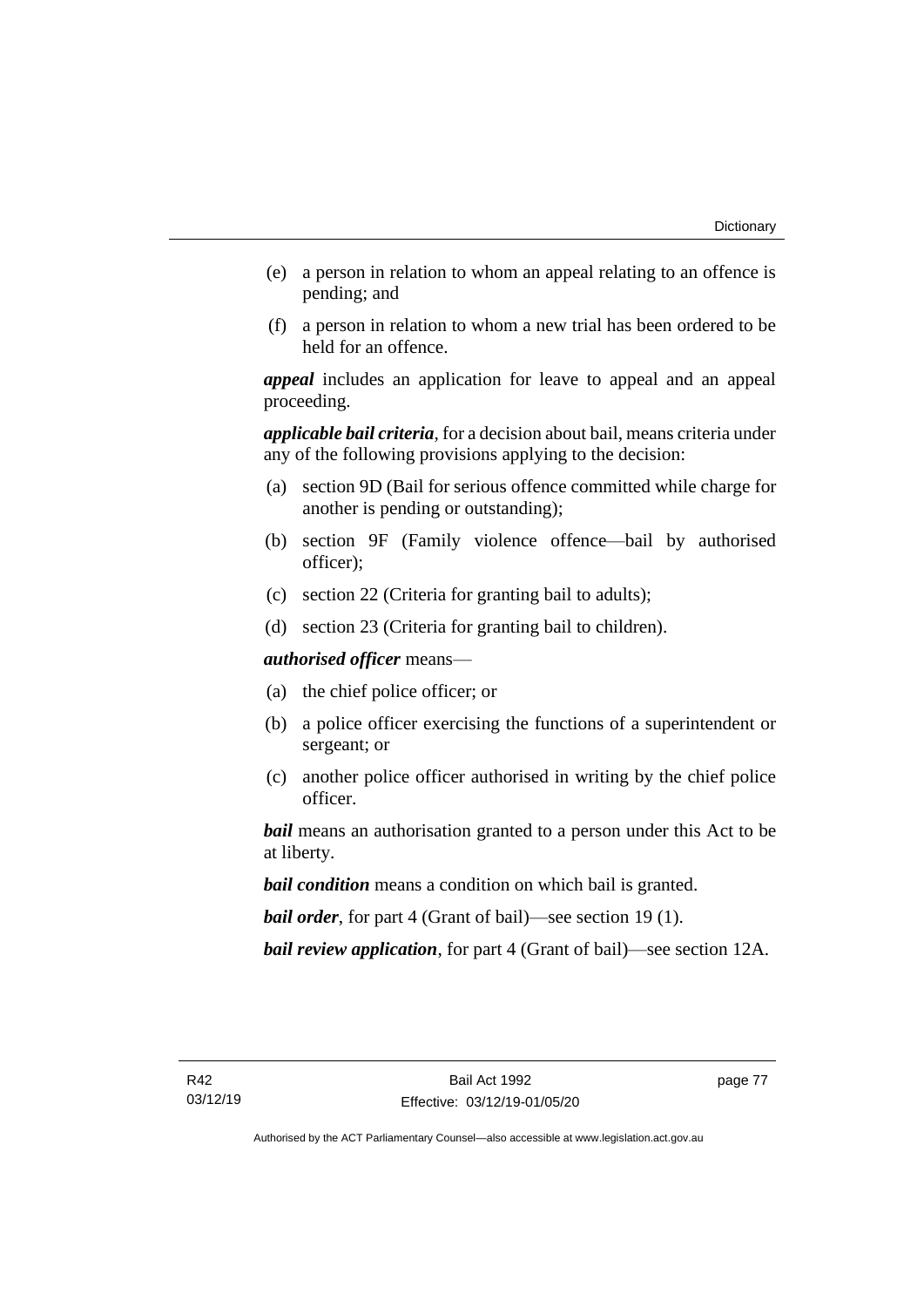(e) a person in relation to whom an appeal relating to an offence is pending; and

(f) a person in relation to whom a new trial has been ordered to be held for an offence.

***appeal*** includes an application for leave to appeal and an appeal proceeding.

***applicable bail criteria***, for a decision about bail, means criteria under any of the following provisions applying to the decision:

(a) section 9D (Bail for serious offence committed while charge for another is pending or outstanding);

(b) section 9F (Family violence offence—bail by authorised officer);

(c) section 22 (Criteria for granting bail to adults);

(d) section 23 (Criteria for granting bail to children).

***authorised officer*** means—

(a) the chief police officer; or

(b) a police officer exercising the functions of a superintendent or sergeant; or

(c) another police officer authorised in writing by the chief police officer.

***bail*** means an authorisation granted to a person under this Act to be at liberty.

***bail condition*** means a condition on which bail is granted.

***bail order***, for part 4 (Grant of bail)—see section 19 (1).

***bail review application***, for part 4 (Grant of bail)—see section 12A.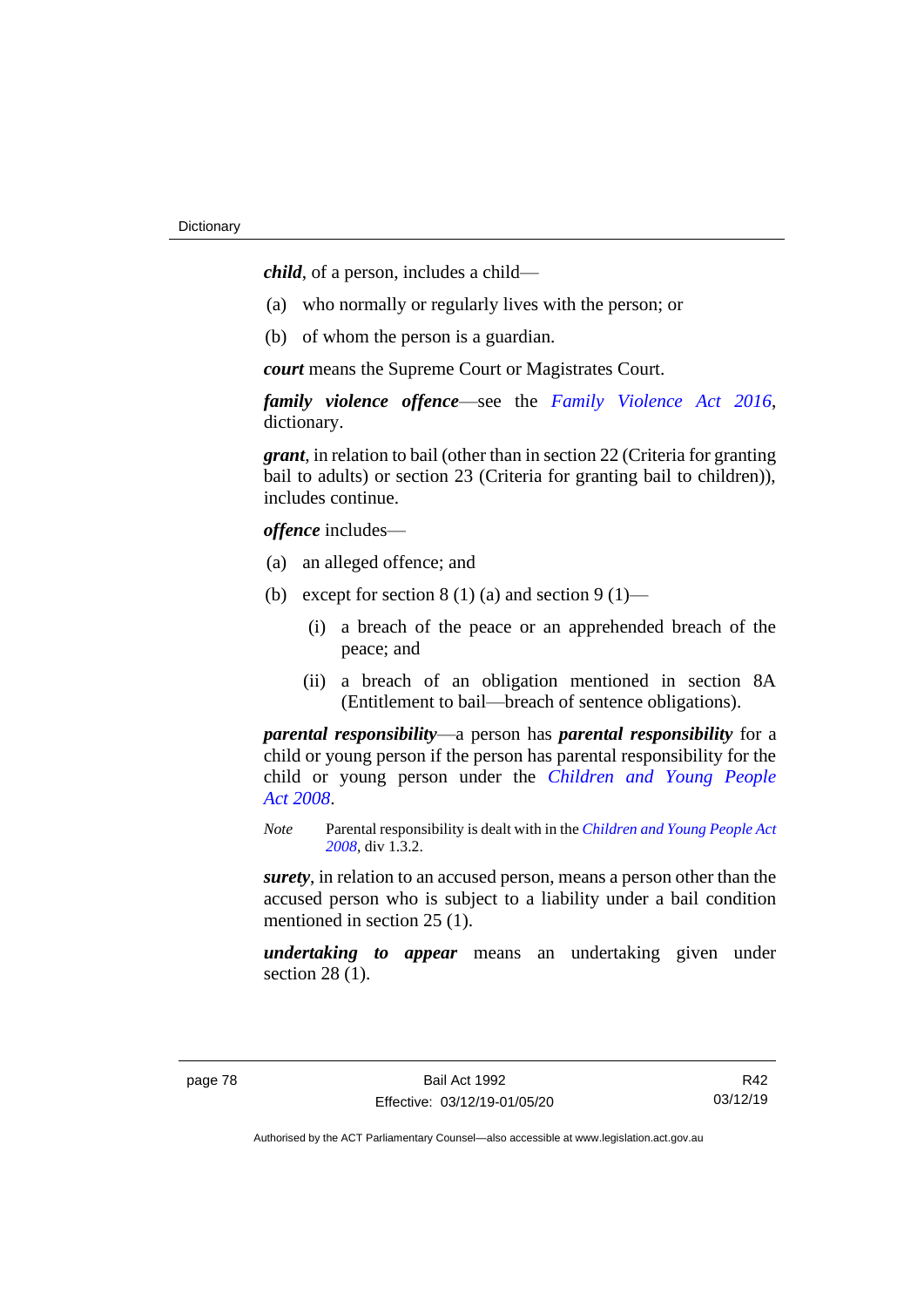***child***, of a person, includes a child—

(a) who normally or regularly lives with the person; or

(b) of whom the person is a guardian.

***court*** means the Supreme Court or Magistrates Court.

***family violence offence***—see the *Family Violence Act 2016*, dictionary.

***grant***, in relation to bail (other than in section 22 (Criteria for granting bail to adults) or section 23 (Criteria for granting bail to children)), includes continue.

***offence*** includes—

(a) an alleged offence; and

(b) except for section 8 (1) (a) and section 9 (1)—

  (i) a breach of the peace or an apprehended breach of the peace; and

  (ii) a breach of an obligation mentioned in section 8A (Entitlement to bail—breach of sentence obligations).

***parental responsibility***—a person has ***parental responsibility*** for a child or young person if the person has parental responsibility for the child or young person under the *Children and Young People Act 2008*.

*Note* Parental responsibility is dealt with in the *Children and Young People Act 2008*, div 1.3.2.

***surety***, in relation to an accused person, means a person other than the accused person who is subject to a liability under a bail condition mentioned in section 25 (1).

***undertaking to appear*** means an undertaking given under section 28 (1).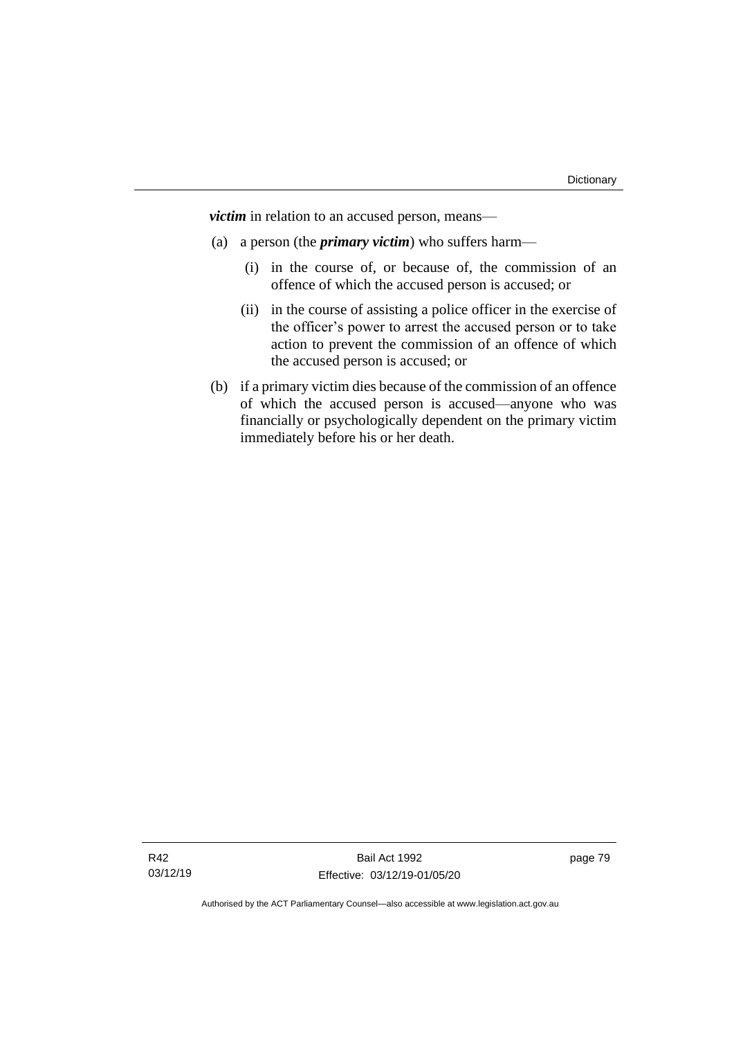***victim*** in relation to an accused person, means—

(a) a person (the ***primary victim***) who suffers harm—

  (i) in the course of, or because of, the commission of an offence of which the accused person is accused; or

  (ii) in the course of assisting a police officer in the exercise of the officer's power to arrest the accused person or to take action to prevent the commission of an offence of which the accused person is accused; or

(b) if a primary victim dies because of the commission of an offence of which the accused person is accused—anyone who was financially or psychologically dependent on the primary victim immediately before his or her death.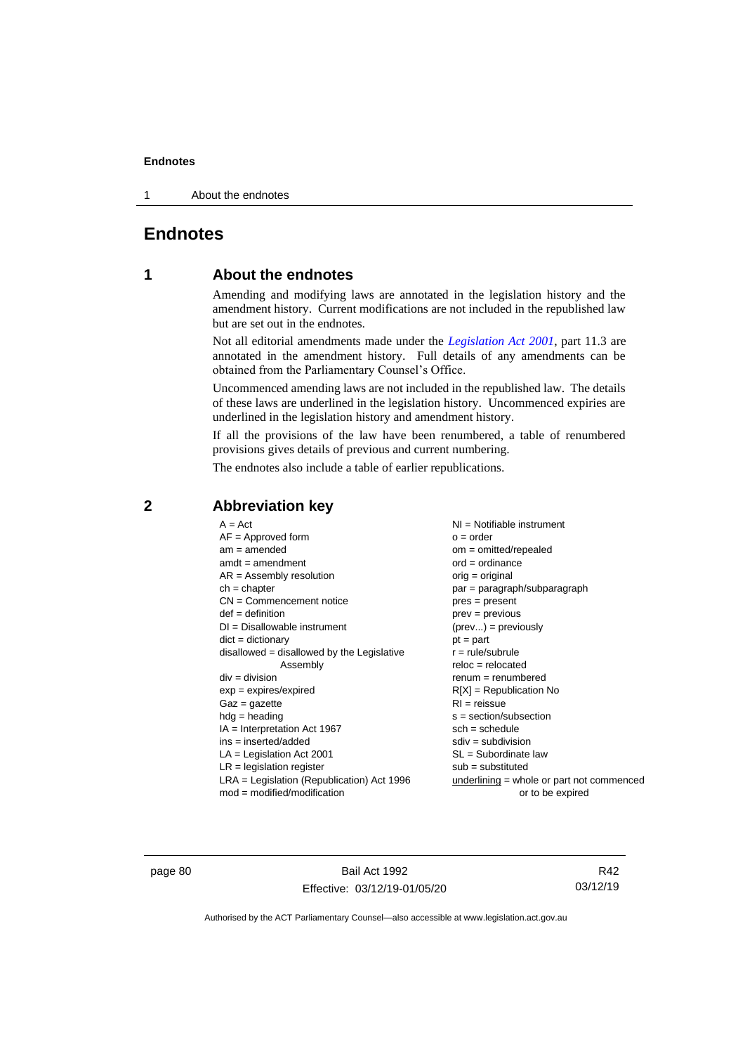# Endnotes

## 1 About the endnotes

Amending and modifying laws are annotated in the legislation history and the amendment history. Current modifications are not included in the republished law but are set out in the endnotes.

Not all editorial amendments made under the *Legislation Act 2001*, part 11.3 are annotated in the amendment history. Full details of any amendments can be obtained from the Parliamentary Counsel's Office.

Uncommenced amending laws are not included in the republished law. The details of these laws are underlined in the legislation history. Uncommenced expiries are underlined in the legislation history and amendment history.

If all the provisions of the law have been renumbered, a table of renumbered provisions gives details of previous and current numbering.

The endnotes also include a table of earlier republications.

## 2 Abbreviation key

A = Act
AF = Approved form
am = amended
amdt = amendment
AR = Assembly resolution
ch = chapter
CN = Commencement notice
def = definition
DI = Disallowable instrument
dict = dictionary
disallowed = disallowed by the Legislative Assembly
div = division
exp = expires/expired
Gaz = gazette
hdg = heading
IA = Interpretation Act 1967
ins = inserted/added
LA = Legislation Act 2001
LR = legislation register
LRA = Legislation (Republication) Act 1996
mod = modified/modification
NI = Notifiable instrument
o = order
om = omitted/repealed
ord = ordinance
orig = original
par = paragraph/subparagraph
pres = present
prev = previous
(prev...) = previously
pt = part
r = rule/subrule
reloc = relocated
renum = renumbered
R[X] = Republication No
RI = reissue
s = section/subsection
sch = schedule
sdiv = subdivision
SL = Subordinate law
sub = substituted
underlining = whole or part not commenced or to be expired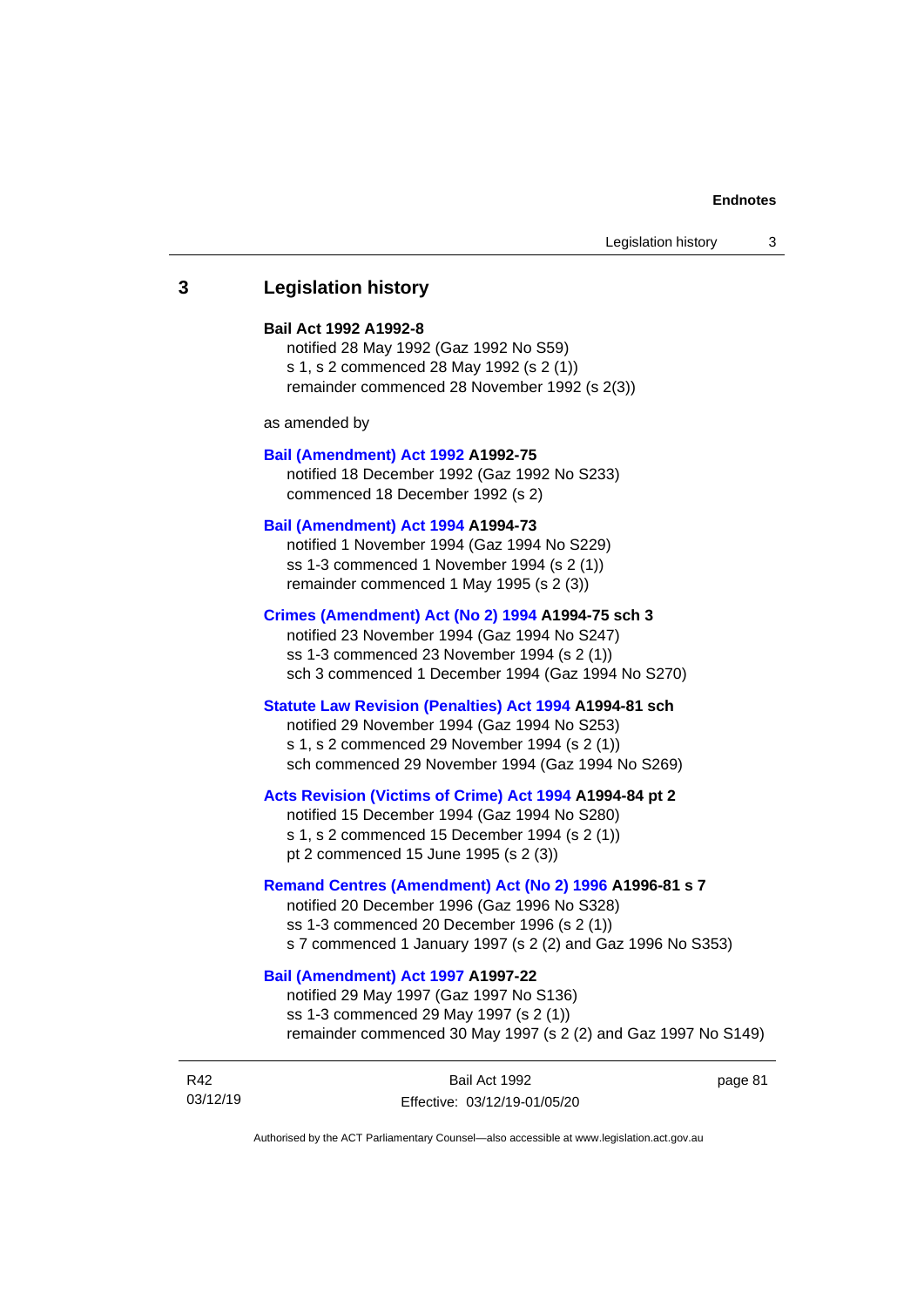## 3 Legislation history

**Bail Act 1992 A1992-8**

notified 28 May 1992 (Gaz 1992 No S59)
s 1, s 2 commenced 28 May 1992 (s 2 (1))
remainder commenced 28 November 1992 (s 2(3))

as amended by

**Bail (Amendment) Act 1992 A1992-75**

notified 18 December 1992 (Gaz 1992 No S233)
commenced 18 December 1992 (s 2)

**Bail (Amendment) Act 1994 A1994-73**

notified 1 November 1994 (Gaz 1994 No S229)
ss 1-3 commenced 1 November 1994 (s 2 (1))
remainder commenced 1 May 1995 (s 2 (3))

**Crimes (Amendment) Act (No 2) 1994 A1994-75 sch 3**

notified 23 November 1994 (Gaz 1994 No S247)
ss 1-3 commenced 23 November 1994 (s 2 (1))
sch 3 commenced 1 December 1994 (Gaz 1994 No S270)

**Statute Law Revision (Penalties) Act 1994 A1994-81 sch**

notified 29 November 1994 (Gaz 1994 No S253)
s 1, s 2 commenced 29 November 1994 (s 2 (1))
sch commenced 29 November 1994 (Gaz 1994 No S269)

**Acts Revision (Victims of Crime) Act 1994 A1994-84 pt 2**

notified 15 December 1994 (Gaz 1994 No S280)
s 1, s 2 commenced 15 December 1994 (s 2 (1))
pt 2 commenced 15 June 1995 (s 2 (3))

**Remand Centres (Amendment) Act (No 2) 1996 A1996-81 s 7**

notified 20 December 1996 (Gaz 1996 No S328)
ss 1-3 commenced 20 December 1996 (s 2 (1))
s 7 commenced 1 January 1997 (s 2 (2) and Gaz 1996 No S353)

**Bail (Amendment) Act 1997 A1997-22**

notified 29 May 1997 (Gaz 1997 No S136)
ss 1-3 commenced 29 May 1997 (s 2 (1))
remainder commenced 30 May 1997 (s 2 (2) and Gaz 1997 No S149)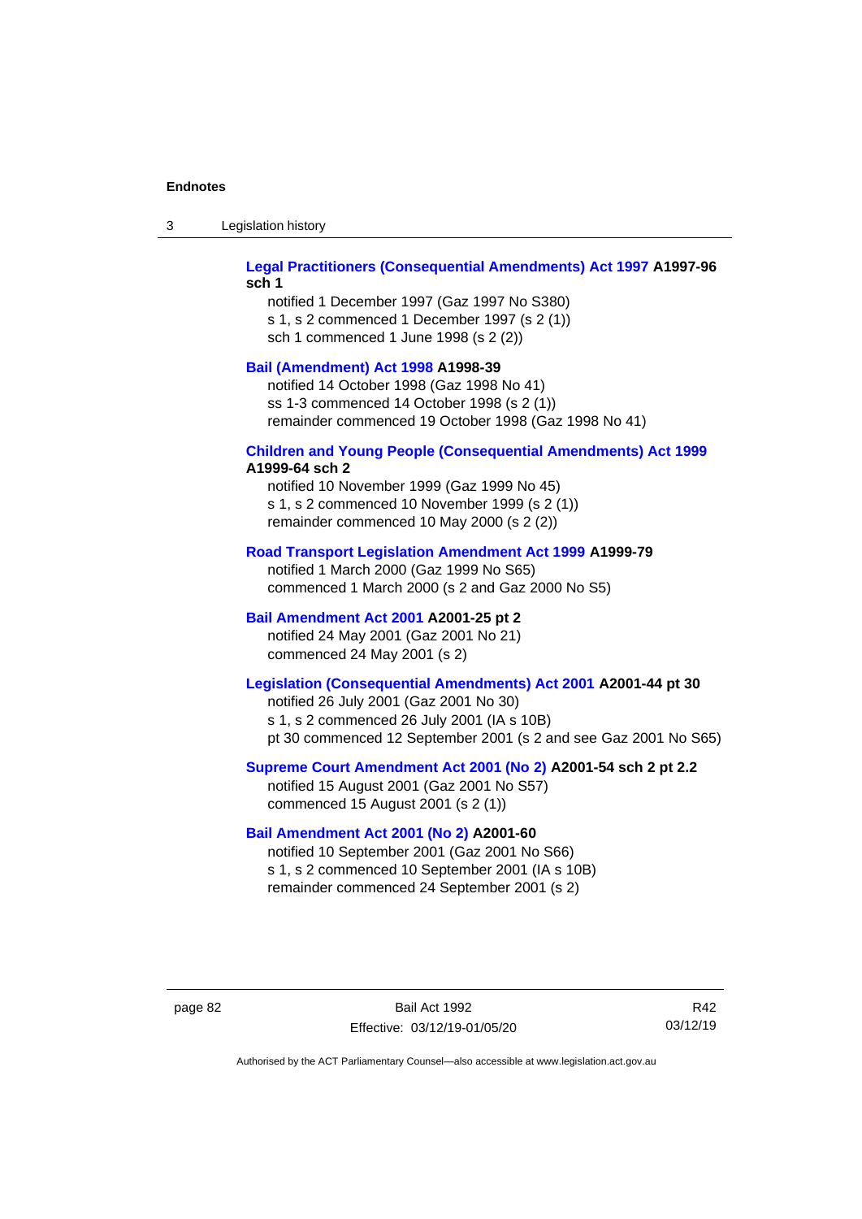**Legal Practitioners (Consequential Amendments) Act 1997 A1997-96 sch 1**

notified 1 December 1997 (Gaz 1997 No S380)
s 1, s 2 commenced 1 December 1997 (s 2 (1))
sch 1 commenced 1 June 1998 (s 2 (2))

**Bail (Amendment) Act 1998 A1998-39**

notified 14 October 1998 (Gaz 1998 No 41)
ss 1-3 commenced 14 October 1998 (s 2 (1))
remainder commenced 19 October 1998 (Gaz 1998 No 41)

**Children and Young People (Consequential Amendments) Act 1999 A1999-64 sch 2**

notified 10 November 1999 (Gaz 1999 No 45)
s 1, s 2 commenced 10 November 1999 (s 2 (1))
remainder commenced 10 May 2000 (s 2 (2))

**Road Transport Legislation Amendment Act 1999 A1999-79**

notified 1 March 2000 (Gaz 1999 No S65)
commenced 1 March 2000 (s 2 and Gaz 2000 No S5)

**Bail Amendment Act 2001 A2001-25 pt 2**

notified 24 May 2001 (Gaz 2001 No 21)
commenced 24 May 2001 (s 2)

**Legislation (Consequential Amendments) Act 2001 A2001-44 pt 30**

notified 26 July 2001 (Gaz 2001 No 30)
s 1, s 2 commenced 26 July 2001 (IA s 10B)
pt 30 commenced 12 September 2001 (s 2 and see Gaz 2001 No S65)

**Supreme Court Amendment Act 2001 (No 2) A2001-54 sch 2 pt 2.2**

notified 15 August 2001 (Gaz 2001 No S57)
commenced 15 August 2001 (s 2 (1))

**Bail Amendment Act 2001 (No 2) A2001-60**

notified 10 September 2001 (Gaz 2001 No S66)
s 1, s 2 commenced 10 September 2001 (IA s 10B)
remainder commenced 24 September 2001 (s 2)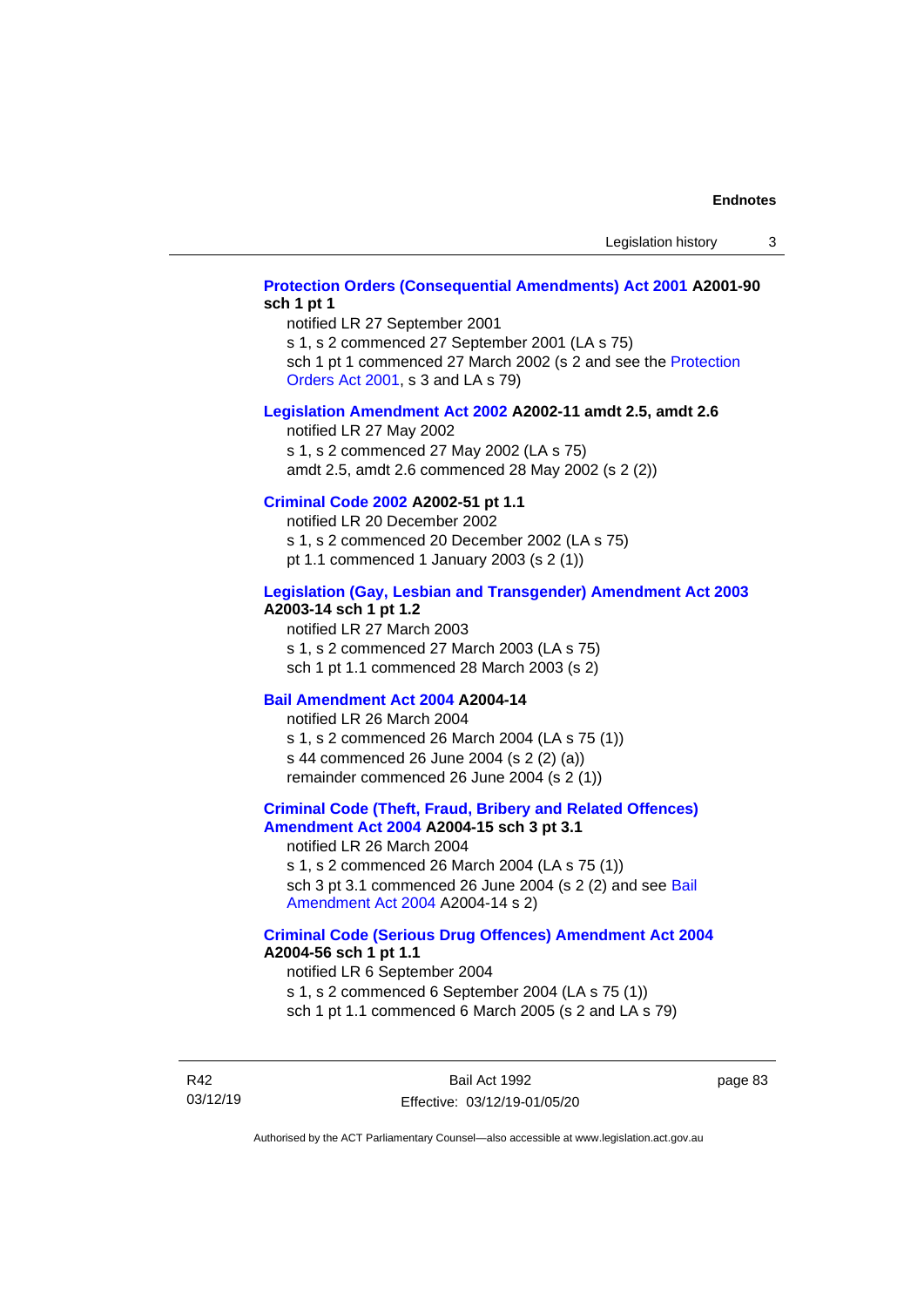**Protection Orders (Consequential Amendments) Act 2001 A2001-90 sch 1 pt 1**

notified LR 27 September 2001

s 1, s 2 commenced 27 September 2001 (LA s 75)

sch 1 pt 1 commenced 27 March 2002 (s 2 and see the Protection Orders Act 2001, s 3 and LA s 79)

**Legislation Amendment Act 2002 A2002-11 amdt 2.5, amdt 2.6**

notified LR 27 May 2002

s 1, s 2 commenced 27 May 2002 (LA s 75)

amdt 2.5, amdt 2.6 commenced 28 May 2002 (s 2 (2))

**Criminal Code 2002 A2002-51 pt 1.1**

notified LR 20 December 2002

s 1, s 2 commenced 20 December 2002 (LA s 75)

pt 1.1 commenced 1 January 2003 (s 2 (1))

**Legislation (Gay, Lesbian and Transgender) Amendment Act 2003 A2003-14 sch 1 pt 1.2**

notified LR 27 March 2003

s 1, s 2 commenced 27 March 2003 (LA s 75)

sch 1 pt 1.1 commenced 28 March 2003 (s 2)

**Bail Amendment Act 2004 A2004-14**

notified LR 26 March 2004

s 1, s 2 commenced 26 March 2004 (LA s 75 (1))

s 44 commenced 26 June 2004 (s 2 (2) (a))

remainder commenced 26 June 2004 (s 2 (1))

**Criminal Code (Theft, Fraud, Bribery and Related Offences) Amendment Act 2004 A2004-15 sch 3 pt 3.1**

notified LR 26 March 2004

s 1, s 2 commenced 26 March 2004 (LA s 75 (1))

sch 3 pt 3.1 commenced 26 June 2004 (s 2 (2) and see Bail Amendment Act 2004 A2004-14 s 2)

**Criminal Code (Serious Drug Offences) Amendment Act 2004 A2004-56 sch 1 pt 1.1**

notified LR 6 September 2004

s 1, s 2 commenced 6 September 2004 (LA s 75 (1))

sch 1 pt 1.1 commenced 6 March 2005 (s 2 and LA s 79)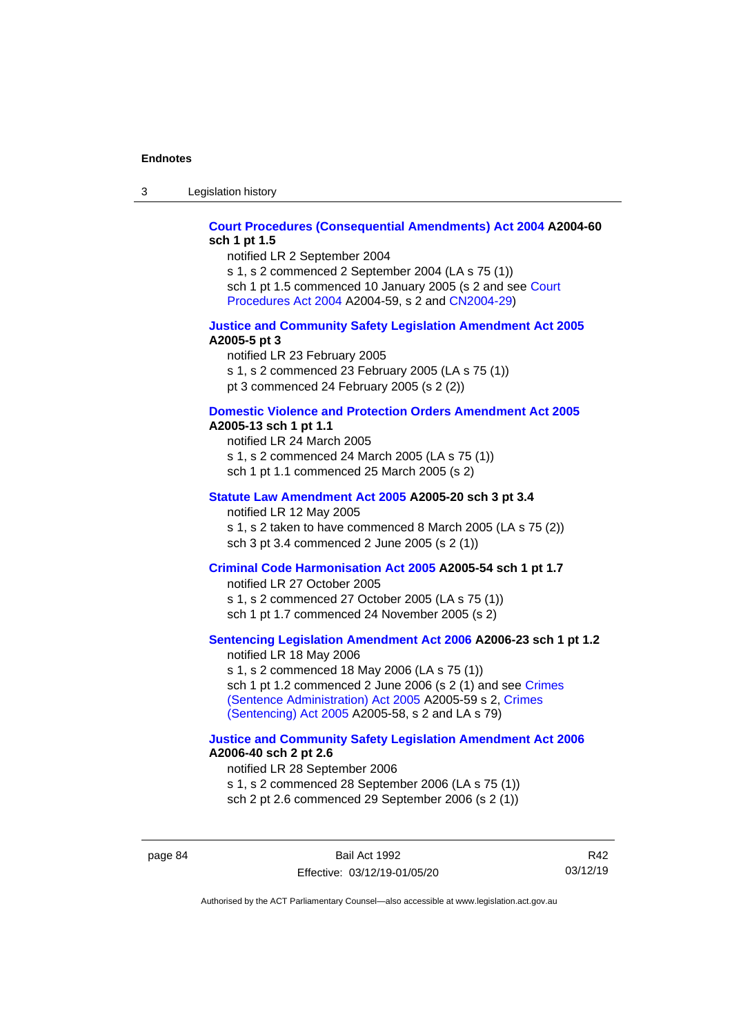**Court Procedures (Consequential Amendments) Act 2004 A2004-60 sch 1 pt 1.5**

notified LR 2 September 2004

s 1, s 2 commenced 2 September 2004 (LA s 75 (1))

sch 1 pt 1.5 commenced 10 January 2005 (s 2 and see Court Procedures Act 2004 A2004-59, s 2 and CN2004-29)

**Justice and Community Safety Legislation Amendment Act 2005 A2005-5 pt 3**

notified LR 23 February 2005

s 1, s 2 commenced 23 February 2005 (LA s 75 (1))

pt 3 commenced 24 February 2005 (s 2 (2))

**Domestic Violence and Protection Orders Amendment Act 2005 A2005-13 sch 1 pt 1.1**

notified LR 24 March 2005

s 1, s 2 commenced 24 March 2005 (LA s 75 (1))

sch 1 pt 1.1 commenced 25 March 2005 (s 2)

**Statute Law Amendment Act 2005 A2005-20 sch 3 pt 3.4**

notified LR 12 May 2005

s 1, s 2 taken to have commenced 8 March 2005 (LA s 75 (2))

sch 3 pt 3.4 commenced 2 June 2005 (s 2 (1))

**Criminal Code Harmonisation Act 2005 A2005-54 sch 1 pt 1.7**

notified LR 27 October 2005

s 1, s 2 commenced 27 October 2005 (LA s 75 (1))

sch 1 pt 1.7 commenced 24 November 2005 (s 2)

**Sentencing Legislation Amendment Act 2006 A2006-23 sch 1 pt 1.2**

notified LR 18 May 2006

s 1, s 2 commenced 18 May 2006 (LA s 75 (1))

sch 1 pt 1.2 commenced 2 June 2006 (s 2 (1) and see Crimes (Sentence Administration) Act 2005 A2005-59 s 2, Crimes (Sentencing) Act 2005 A2005-58, s 2 and LA s 79)

**Justice and Community Safety Legislation Amendment Act 2006 A2006-40 sch 2 pt 2.6**

notified LR 28 September 2006

s 1, s 2 commenced 28 September 2006 (LA s 75 (1))

sch 2 pt 2.6 commenced 29 September 2006 (s 2 (1))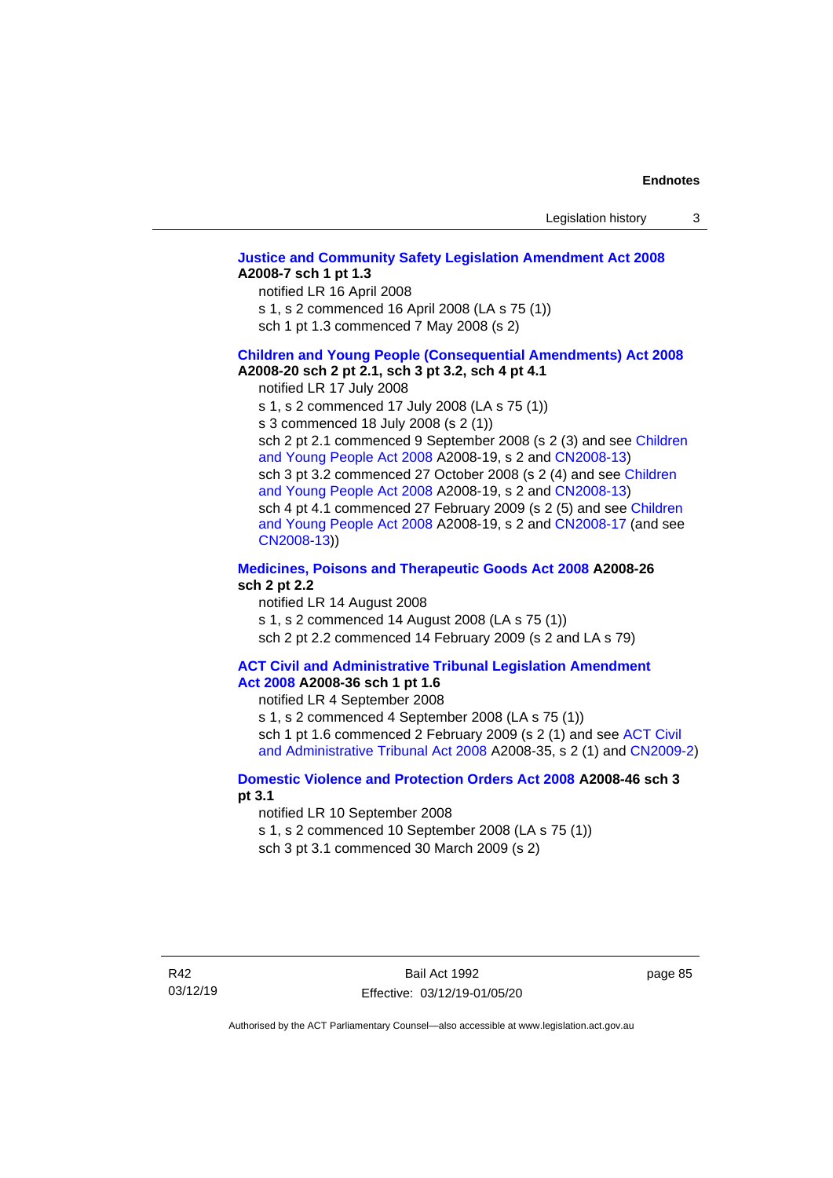**Justice and Community Safety Legislation Amendment Act 2008 A2008-7 sch 1 pt 1.3**

notified LR 16 April 2008

s 1, s 2 commenced 16 April 2008 (LA s 75 (1))

sch 1 pt 1.3 commenced 7 May 2008 (s 2)

**Children and Young People (Consequential Amendments) Act 2008 A2008-20 sch 2 pt 2.1, sch 3 pt 3.2, sch 4 pt 4.1**

notified LR 17 July 2008

s 1, s 2 commenced 17 July 2008 (LA s 75 (1))

s 3 commenced 18 July 2008 (s 2 (1))

sch 2 pt 2.1 commenced 9 September 2008 (s 2 (3) and see Children and Young People Act 2008 A2008-19, s 2 and CN2008-13)

sch 3 pt 3.2 commenced 27 October 2008 (s 2 (4) and see Children and Young People Act 2008 A2008-19, s 2 and CN2008-13)

sch 4 pt 4.1 commenced 27 February 2009 (s 2 (5) and see Children and Young People Act 2008 A2008-19, s 2 and CN2008-17 (and see CN2008-13))

**Medicines, Poisons and Therapeutic Goods Act 2008 A2008-26 sch 2 pt 2.2**

notified LR 14 August 2008

s 1, s 2 commenced 14 August 2008 (LA s 75 (1))

sch 2 pt 2.2 commenced 14 February 2009 (s 2 and LA s 79)

**ACT Civil and Administrative Tribunal Legislation Amendment Act 2008 A2008-36 sch 1 pt 1.6**

notified LR 4 September 2008

s 1, s 2 commenced 4 September 2008 (LA s 75 (1))

sch 1 pt 1.6 commenced 2 February 2009 (s 2 (1) and see ACT Civil and Administrative Tribunal Act 2008 A2008-35, s 2 (1) and CN2009-2)

**Domestic Violence and Protection Orders Act 2008 A2008-46 sch 3 pt 3.1**

notified LR 10 September 2008

s 1, s 2 commenced 10 September 2008 (LA s 75 (1))

sch 3 pt 3.1 commenced 30 March 2009 (s 2)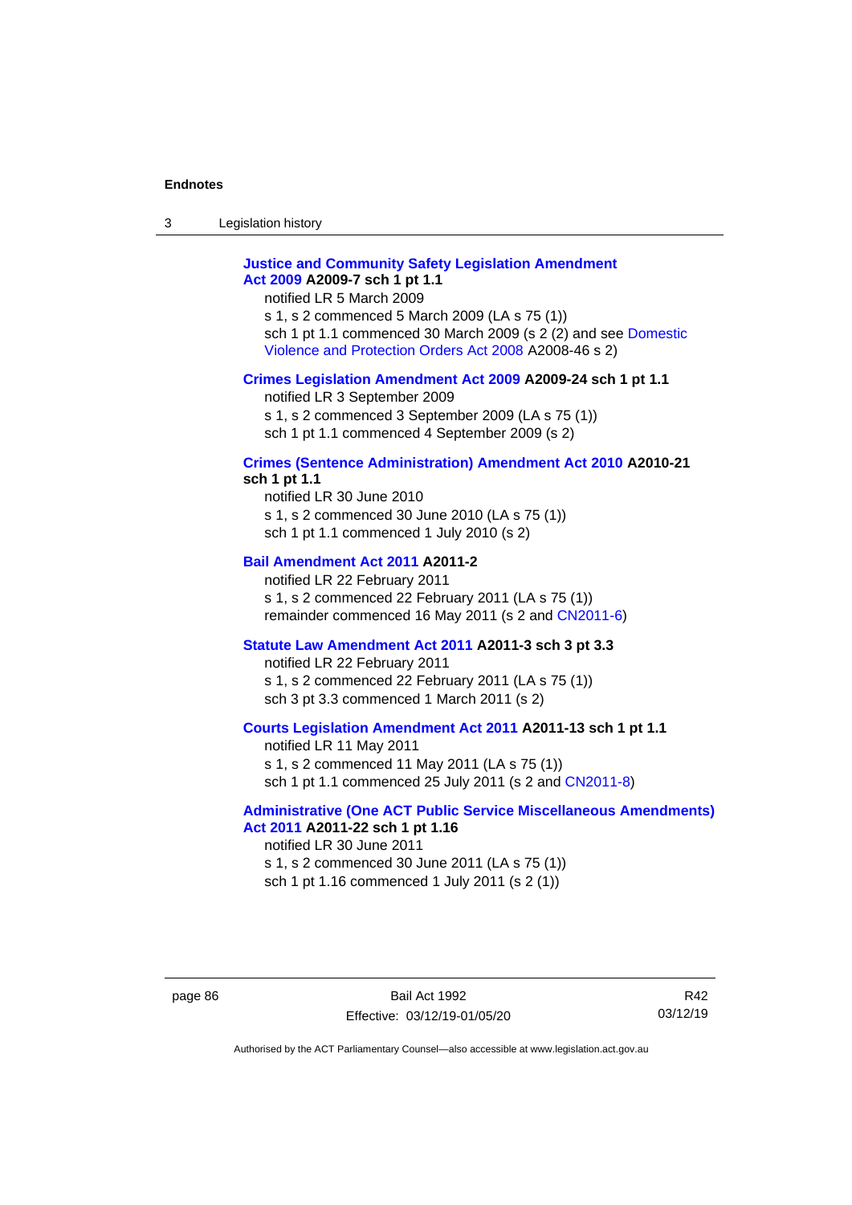**Justice and Community Safety Legislation Amendment Act 2009 A2009-7 sch 1 pt 1.1**

notified LR 5 March 2009

s 1, s 2 commenced 5 March 2009 (LA s 75 (1))

sch 1 pt 1.1 commenced 30 March 2009 (s 2 (2) and see Domestic Violence and Protection Orders Act 2008 A2008-46 s 2)

**Crimes Legislation Amendment Act 2009 A2009-24 sch 1 pt 1.1**

notified LR 3 September 2009

s 1, s 2 commenced 3 September 2009 (LA s 75 (1))

sch 1 pt 1.1 commenced 4 September 2009 (s 2)

**Crimes (Sentence Administration) Amendment Act 2010 A2010-21 sch 1 pt 1.1**

notified LR 30 June 2010

s 1, s 2 commenced 30 June 2010 (LA s 75 (1))

sch 1 pt 1.1 commenced 1 July 2010 (s 2)

**Bail Amendment Act 2011 A2011-2**

notified LR 22 February 2011

s 1, s 2 commenced 22 February 2011 (LA s 75 (1))

remainder commenced 16 May 2011 (s 2 and CN2011-6)

**Statute Law Amendment Act 2011 A2011-3 sch 3 pt 3.3**

notified LR 22 February 2011

s 1, s 2 commenced 22 February 2011 (LA s 75 (1))

sch 3 pt 3.3 commenced 1 March 2011 (s 2)

**Courts Legislation Amendment Act 2011 A2011-13 sch 1 pt 1.1**

notified LR 11 May 2011

s 1, s 2 commenced 11 May 2011 (LA s 75 (1))

sch 1 pt 1.1 commenced 25 July 2011 (s 2 and CN2011-8)

**Administrative (One ACT Public Service Miscellaneous Amendments) Act 2011 A2011-22 sch 1 pt 1.16**

notified LR 30 June 2011

s 1, s 2 commenced 30 June 2011 (LA s 75 (1))

sch 1 pt 1.16 commenced 1 July 2011 (s 2 (1))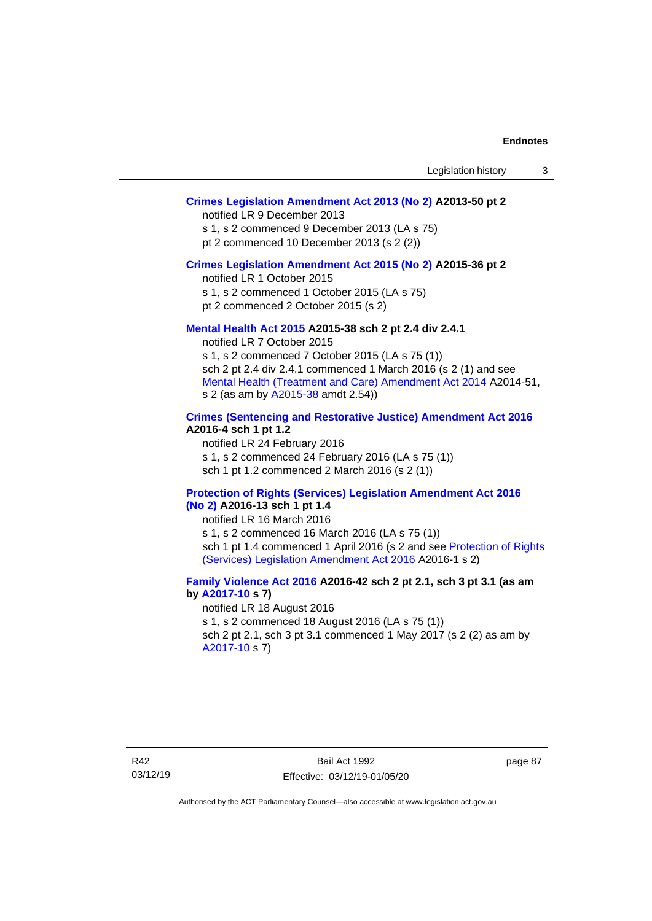**Crimes Legislation Amendment Act 2013 (No 2) A2013-50 pt 2**

notified LR 9 December 2013

s 1, s 2 commenced 9 December 2013 (LA s 75)

pt 2 commenced 10 December 2013 (s 2 (2))

**Crimes Legislation Amendment Act 2015 (No 2) A2015-36 pt 2**

notified LR 1 October 2015

s 1, s 2 commenced 1 October 2015 (LA s 75)

pt 2 commenced 2 October 2015 (s 2)

**Mental Health Act 2015 A2015-38 sch 2 pt 2.4 div 2.4.1**

notified LR 7 October 2015

s 1, s 2 commenced 7 October 2015 (LA s 75 (1))

sch 2 pt 2.4 div 2.4.1 commenced 1 March 2016 (s 2 (1) and see Mental Health (Treatment and Care) Amendment Act 2014 A2014-51, s 2 (as am by A2015-38 amdt 2.54))

**Crimes (Sentencing and Restorative Justice) Amendment Act 2016 A2016-4 sch 1 pt 1.2**

notified LR 24 February 2016

s 1, s 2 commenced 24 February 2016 (LA s 75 (1))

sch 1 pt 1.2 commenced 2 March 2016 (s 2 (1))

**Protection of Rights (Services) Legislation Amendment Act 2016 (No 2) A2016-13 sch 1 pt 1.4**

notified LR 16 March 2016

s 1, s 2 commenced 16 March 2016 (LA s 75 (1))

sch 1 pt 1.4 commenced 1 April 2016 (s 2 and see Protection of Rights (Services) Legislation Amendment Act 2016 A2016-1 s 2)

**Family Violence Act 2016 A2016-42 sch 2 pt 2.1, sch 3 pt 3.1 (as am by A2017-10 s 7)**

notified LR 18 August 2016

s 1, s 2 commenced 18 August 2016 (LA s 75 (1))

sch 2 pt 2.1, sch 3 pt 3.1 commenced 1 May 2017 (s 2 (2) as am by A2017-10 s 7)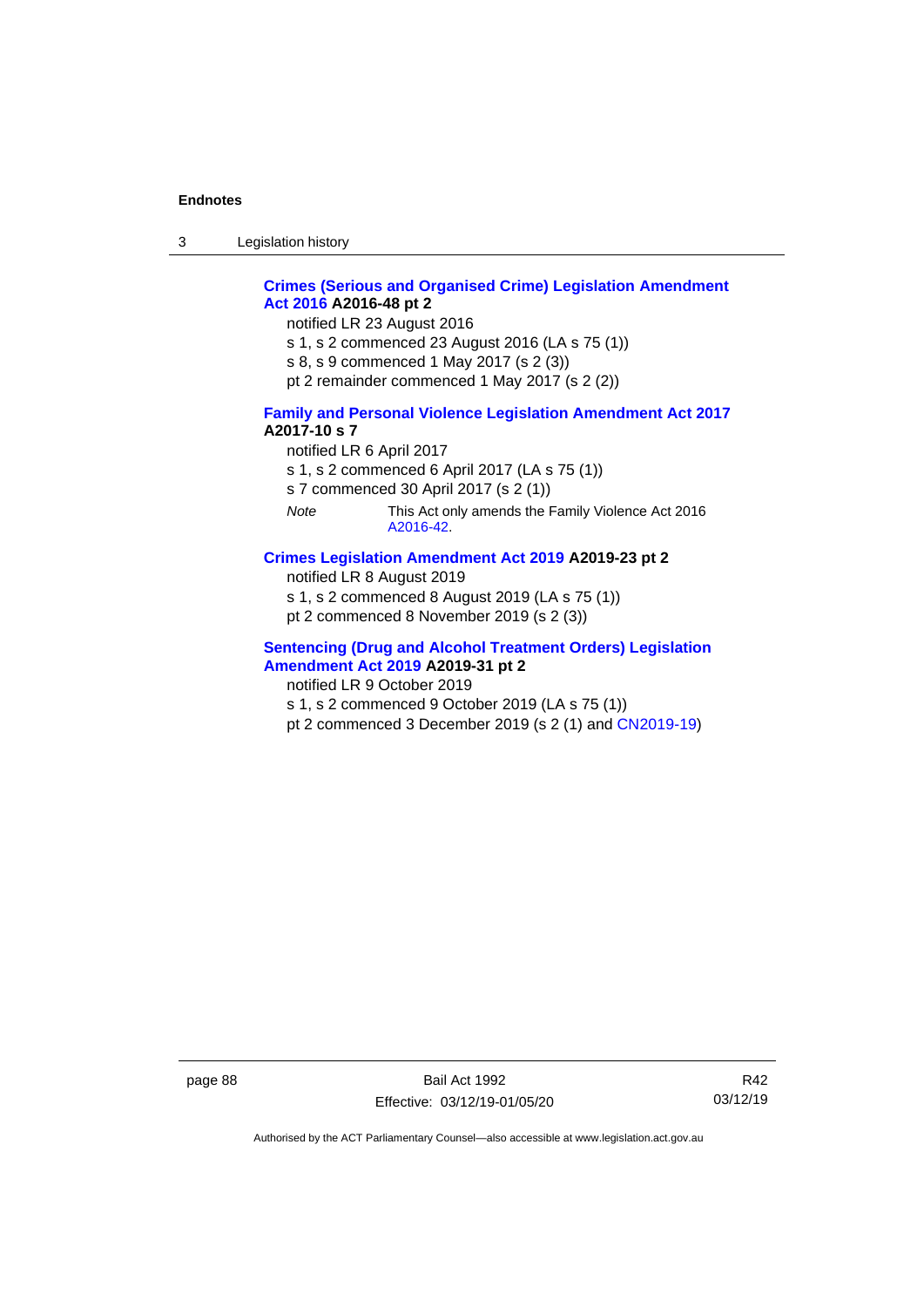**Crimes (Serious and Organised Crime) Legislation Amendment Act 2016 A2016-48 pt 2**

notified LR 23 August 2016

s 1, s 2 commenced 23 August 2016 (LA s 75 (1))

s 8, s 9 commenced 1 May 2017 (s 2 (3))

pt 2 remainder commenced 1 May 2017 (s 2 (2))

**Family and Personal Violence Legislation Amendment Act 2017 A2017-10 s 7**

notified LR 6 April 2017

s 1, s 2 commenced 6 April 2017 (LA s 75 (1))

s 7 commenced 30 April 2017 (s 2 (1))

*Note* This Act only amends the Family Violence Act 2016 A2016-42.

**Crimes Legislation Amendment Act 2019 A2019-23 pt 2**

notified LR 8 August 2019

s 1, s 2 commenced 8 August 2019 (LA s 75 (1))

pt 2 commenced 8 November 2019 (s 2 (3))

**Sentencing (Drug and Alcohol Treatment Orders) Legislation Amendment Act 2019 A2019-31 pt 2**

notified LR 9 October 2019

s 1, s 2 commenced 9 October 2019 (LA s 75 (1))

pt 2 commenced 3 December 2019 (s 2 (1) and CN2019-19)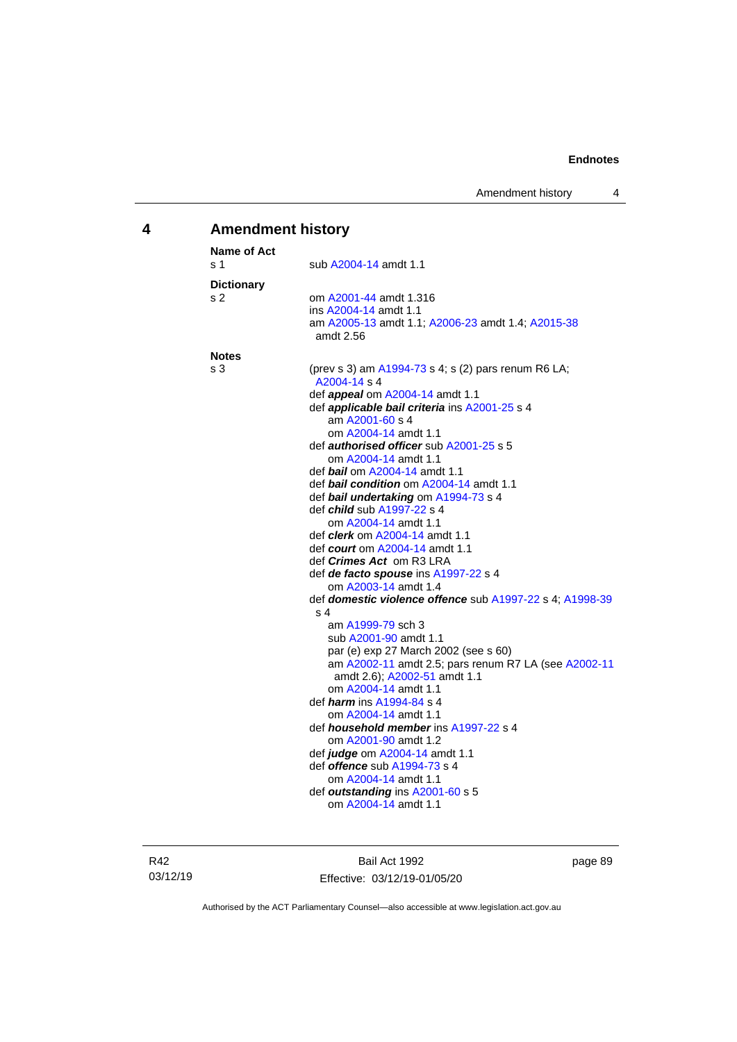## 4 Amendment history

**Name of Act**

s 1 sub A2004-14 amdt 1.1

**Dictionary**

s 2 om A2001-44 amdt 1.316
ins A2004-14 amdt 1.1
am A2005-13 amdt 1.1; A2006-23 amdt 1.4; A2015-38 amdt 2.56

**Notes**

s 3 (prev s 3) am A1994-73 s 4; s (2) pars renum R6 LA; A2004-14 s 4
def ***appeal*** om A2004-14 amdt 1.1
def ***applicable bail criteria*** ins A2001-25 s 4
am A2001-60 s 4
om A2004-14 amdt 1.1
def ***authorised officer*** sub A2001-25 s 5
om A2004-14 amdt 1.1
def ***bail*** om A2004-14 amdt 1.1
def ***bail condition*** om A2004-14 amdt 1.1
def ***bail undertaking*** om A1994-73 s 4
def ***child*** sub A1997-22 s 4
om A2004-14 amdt 1.1
def ***clerk*** om A2004-14 amdt 1.1
def ***court*** om A2004-14 amdt 1.1
def ***Crimes Act*** om R3 LRA
def ***de facto spouse*** ins A1997-22 s 4
om A2003-14 amdt 1.4
def ***domestic violence offence*** sub A1997-22 s 4; A1998-39 s 4
am A1999-79 sch 3
sub A2001-90 amdt 1.1
par (e) exp 27 March 2002 (see s 60)
am A2002-11 amdt 2.5; pars renum R7 LA (see A2002-11 amdt 2.6); A2002-51 amdt 1.1
om A2004-14 amdt 1.1
def ***harm*** ins A1994-84 s 4
om A2004-14 amdt 1.1
def ***household member*** ins A1997-22 s 4
om A2001-90 amdt 1.2
def ***judge*** om A2004-14 amdt 1.1
def ***offence*** sub A1994-73 s 4
om A2004-14 amdt 1.1
def ***outstanding*** ins A2001-60 s 5
om A2004-14 amdt 1.1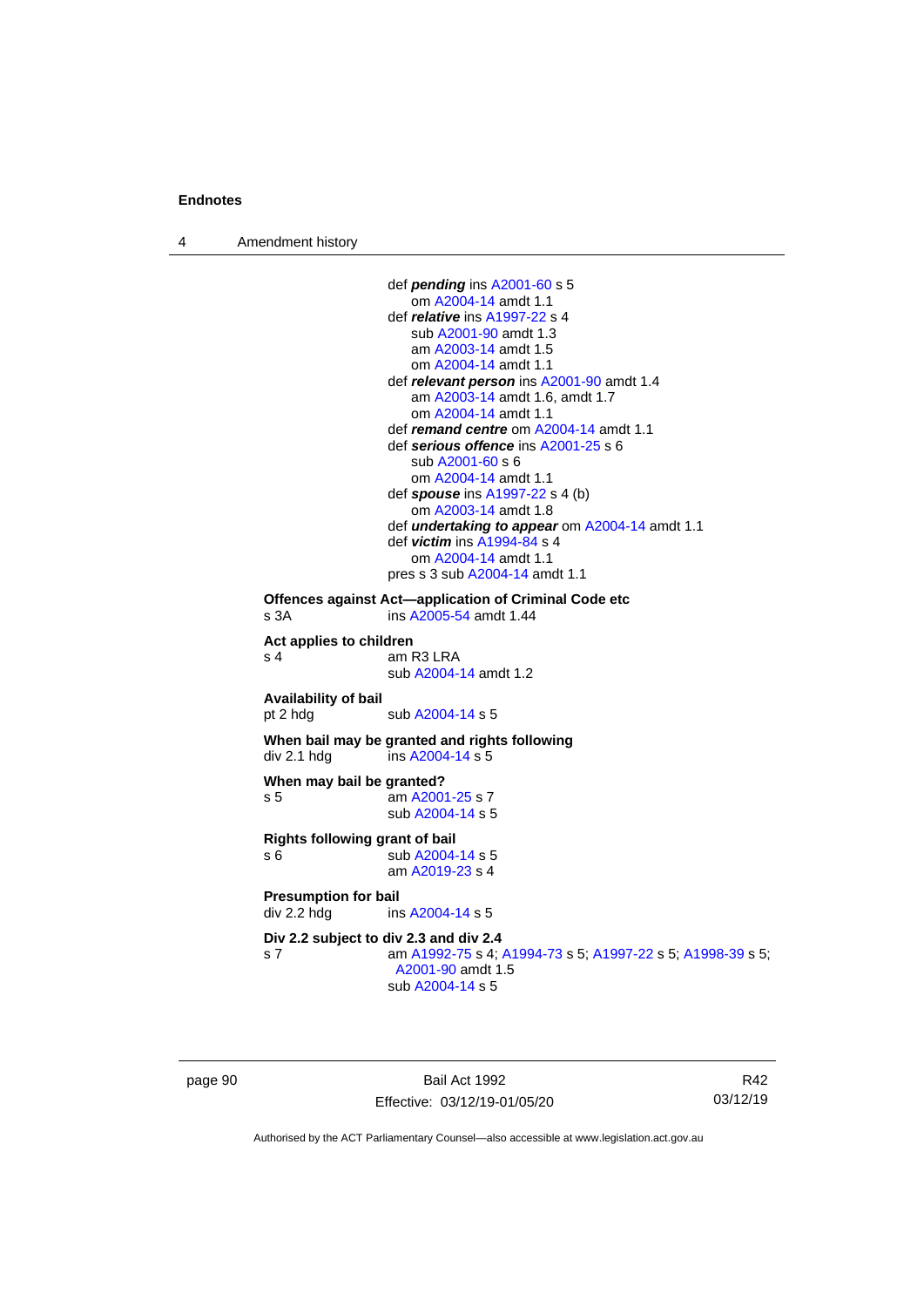def ***pending*** ins A2001-60 s 5
om A2004-14 amdt 1.1
def ***relative*** ins A1997-22 s 4
sub A2001-90 amdt 1.3
am A2003-14 amdt 1.5
om A2004-14 amdt 1.1
def ***relevant person*** ins A2001-90 amdt 1.4
am A2003-14 amdt 1.6, amdt 1.7
om A2004-14 amdt 1.1
def ***remand centre*** om A2004-14 amdt 1.1
def ***serious offence*** ins A2001-25 s 6
sub A2001-60 s 6
om A2004-14 amdt 1.1
def ***spouse*** ins A1997-22 s 4 (b)
om A2003-14 amdt 1.8
def ***undertaking to appear*** om A2004-14 amdt 1.1
def ***victim*** ins A1994-84 s 4
om A2004-14 amdt 1.1
pres s 3 sub A2004-14 amdt 1.1

**Offences against Act—application of Criminal Code etc**
s 3A ins A2005-54 amdt 1.44

**Act applies to children**
s 4 am R3 LRA
sub A2004-14 amdt 1.2

**Availability of bail**
pt 2 hdg sub A2004-14 s 5

**When bail may be granted and rights following**
div 2.1 hdg ins A2004-14 s 5

**When may bail be granted?**
s 5 am A2001-25 s 7
sub A2004-14 s 5

**Rights following grant of bail**
s 6 sub A2004-14 s 5
am A2019-23 s 4

**Presumption for bail**
div 2.2 hdg ins A2004-14 s 5

**Div 2.2 subject to div 2.3 and div 2.4**
s 7 am A1992-75 s 4; A1994-73 s 5; A1997-22 s 5; A1998-39 s 5; A2001-90 amdt 1.5
sub A2004-14 s 5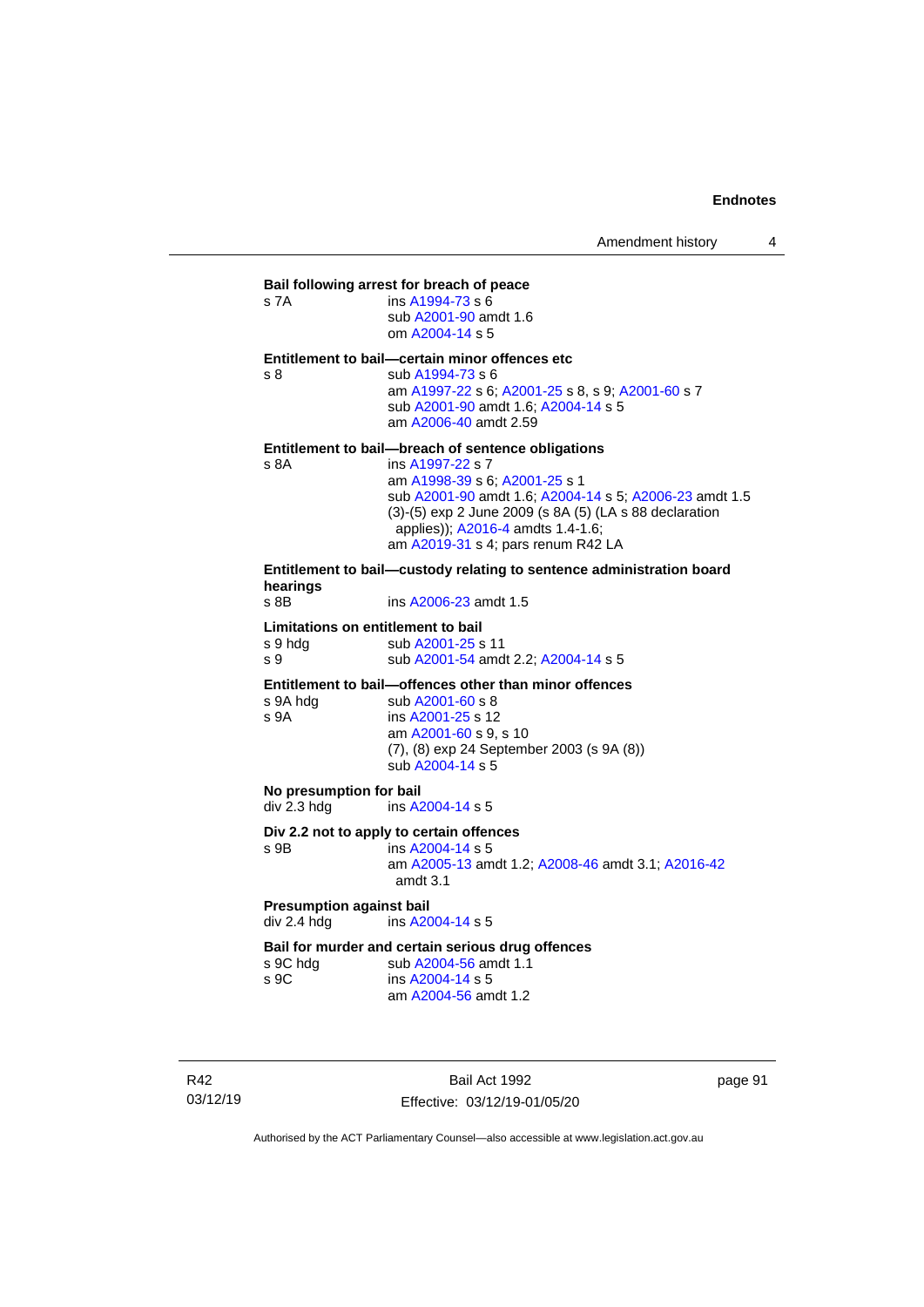**Bail following arrest for breach of peace**

s 7A ins A1994-73 s 6
sub A2001-90 amdt 1.6
om A2004-14 s 5

**Entitlement to bail—certain minor offences etc**

s 8 sub A1994-73 s 6
am A1997-22 s 6; A2001-25 s 8, s 9; A2001-60 s 7
sub A2001-90 amdt 1.6; A2004-14 s 5
am A2006-40 amdt 2.59

**Entitlement to bail—breach of sentence obligations**

s 8A ins A1997-22 s 7
am A1998-39 s 6; A2001-25 s 1
sub A2001-90 amdt 1.6; A2004-14 s 5; A2006-23 amdt 1.5
(3)-(5) exp 2 June 2009 (s 8A (5) (LA s 88 declaration applies)); A2016-4 amdts 1.4-1.6;
am A2019-31 s 4; pars renum R42 LA

**Entitlement to bail—custody relating to sentence administration board hearings**

s 8B ins A2006-23 amdt 1.5

**Limitations on entitlement to bail**

s 9 hdg sub A2001-25 s 11
s 9 sub A2001-54 amdt 2.2; A2004-14 s 5

**Entitlement to bail—offences other than minor offences**

s 9A hdg sub A2001-60 s 8
s 9A ins A2001-25 s 12
am A2001-60 s 9, s 10
(7), (8) exp 24 September 2003 (s 9A (8))
sub A2004-14 s 5

**No presumption for bail**

div 2.3 hdg ins A2004-14 s 5

**Div 2.2 not to apply to certain offences**

s 9B ins A2004-14 s 5
am A2005-13 amdt 1.2; A2008-46 amdt 3.1; A2016-42 amdt 3.1

**Presumption against bail**

div 2.4 hdg ins A2004-14 s 5

**Bail for murder and certain serious drug offences**

s 9C hdg sub A2004-56 amdt 1.1
s 9C ins A2004-14 s 5
am A2004-56 amdt 1.2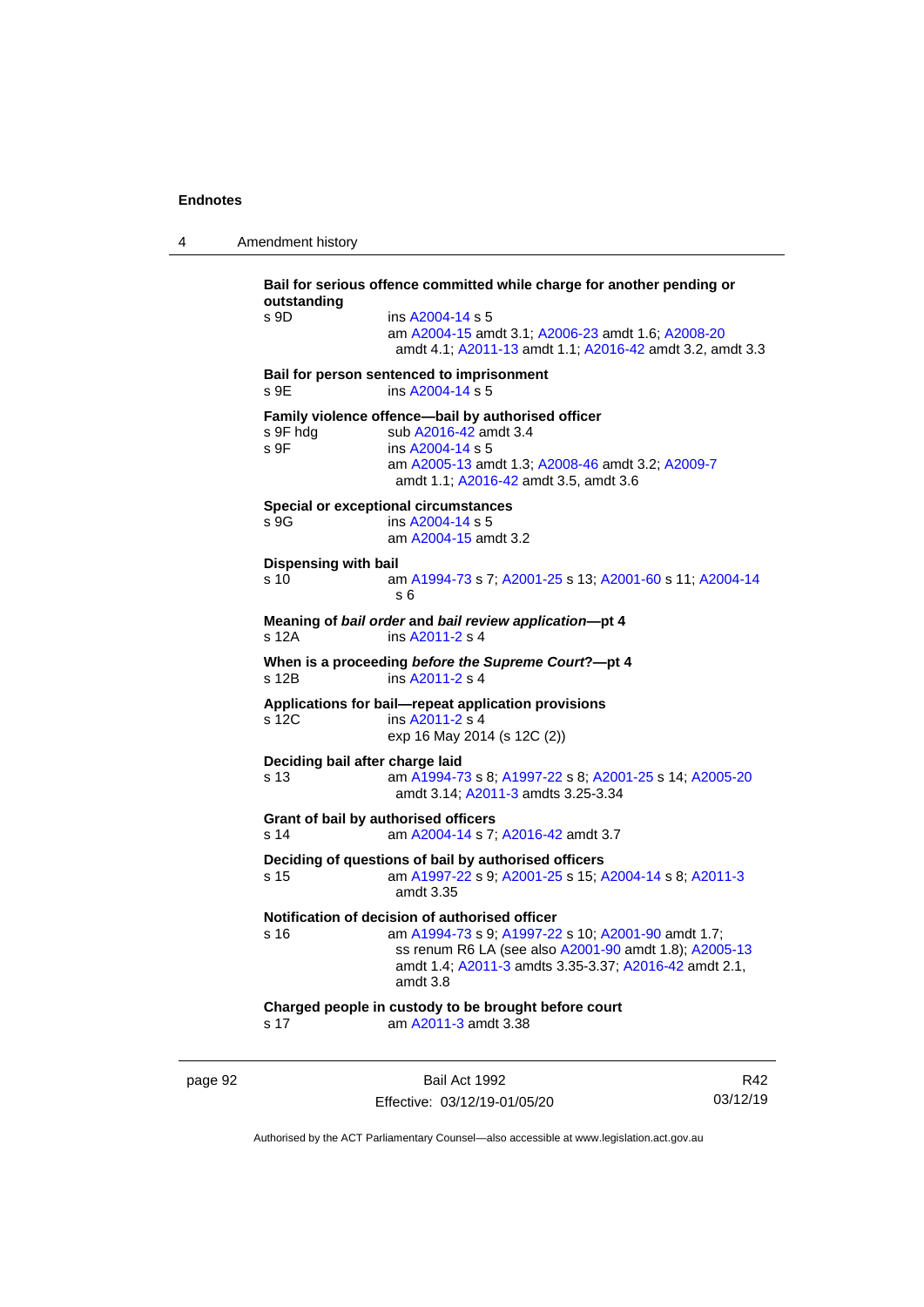**Bail for serious offence committed while charge for another pending or outstanding**

s 9D ins A2004-14 s 5
am A2004-15 amdt 3.1; A2006-23 amdt 1.6; A2008-20 amdt 4.1; A2011-13 amdt 1.1; A2016-42 amdt 3.2, amdt 3.3

**Bail for person sentenced to imprisonment**

s 9E ins A2004-14 s 5

**Family violence offence—bail by authorised officer**

s 9F hdg sub A2016-42 amdt 3.4
s 9F ins A2004-14 s 5
am A2005-13 amdt 1.3; A2008-46 amdt 3.2; A2009-7 amdt 1.1; A2016-42 amdt 3.5, amdt 3.6

**Special or exceptional circumstances**

s 9G ins A2004-14 s 5
am A2004-15 amdt 3.2

**Dispensing with bail**

s 10 am A1994-73 s 7; A2001-25 s 13; A2001-60 s 11; A2004-14 s 6

**Meaning of *bail order* and *bail review application*—pt 4**

s 12A ins A2011-2 s 4

**When is a proceeding *before the Supreme Court*?—pt 4**

s 12B ins A2011-2 s 4

**Applications for bail—repeat application provisions**

s 12C ins A2011-2 s 4
exp 16 May 2014 (s 12C (2))

**Deciding bail after charge laid**

s 13 am A1994-73 s 8; A1997-22 s 8; A2001-25 s 14; A2005-20 amdt 3.14; A2011-3 amdts 3.25-3.34

**Grant of bail by authorised officers**

s 14 am A2004-14 s 7; A2016-42 amdt 3.7

**Deciding of questions of bail by authorised officers**

s 15 am A1997-22 s 9; A2001-25 s 15; A2004-14 s 8; A2011-3 amdt 3.35

**Notification of decision of authorised officer**

s 16 am A1994-73 s 9; A1997-22 s 10; A2001-90 amdt 1.7; ss renum R6 LA (see also A2001-90 amdt 1.8); A2005-13 amdt 1.4; A2011-3 amdts 3.35-3.37; A2016-42 amdt 2.1, amdt 3.8

**Charged people in custody to be brought before court**

s 17 am A2011-3 amdt 3.38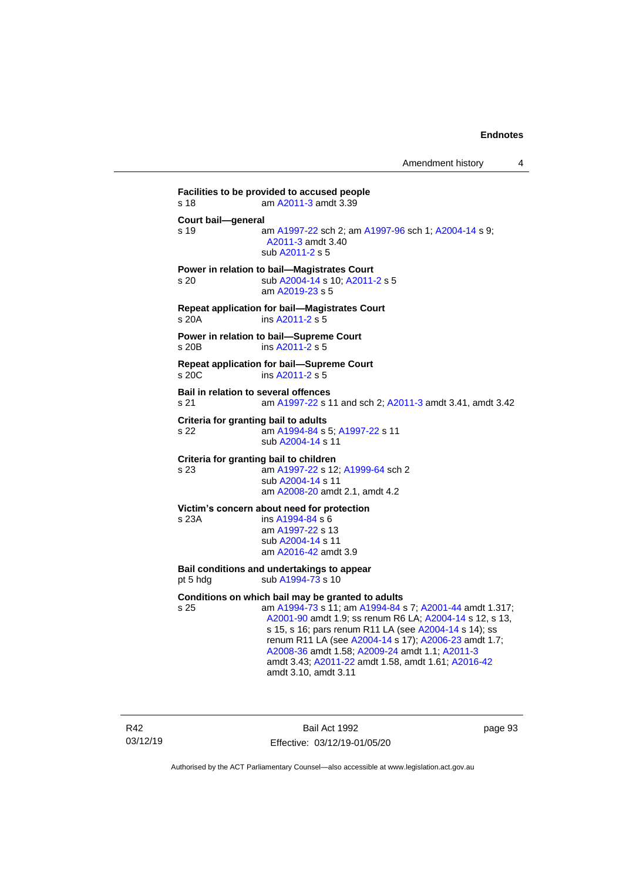**Facilities to be provided to accused people**

s 18 am A2011-3 amdt 3.39

**Court bail—general**

s 19 am A1997-22 sch 2; am A1997-96 sch 1; A2004-14 s 9; A2011-3 amdt 3.40
sub A2011-2 s 5

**Power in relation to bail—Magistrates Court**

s 20 sub A2004-14 s 10; A2011-2 s 5
am A2019-23 s 5

**Repeat application for bail—Magistrates Court**

s 20A ins A2011-2 s 5

**Power in relation to bail—Supreme Court**

s 20B ins A2011-2 s 5

**Repeat application for bail—Supreme Court**

s 20C ins A2011-2 s 5

**Bail in relation to several offences**

s 21 am A1997-22 s 11 and sch 2; A2011-3 amdt 3.41, amdt 3.42

**Criteria for granting bail to adults**

s 22 am A1994-84 s 5; A1997-22 s 11
sub A2004-14 s 11

**Criteria for granting bail to children**

s 23 am A1997-22 s 12; A1999-64 sch 2
sub A2004-14 s 11
am A2008-20 amdt 2.1, amdt 4.2

**Victim's concern about need for protection**

s 23A ins A1994-84 s 6
am A1997-22 s 13
sub A2004-14 s 11
am A2016-42 amdt 3.9

**Bail conditions and undertakings to appear**

pt 5 hdg sub A1994-73 s 10

**Conditions on which bail may be granted to adults**

s 25 am A1994-73 s 11; am A1994-84 s 7; A2001-44 amdt 1.317; A2001-90 amdt 1.9; ss renum R6 LA; A2004-14 s 12, s 13, s 15, s 16; pars renum R11 LA (see A2004-14 s 14); ss renum R11 LA (see A2004-14 s 17); A2006-23 amdt 1.7; A2008-36 amdt 1.58; A2009-24 amdt 1.1; A2011-3 amdt 3.43; A2011-22 amdt 1.58, amdt 1.61; A2016-42 amdt 3.10, amdt 3.11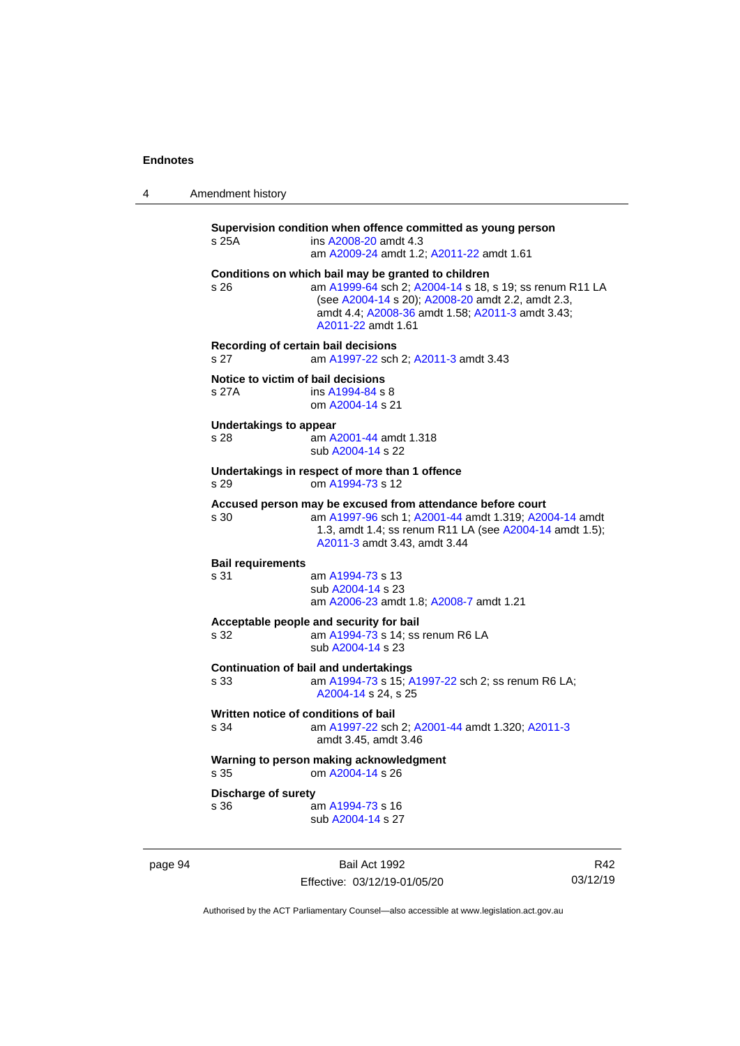**Supervision condition when offence committed as young person**

s 25A — ins A2008-20 amdt 4.3
am A2009-24 amdt 1.2; A2011-22 amdt 1.61

**Conditions on which bail may be granted to children**

s 26 — am A1999-64 sch 2; A2004-14 s 18, s 19; ss renum R11 LA (see A2004-14 s 20); A2008-20 amdt 2.2, amdt 2.3, amdt 4.4; A2008-36 amdt 1.58; A2011-3 amdt 3.43; A2011-22 amdt 1.61

**Recording of certain bail decisions**

s 27 — am A1997-22 sch 2; A2011-3 amdt 3.43

**Notice to victim of bail decisions**

s 27A — ins A1994-84 s 8
om A2004-14 s 21

**Undertakings to appear**

s 28 — am A2001-44 amdt 1.318
sub A2004-14 s 22

**Undertakings in respect of more than 1 offence**

s 29 — om A1994-73 s 12

**Accused person may be excused from attendance before court**

s 30 — am A1997-96 sch 1; A2001-44 amdt 1.319; A2004-14 amdt 1.3, amdt 1.4; ss renum R11 LA (see A2004-14 amdt 1.5); A2011-3 amdt 3.43, amdt 3.44

**Bail requirements**

s 31 — am A1994-73 s 13
sub A2004-14 s 23
am A2006-23 amdt 1.8; A2008-7 amdt 1.21

**Acceptable people and security for bail**

s 32 — am A1994-73 s 14; ss renum R6 LA
sub A2004-14 s 23

**Continuation of bail and undertakings**

s 33 — am A1994-73 s 15; A1997-22 sch 2; ss renum R6 LA; A2004-14 s 24, s 25

**Written notice of conditions of bail**

s 34 — am A1997-22 sch 2; A2001-44 amdt 1.320; A2011-3 amdt 3.45, amdt 3.46

**Warning to person making acknowledgment**

s 35 — om A2004-14 s 26

**Discharge of surety**

s 36 — am A1994-73 s 16
sub A2004-14 s 27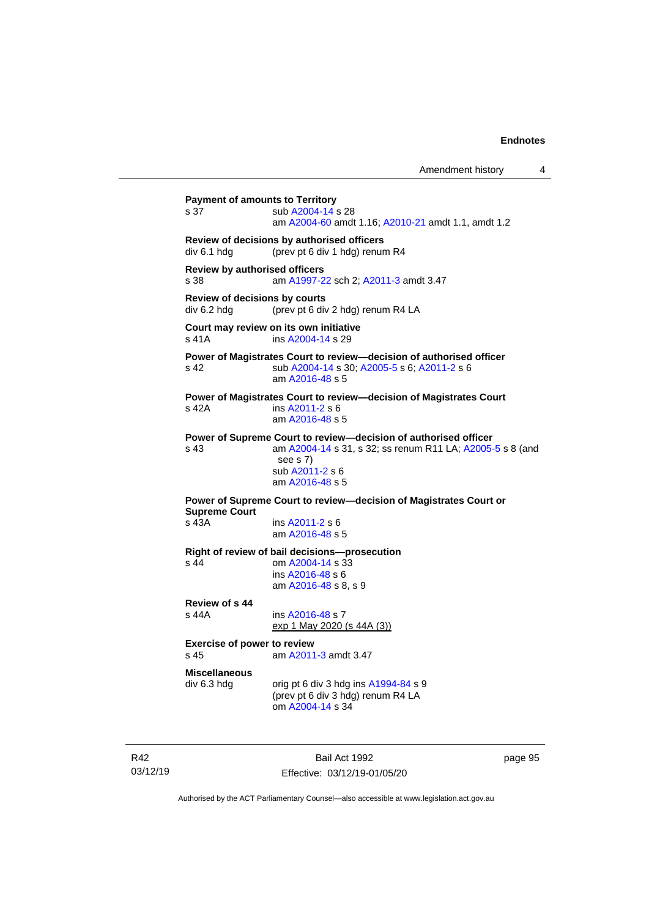**Payment of amounts to Territory**
s 37 sub A2004-14 s 28
am A2004-60 amdt 1.16; A2010-21 amdt 1.1, amdt 1.2

**Review of decisions by authorised officers**
div 6.1 hdg (prev pt 6 div 1 hdg) renum R4

**Review by authorised officers**
s 38 am A1997-22 sch 2; A2011-3 amdt 3.47

**Review of decisions by courts**
div 6.2 hdg (prev pt 6 div 2 hdg) renum R4 LA

**Court may review on its own initiative**
s 41A ins A2004-14 s 29

**Power of Magistrates Court to review—decision of authorised officer**
s 42 sub A2004-14 s 30; A2005-5 s 6; A2011-2 s 6
am A2016-48 s 5

**Power of Magistrates Court to review—decision of Magistrates Court**
s 42A ins A2011-2 s 6
am A2016-48 s 5

**Power of Supreme Court to review—decision of authorised officer**
s 43 am A2004-14 s 31, s 32; ss renum R11 LA; A2005-5 s 8 (and see s 7)
sub A2011-2 s 6
am A2016-48 s 5

**Power of Supreme Court to review—decision of Magistrates Court or Supreme Court**
s 43A ins A2011-2 s 6
am A2016-48 s 5

**Right of review of bail decisions—prosecution**
s 44 om A2004-14 s 33
ins A2016-48 s 6
am A2016-48 s 8, s 9

**Review of s 44**
s 44A ins A2016-48 s 7
exp 1 May 2020 (s 44A (3))

**Exercise of power to review**
s 45 am A2011-3 amdt 3.47

**Miscellaneous**
div 6.3 hdg orig pt 6 div 3 hdg ins A1994-84 s 9
(prev pt 6 div 3 hdg) renum R4 LA
om A2004-14 s 34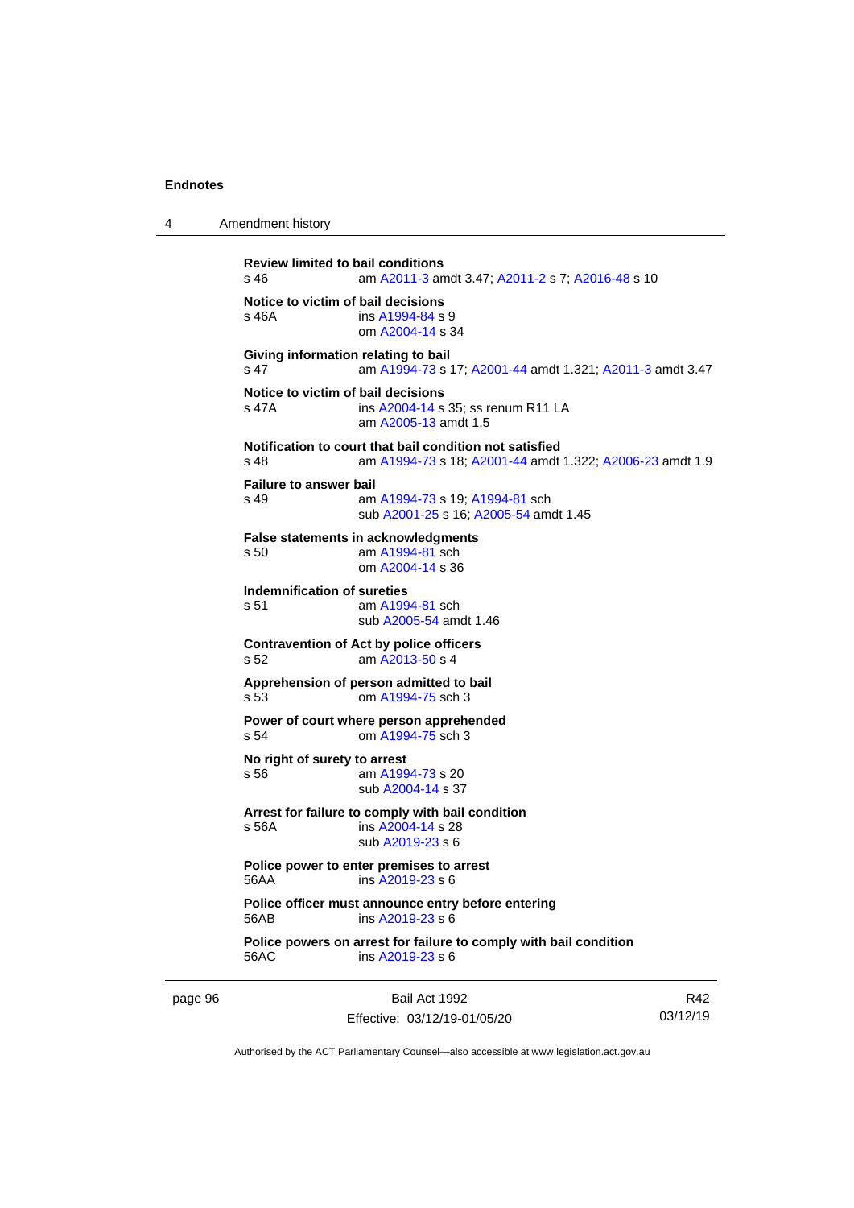**Review limited to bail conditions**
s 46 am A2011-3 amdt 3.47; A2011-2 s 7; A2016-48 s 10

**Notice to victim of bail decisions**
s 46A ins A1994-84 s 9
om A2004-14 s 34

**Giving information relating to bail**
s 47 am A1994-73 s 17; A2001-44 amdt 1.321; A2011-3 amdt 3.47

**Notice to victim of bail decisions**
s 47A ins A2004-14 s 35; ss renum R11 LA
am A2005-13 amdt 1.5

**Notification to court that bail condition not satisfied**
s 48 am A1994-73 s 18; A2001-44 amdt 1.322; A2006-23 amdt 1.9

**Failure to answer bail**
s 49 am A1994-73 s 19; A1994-81 sch
sub A2001-25 s 16; A2005-54 amdt 1.45

**False statements in acknowledgments**
s 50 am A1994-81 sch
om A2004-14 s 36

**Indemnification of sureties**
s 51 am A1994-81 sch
sub A2005-54 amdt 1.46

**Contravention of Act by police officers**
s 52 am A2013-50 s 4

**Apprehension of person admitted to bail**
s 53 om A1994-75 sch 3

**Power of court where person apprehended**
s 54 om A1994-75 sch 3

**No right of surety to arrest**
s 56 am A1994-73 s 20
sub A2004-14 s 37

**Arrest for failure to comply with bail condition**
s 56A ins A2004-14 s 28
sub A2019-23 s 6

**Police power to enter premises to arrest**
56AA ins A2019-23 s 6

**Police officer must announce entry before entering**
56AB ins A2019-23 s 6

**Police powers on arrest for failure to comply with bail condition**
56AC ins A2019-23 s 6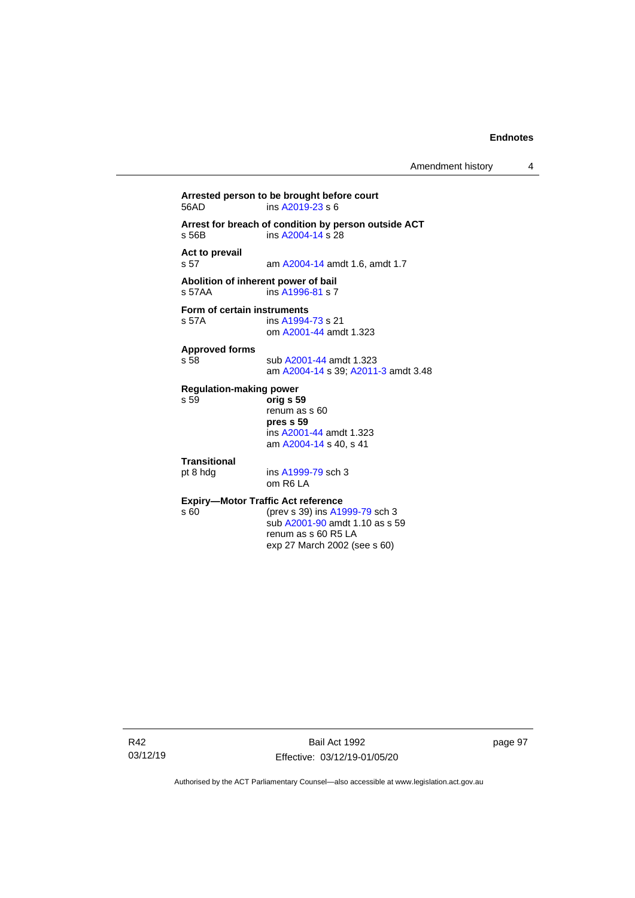**Arrested person to be brought before court**
56AD ins A2019-23 s 6

**Arrest for breach of condition by person outside ACT**
s 56B ins A2004-14 s 28

**Act to prevail**
s 57 am A2004-14 amdt 1.6, amdt 1.7

**Abolition of inherent power of bail**
s 57AA ins A1996-81 s 7

**Form of certain instruments**
s 57A ins A1994-73 s 21
om A2001-44 amdt 1.323

**Approved forms**
s 58 sub A2001-44 amdt 1.323
am A2004-14 s 39; A2011-3 amdt 3.48

**Regulation-making power**
s 59 **orig s 59**
renum as s 60
**pres s 59**
ins A2001-44 amdt 1.323
am A2004-14 s 40, s 41

**Transitional**
pt 8 hdg ins A1999-79 sch 3
om R6 LA

**Expiry—Motor Traffic Act reference**
s 60 (prev s 39) ins A1999-79 sch 3
sub A2001-90 amdt 1.10 as s 59
renum as s 60 R5 LA
exp 27 March 2002 (see s 60)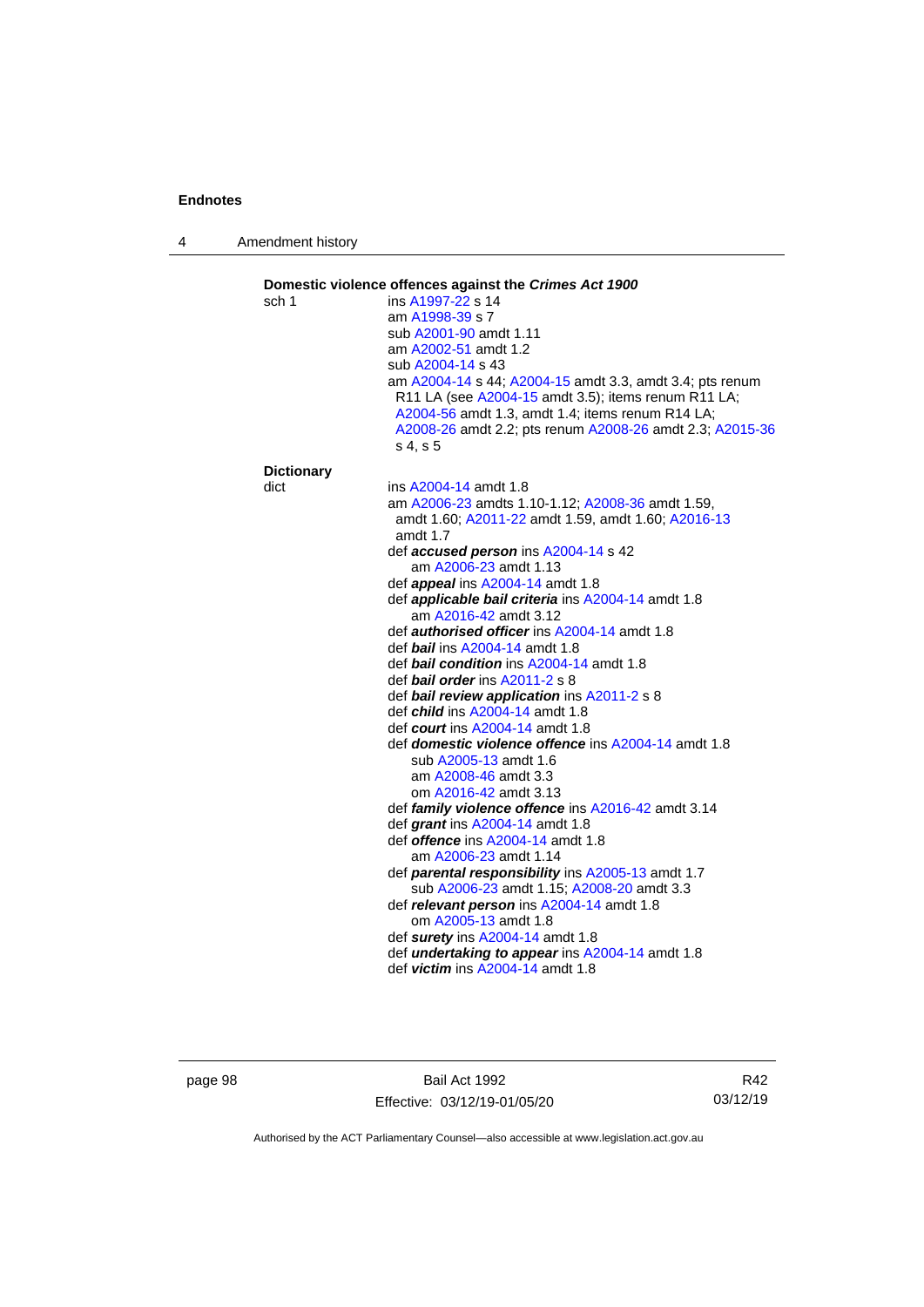**Domestic violence offences against the *Crimes Act 1900***

sch 1 — ins A1997-22 s 14
am A1998-39 s 7
sub A2001-90 amdt 1.11
am A2002-51 amdt 1.2
sub A2004-14 s 43
am A2004-14 s 44; A2004-15 amdt 3.3, amdt 3.4; pts renum R11 LA (see A2004-15 amdt 3.5); items renum R11 LA; A2004-56 amdt 1.3, amdt 1.4; items renum R14 LA; A2008-26 amdt 2.2; pts renum A2008-26 amdt 2.3; A2015-36 s 4, s 5

**Dictionary**

dict — ins A2004-14 amdt 1.8
am A2006-23 amdts 1.10-1.12; A2008-36 amdt 1.59, amdt 1.60; A2011-22 amdt 1.59, amdt 1.60; A2016-13 amdt 1.7
def ***accused person*** ins A2004-14 s 42
am A2006-23 amdt 1.13
def ***appeal*** ins A2004-14 amdt 1.8
def ***applicable bail criteria*** ins A2004-14 amdt 1.8
am A2016-42 amdt 3.12
def ***authorised officer*** ins A2004-14 amdt 1.8
def ***bail*** ins A2004-14 amdt 1.8
def ***bail condition*** ins A2004-14 amdt 1.8
def ***bail order*** ins A2011-2 s 8
def ***bail review application*** ins A2011-2 s 8
def ***child*** ins A2004-14 amdt 1.8
def ***court*** ins A2004-14 amdt 1.8
def ***domestic violence offence*** ins A2004-14 amdt 1.8
sub A2005-13 amdt 1.6
am A2008-46 amdt 3.3
om A2016-42 amdt 3.13
def ***family violence offence*** ins A2016-42 amdt 3.14
def ***grant*** ins A2004-14 amdt 1.8
def ***offence*** ins A2004-14 amdt 1.8
am A2006-23 amdt 1.14
def ***parental responsibility*** ins A2005-13 amdt 1.7
sub A2006-23 amdt 1.15; A2008-20 amdt 3.3
def ***relevant person*** ins A2004-14 amdt 1.8
om A2005-13 amdt 1.8
def ***surety*** ins A2004-14 amdt 1.8
def ***undertaking to appear*** ins A2004-14 amdt 1.8
def ***victim*** ins A2004-14 amdt 1.8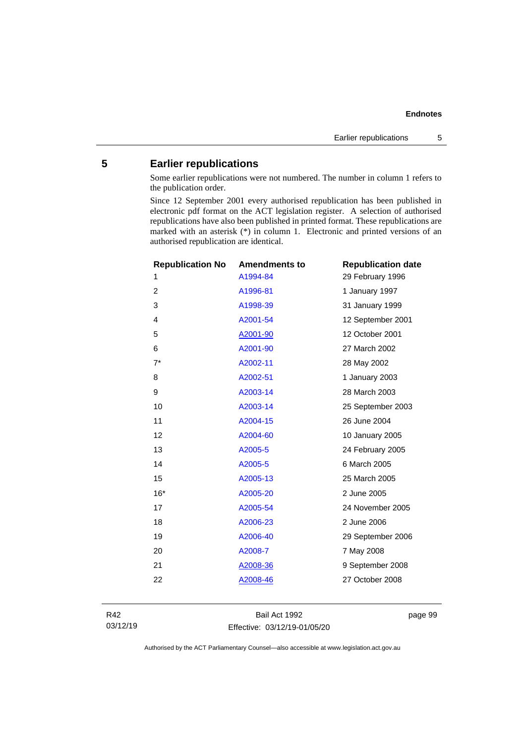## 5 Earlier republications

Some earlier republications were not numbered. The number in column 1 refers to the publication order.

Since 12 September 2001 every authorised republication has been published in electronic pdf format on the ACT legislation register. A selection of authorised republications have also been published in printed format. These republications are marked with an asterisk (*) in column 1. Electronic and printed versions of an authorised republication are identical.

| Republication No | Amendments to | Republication date |
|---|---|---|
| 1 | A1994-84 | 29 February 1996 |
| 2 | A1996-81 | 1 January 1997 |
| 3 | A1998-39 | 31 January 1999 |
| 4 | A2001-54 | 12 September 2001 |
| 5 | A2001-90 | 12 October 2001 |
| 6 | A2001-90 | 27 March 2002 |
| 7* | A2002-11 | 28 May 2002 |
| 8 | A2002-51 | 1 January 2003 |
| 9 | A2003-14 | 28 March 2003 |
| 10 | A2003-14 | 25 September 2003 |
| 11 | A2004-15 | 26 June 2004 |
| 12 | A2004-60 | 10 January 2005 |
| 13 | A2005-5 | 24 February 2005 |
| 14 | A2005-5 | 6 March 2005 |
| 15 | A2005-13 | 25 March 2005 |
| 16* | A2005-20 | 2 June 2005 |
| 17 | A2005-54 | 24 November 2005 |
| 18 | A2006-23 | 2 June 2006 |
| 19 | A2006-40 | 29 September 2006 |
| 20 | A2008-7 | 7 May 2008 |
| 21 | A2008-36 | 9 September 2008 |
| 22 | A2008-46 | 27 October 2008 |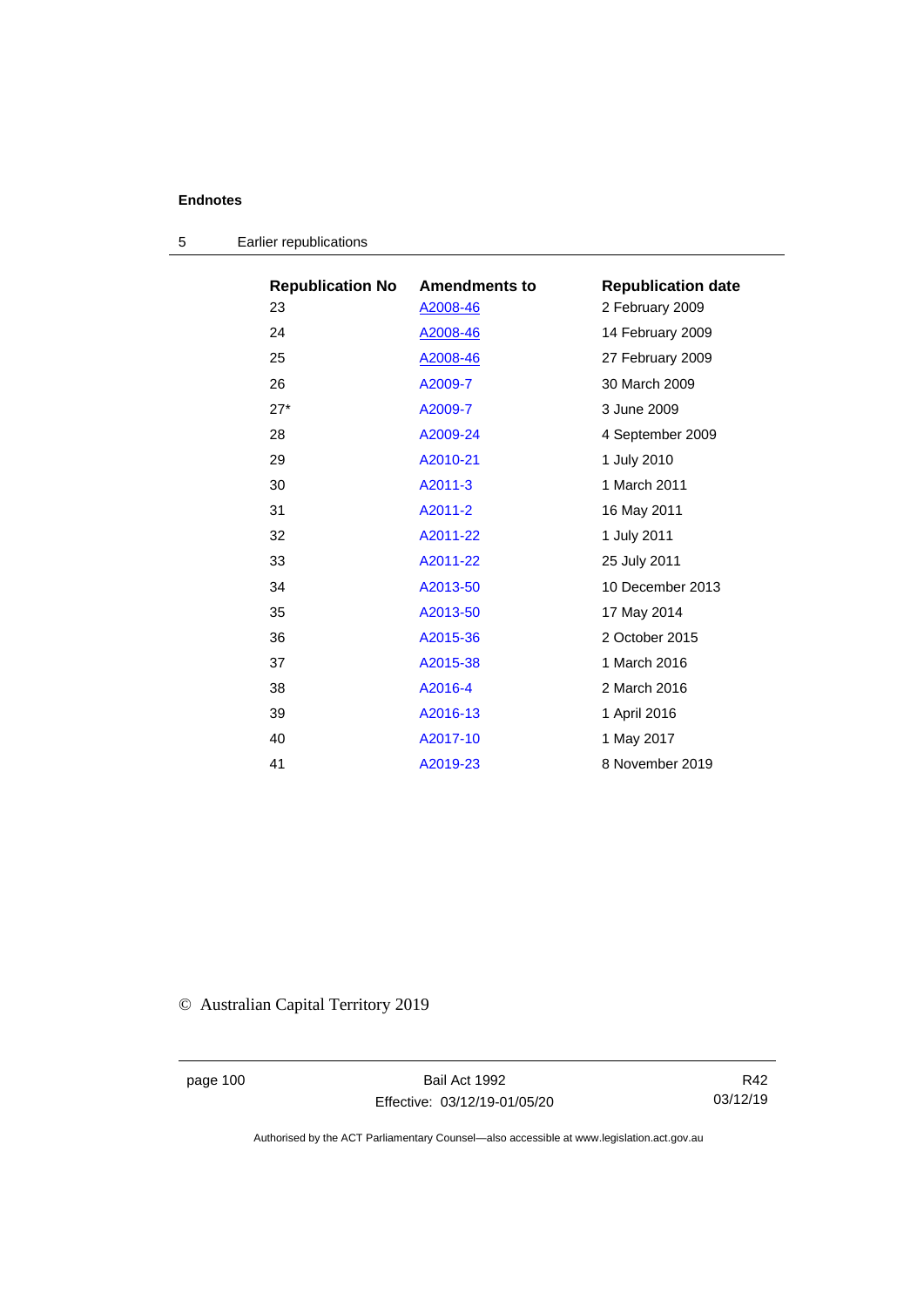## Endnotes

### 5 Earlier republications

| Republication No | Amendments to | Republication date |
|---|---|---|
| 23 | A2008-46 | 2 February 2009 |
| 24 | A2008-46 | 14 February 2009 |
| 25 | A2008-46 | 27 February 2009 |
| 26 | A2009-7 | 30 March 2009 |
| 27* | A2009-7 | 3 June 2009 |
| 28 | A2009-24 | 4 September 2009 |
| 29 | A2010-21 | 1 July 2010 |
| 30 | A2011-3 | 1 March 2011 |
| 31 | A2011-2 | 16 May 2011 |
| 32 | A2011-22 | 1 July 2011 |
| 33 | A2011-22 | 25 July 2011 |
| 34 | A2013-50 | 10 December 2013 |
| 35 | A2013-50 | 17 May 2014 |
| 36 | A2015-36 | 2 October 2015 |
| 37 | A2015-38 | 1 March 2016 |
| 38 | A2016-4 | 2 March 2016 |
| 39 | A2016-13 | 1 April 2016 |
| 40 | A2017-10 | 1 May 2017 |
| 41 | A2019-23 | 8 November 2019 |

© Australian Capital Territory 2019